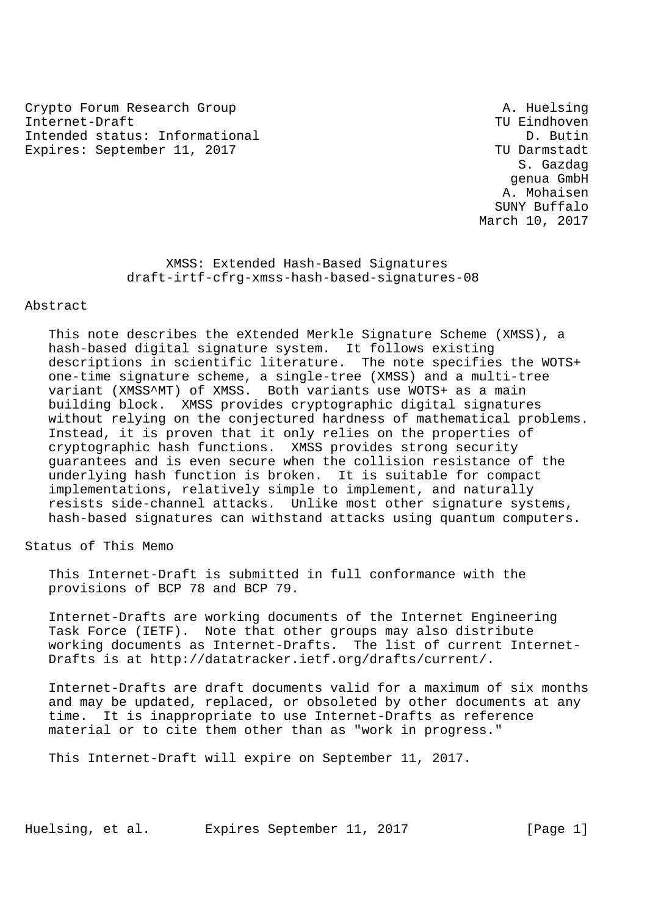Crypto Forum Research Group
Internet-Draft
Intended status: Informational
Expires: September 11, 2017

A. Huelsing
TU Eindhoven
D. Butin
TU Darmstadt
S. Gazdag
genua GmbH
A. Mohaisen
SUNY Buffalo
March 10, 2017

# XMSS: Extended Hash-Based Signatures
draft-irtf-cfrg-xmss-hash-based-signatures-08

## Abstract

This note describes the eXtended Merkle Signature Scheme (XMSS), a hash-based digital signature system. It follows existing descriptions in scientific literature. The note specifies the WOTS+ one-time signature scheme, a single-tree (XMSS) and a multi-tree variant (XMSS^MT) of XMSS. Both variants use WOTS+ as a main building block. XMSS provides cryptographic digital signatures without relying on the conjectured hardness of mathematical problems. Instead, it is proven that it only relies on the properties of cryptographic hash functions. XMSS provides strong security guarantees and is even secure when the collision resistance of the underlying hash function is broken. It is suitable for compact implementations, relatively simple to implement, and naturally resists side-channel attacks. Unlike most other signature systems, hash-based signatures can withstand attacks using quantum computers.

## Status of This Memo

This Internet-Draft is submitted in full conformance with the provisions of BCP 78 and BCP 79.

Internet-Drafts are working documents of the Internet Engineering Task Force (IETF). Note that other groups may also distribute working documents as Internet-Drafts. The list of current Internet-Drafts is at http://datatracker.ietf.org/drafts/current/.

Internet-Drafts are draft documents valid for a maximum of six months and may be updated, replaced, or obsoleted by other documents at any time. It is inappropriate to use Internet-Drafts as reference material or to cite them other than as "work in progress."

This Internet-Draft will expire on September 11, 2017.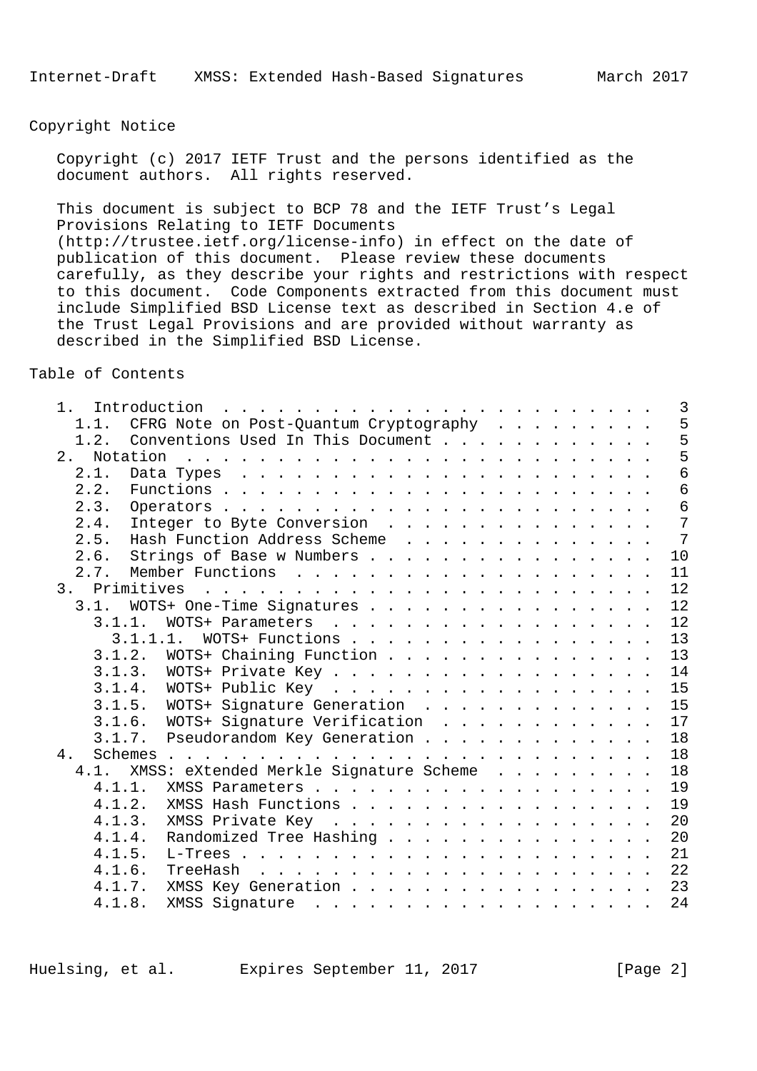## Copyright Notice

Copyright (c) 2017 IETF Trust and the persons identified as the document authors. All rights reserved.

This document is subject to BCP 78 and the IETF Trust's Legal Provisions Relating to IETF Documents (http://trustee.ietf.org/license-info) in effect on the date of publication of this document. Please review these documents carefully, as they describe your rights and restrictions with respect to this document. Code Components extracted from this document must include Simplified BSD License text as described in Section 4.e of the Trust Legal Provisions and are provided without warranty as described in the Simplified BSD License.

## Table of Contents

```
   1.  Introduction . . . . . . . . . . . . . . . . . . . . . . . .   3
     1.1.  CFRG Note on Post-Quantum Cryptography . . . . . . . . .   5
     1.2.  Conventions Used In This Document . . . . . . . . . . . .   5
   2.  Notation . . . . . . . . . . . . . . . . . . . . . . . . . .   5
     2.1.  Data Types . . . . . . . . . . . . . . . . . . . . . . .   6
     2.2.  Functions . . . . . . . . . . . . . . . . . . . . . . . .   6
     2.3.  Operators . . . . . . . . . . . . . . . . . . . . . . . .   6
     2.4.  Integer to Byte Conversion . . . . . . . . . . . . . . .   7
     2.5.  Hash Function Address Scheme . . . . . . . . . . . . . .   7
     2.6.  Strings of Base w Numbers . . . . . . . . . . . . . . . .  10
     2.7.  Member Functions . . . . . . . . . . . . . . . . . . . .  11
   3.  Primitives . . . . . . . . . . . . . . . . . . . . . . . . .  12
     3.1.  WOTS+ One-Time Signatures . . . . . . . . . . . . . . . .  12
       3.1.1.  WOTS+ Parameters . . . . . . . . . . . . . . . . . .  12
         3.1.1.1.  WOTS+ Functions . . . . . . . . . . . . . . . . .  13
       3.1.2.  WOTS+ Chaining Function . . . . . . . . . . . . . . .  13
       3.1.3.  WOTS+ Private Key . . . . . . . . . . . . . . . . . .  14
       3.1.4.  WOTS+ Public Key . . . . . . . . . . . . . . . . . .  15
       3.1.5.  WOTS+ Signature Generation . . . . . . . . . . . . .  15
       3.1.6.  WOTS+ Signature Verification . . . . . . . . . . . .  17
       3.1.7.  Pseudorandom Key Generation . . . . . . . . . . . . .  18
   4.  Schemes . . . . . . . . . . . . . . . . . . . . . . . . . . .  18
     4.1.  XMSS: eXtended Merkle Signature Scheme . . . . . . . . .  18
       4.1.1.  XMSS Parameters . . . . . . . . . . . . . . . . . . .  19
       4.1.2.  XMSS Hash Functions . . . . . . . . . . . . . . . . .  19
       4.1.3.  XMSS Private Key . . . . . . . . . . . . . . . . . .  20
       4.1.4.  Randomized Tree Hashing . . . . . . . . . . . . . . .  20
       4.1.5.  L-Trees . . . . . . . . . . . . . . . . . . . . . . .  21
       4.1.6.  TreeHash . . . . . . . . . . . . . . . . . . . . . .  22
       4.1.7.  XMSS Key Generation . . . . . . . . . . . . . . . . .  23
       4.1.8.  XMSS Signature . . . . . . . . . . . . . . . . . . .  24
```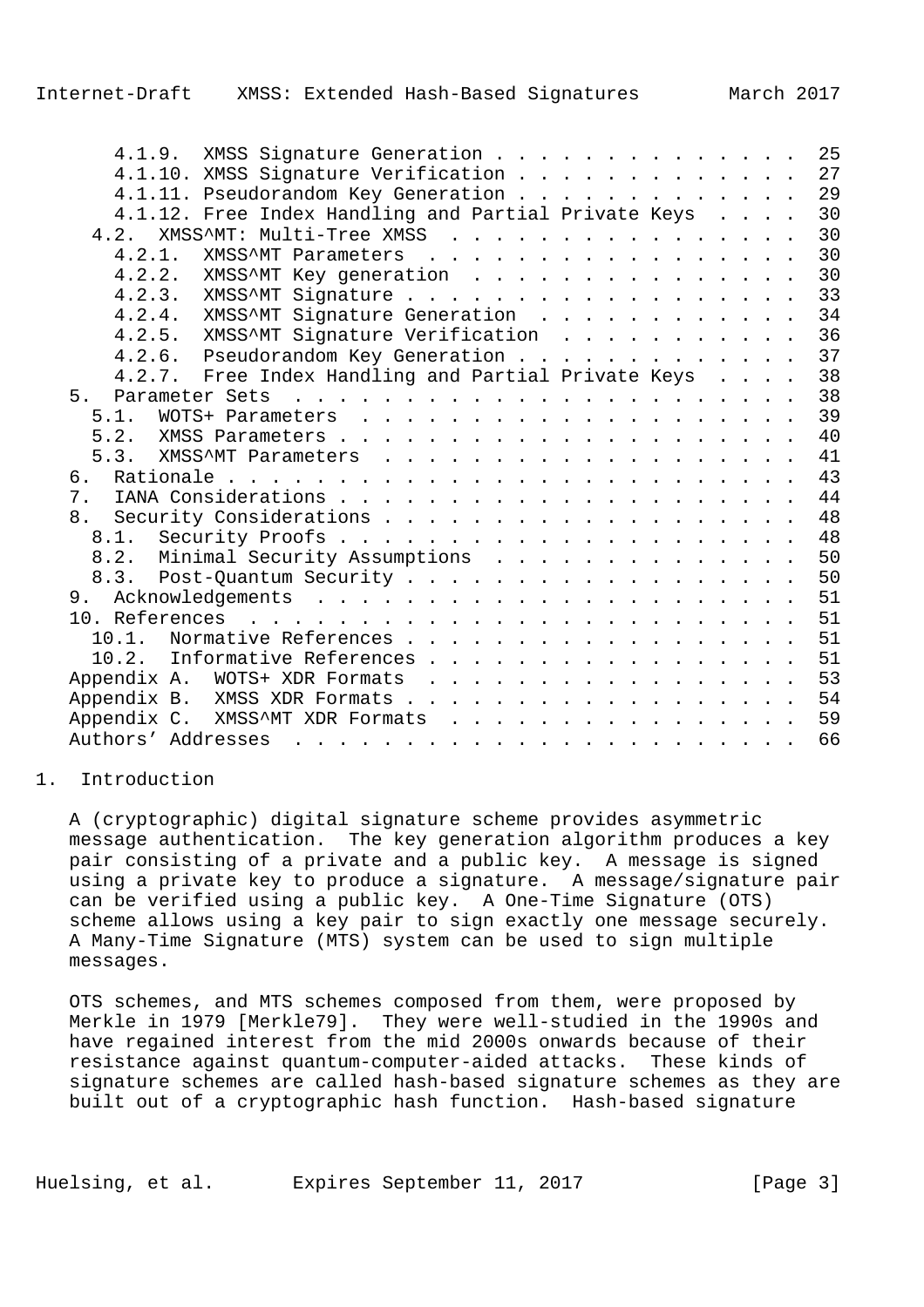4.1.9. XMSS Signature Generation . . . . . . . . . . . . . . 25
4.1.10. XMSS Signature Verification . . . . . . . . . . . . . 27
4.1.11. Pseudorandom Key Generation . . . . . . . . . . . . . 29
4.1.12. Free Index Handling and Partial Private Keys . . . . 30
4.2. XMSS^MT: Multi-Tree XMSS . . . . . . . . . . . . . . . . 30
4.2.1. XMSS^MT Parameters . . . . . . . . . . . . . . . . . 30
4.2.2. XMSS^MT Key generation . . . . . . . . . . . . . . . 30
4.2.3. XMSS^MT Signature . . . . . . . . . . . . . . . . . . 33
4.2.4. XMSS^MT Signature Generation . . . . . . . . . . . . 34
4.2.5. XMSS^MT Signature Verification . . . . . . . . . . . 36
4.2.6. Pseudorandom Key Generation . . . . . . . . . . . . . 37
4.2.7. Free Index Handling and Partial Private Keys . . . . 38
5. Parameter Sets . . . . . . . . . . . . . . . . . . . . . . . 38
5.1. WOTS+ Parameters . . . . . . . . . . . . . . . . . . . . 39
5.2. XMSS Parameters . . . . . . . . . . . . . . . . . . . . . 40
5.3. XMSS^MT Parameters . . . . . . . . . . . . . . . . . . . 41
6. Rationale . . . . . . . . . . . . . . . . . . . . . . . . . 43
7. IANA Considerations . . . . . . . . . . . . . . . . . . . . 44
8. Security Considerations . . . . . . . . . . . . . . . . . . 48
8.1. Security Proofs . . . . . . . . . . . . . . . . . . . . . 48
8.2. Minimal Security Assumptions . . . . . . . . . . . . . . 50
8.3. Post-Quantum Security . . . . . . . . . . . . . . . . . . 50
9. Acknowledgements . . . . . . . . . . . . . . . . . . . . . . 51
10. References . . . . . . . . . . . . . . . . . . . . . . . . 51
10.1. Normative References . . . . . . . . . . . . . . . . . . 51
10.2. Informative References . . . . . . . . . . . . . . . . . 51
Appendix A. WOTS+ XDR Formats . . . . . . . . . . . . . . . . . 53
Appendix B. XMSS XDR Formats . . . . . . . . . . . . . . . . . . 54
Appendix C. XMSS^MT XDR Formats . . . . . . . . . . . . . . . . 59
Authors' Addresses . . . . . . . . . . . . . . . . . . . . . . . 66

# 1. Introduction

A (cryptographic) digital signature scheme provides asymmetric message authentication. The key generation algorithm produces a key pair consisting of a private and a public key. A message is signed using a private key to produce a signature. A message/signature pair can be verified using a public key. A One-Time Signature (OTS) scheme allows using a key pair to sign exactly one message securely. A Many-Time Signature (MTS) system can be used to sign multiple messages.

OTS schemes, and MTS schemes composed from them, were proposed by Merkle in 1979 [Merkle79]. They were well-studied in the 1990s and have regained interest from the mid 2000s onwards because of their resistance against quantum-computer-aided attacks. These kinds of signature schemes are called hash-based signature schemes as they are built out of a cryptographic hash function. Hash-based signature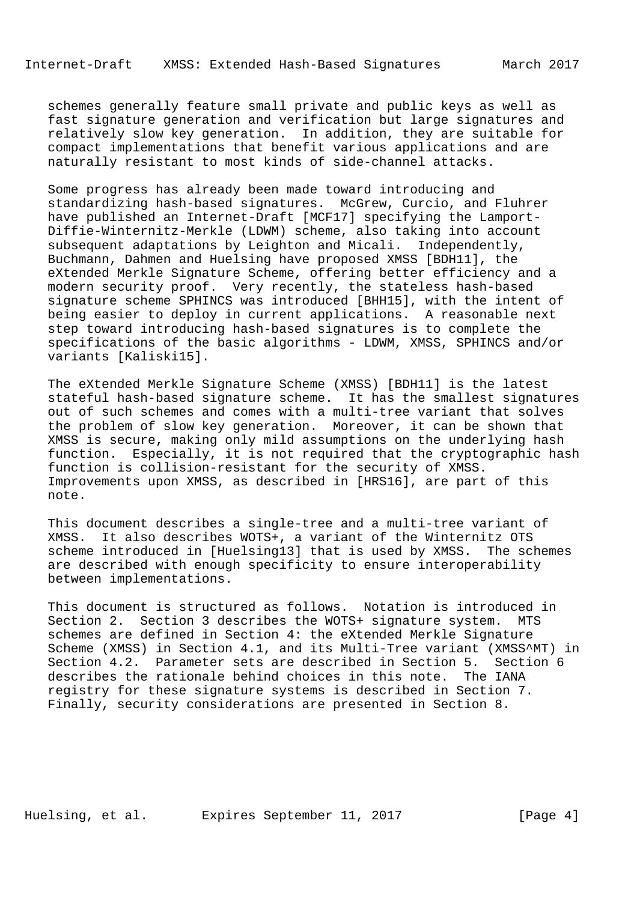schemes generally feature small private and public keys as well as fast signature generation and verification but large signatures and relatively slow key generation. In addition, they are suitable for compact implementations that benefit various applications and are naturally resistant to most kinds of side-channel attacks.

Some progress has already been made toward introducing and standardizing hash-based signatures. McGrew, Curcio, and Fluhrer have published an Internet-Draft [MCF17] specifying the Lamport-Diffie-Winternitz-Merkle (LDWM) scheme, also taking into account subsequent adaptations by Leighton and Micali. Independently, Buchmann, Dahmen and Huelsing have proposed XMSS [BDH11], the eXtended Merkle Signature Scheme, offering better efficiency and a modern security proof. Very recently, the stateless hash-based signature scheme SPHINCS was introduced [BHH15], with the intent of being easier to deploy in current applications. A reasonable next step toward introducing hash-based signatures is to complete the specifications of the basic algorithms - LDWM, XMSS, SPHINCS and/or variants [Kaliski15].

The eXtended Merkle Signature Scheme (XMSS) [BDH11] is the latest stateful hash-based signature scheme. It has the smallest signatures out of such schemes and comes with a multi-tree variant that solves the problem of slow key generation. Moreover, it can be shown that XMSS is secure, making only mild assumptions on the underlying hash function. Especially, it is not required that the cryptographic hash function is collision-resistant for the security of XMSS. Improvements upon XMSS, as described in [HRS16], are part of this note.

This document describes a single-tree and a multi-tree variant of XMSS. It also describes WOTS+, a variant of the Winternitz OTS scheme introduced in [Huelsing13] that is used by XMSS. The schemes are described with enough specificity to ensure interoperability between implementations.

This document is structured as follows. Notation is introduced in Section 2. Section 3 describes the WOTS+ signature system. MTS schemes are defined in Section 4: the eXtended Merkle Signature Scheme (XMSS) in Section 4.1, and its Multi-Tree variant (XMSS^MT) in Section 4.2. Parameter sets are described in Section 5. Section 6 describes the rationale behind choices in this note. The IANA registry for these signature systems is described in Section 7. Finally, security considerations are presented in Section 8.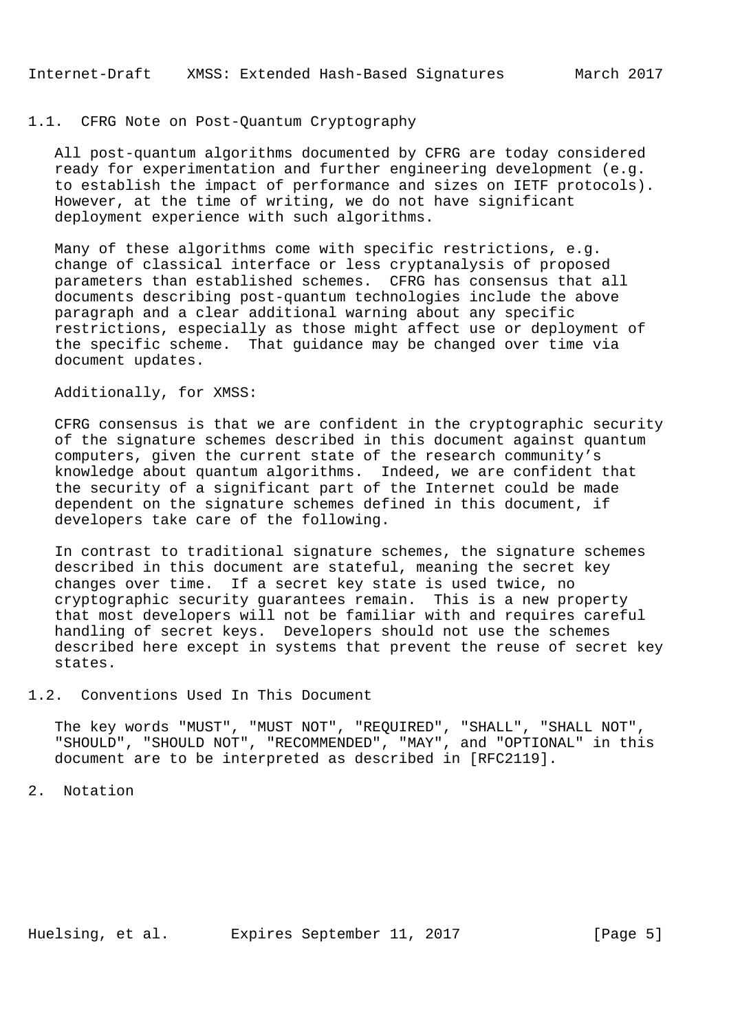### 1.1. CFRG Note on Post-Quantum Cryptography

All post-quantum algorithms documented by CFRG are today considered ready for experimentation and further engineering development (e.g. to establish the impact of performance and sizes on IETF protocols). However, at the time of writing, we do not have significant deployment experience with such algorithms.

Many of these algorithms come with specific restrictions, e.g. change of classical interface or less cryptanalysis of proposed parameters than established schemes. CFRG has consensus that all documents describing post-quantum technologies include the above paragraph and a clear additional warning about any specific restrictions, especially as those might affect use or deployment of the specific scheme. That guidance may be changed over time via document updates.

Additionally, for XMSS:

CFRG consensus is that we are confident in the cryptographic security of the signature schemes described in this document against quantum computers, given the current state of the research community's knowledge about quantum algorithms. Indeed, we are confident that the security of a significant part of the Internet could be made dependent on the signature schemes defined in this document, if developers take care of the following.

In contrast to traditional signature schemes, the signature schemes described in this document are stateful, meaning the secret key changes over time. If a secret key state is used twice, no cryptographic security guarantees remain. This is a new property that most developers will not be familiar with and requires careful handling of secret keys. Developers should not use the schemes described here except in systems that prevent the reuse of secret key states.

### 1.2. Conventions Used In This Document

The key words "MUST", "MUST NOT", "REQUIRED", "SHALL", "SHALL NOT", "SHOULD", "SHOULD NOT", "RECOMMENDED", "MAY", and "OPTIONAL" in this document are to be interpreted as described in [RFC2119].

## 2. Notation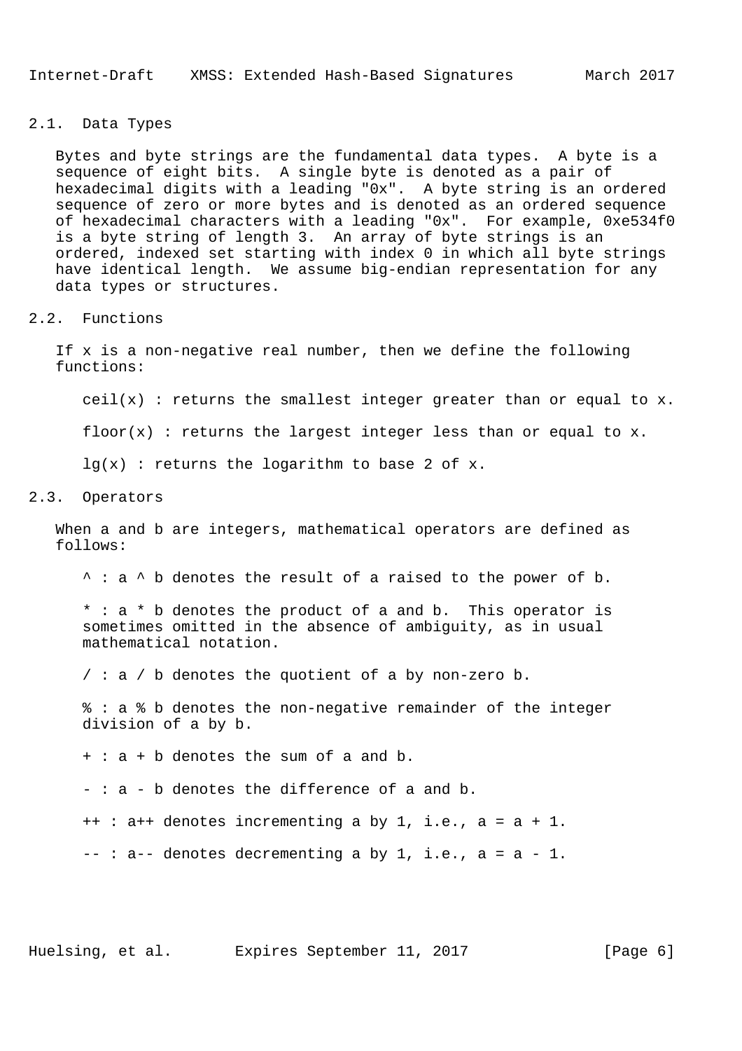## 2.1. Data Types

Bytes and byte strings are the fundamental data types. A byte is a sequence of eight bits. A single byte is denoted as a pair of hexadecimal digits with a leading "0x". A byte string is an ordered sequence of zero or more bytes and is denoted as an ordered sequence of hexadecimal characters with a leading "0x". For example, 0xe534f0 is a byte string of length 3. An array of byte strings is an ordered, indexed set starting with index 0 in which all byte strings have identical length. We assume big-endian representation for any data types or structures.

## 2.2. Functions

If x is a non-negative real number, then we define the following functions:

ceil(x) : returns the smallest integer greater than or equal to x.

floor(x) : returns the largest integer less than or equal to x.

lg(x) : returns the logarithm to base 2 of x.

## 2.3. Operators

When a and b are integers, mathematical operators are defined as follows:

^ : a ^ b denotes the result of a raised to the power of b.

* : a * b denotes the product of a and b. This operator is sometimes omitted in the absence of ambiguity, as in usual mathematical notation.

/ : a / b denotes the quotient of a by non-zero b.

% : a % b denotes the non-negative remainder of the integer division of a by b.

+ : a + b denotes the sum of a and b.

- : a - b denotes the difference of a and b.

++ : a++ denotes incrementing a by 1, i.e., a = a + 1.

-- : a-- denotes decrementing a by 1, i.e., a = a - 1.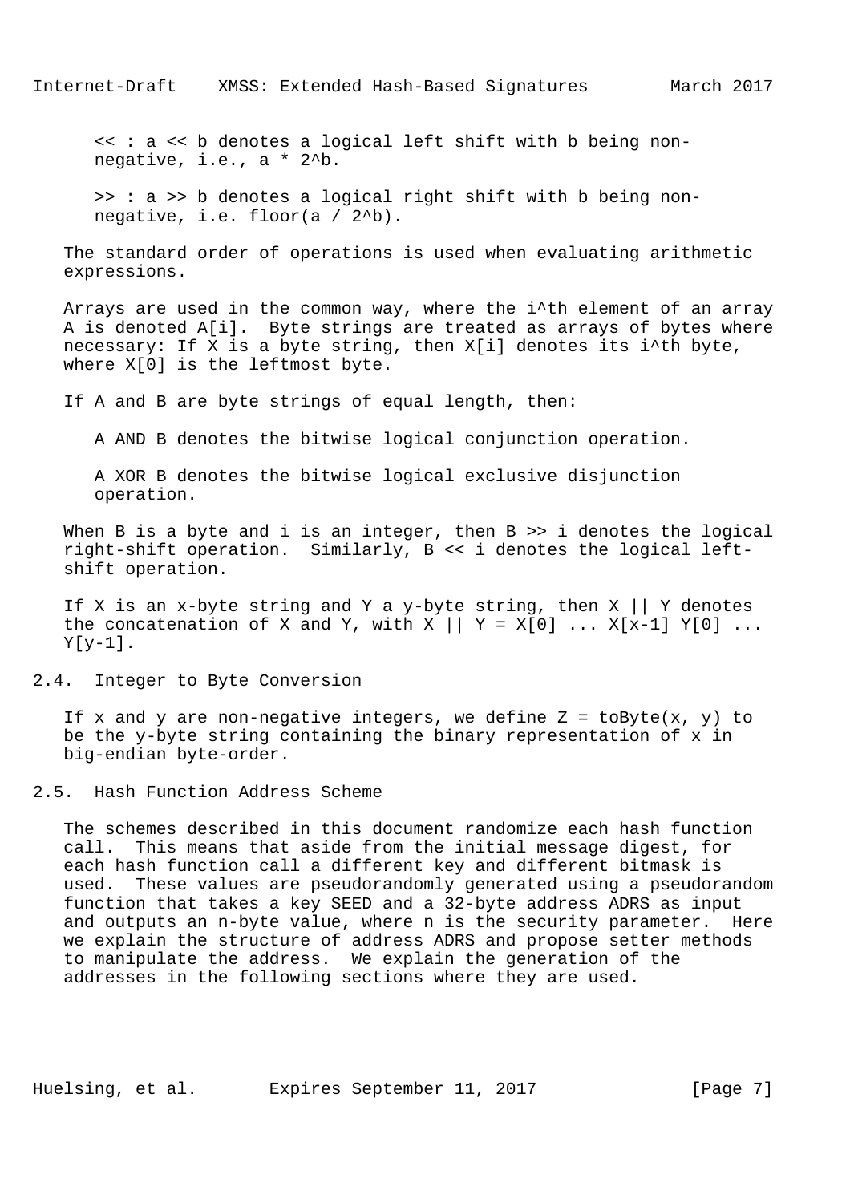<< : a << b denotes a logical left shift with b being non-negative, i.e., $a * 2^b$.

>> : a >> b denotes a logical right shift with b being non-negative, i.e. $floor(a / 2^b)$.

The standard order of operations is used when evaluating arithmetic expressions.

Arrays are used in the common way, where the i^th element of an array A is denoted A[i]. Byte strings are treated as arrays of bytes where necessary: If X is a byte string, then X[i] denotes its i^th byte, where X[0] is the leftmost byte.

If A and B are byte strings of equal length, then:

A AND B denotes the bitwise logical conjunction operation.

A XOR B denotes the bitwise logical exclusive disjunction operation.

When B is a byte and i is an integer, then B >> i denotes the logical right-shift operation. Similarly, B << i denotes the logical left-shift operation.

If X is an x-byte string and Y a y-byte string, then X || Y denotes the concatenation of X and Y, with X || Y = X[0] ... X[x-1] Y[0] ... Y[y-1].

## 2.4. Integer to Byte Conversion

If x and y are non-negative integers, we define Z = toByte(x, y) to be the y-byte string containing the binary representation of x in big-endian byte-order.

## 2.5. Hash Function Address Scheme

The schemes described in this document randomize each hash function call. This means that aside from the initial message digest, for each hash function call a different key and different bitmask is used. These values are pseudorandomly generated using a pseudorandom function that takes a key SEED and a 32-byte address ADRS as input and outputs an n-byte value, where n is the security parameter. Here we explain the structure of address ADRS and propose setter methods to manipulate the address. We explain the generation of the addresses in the following sections where they are used.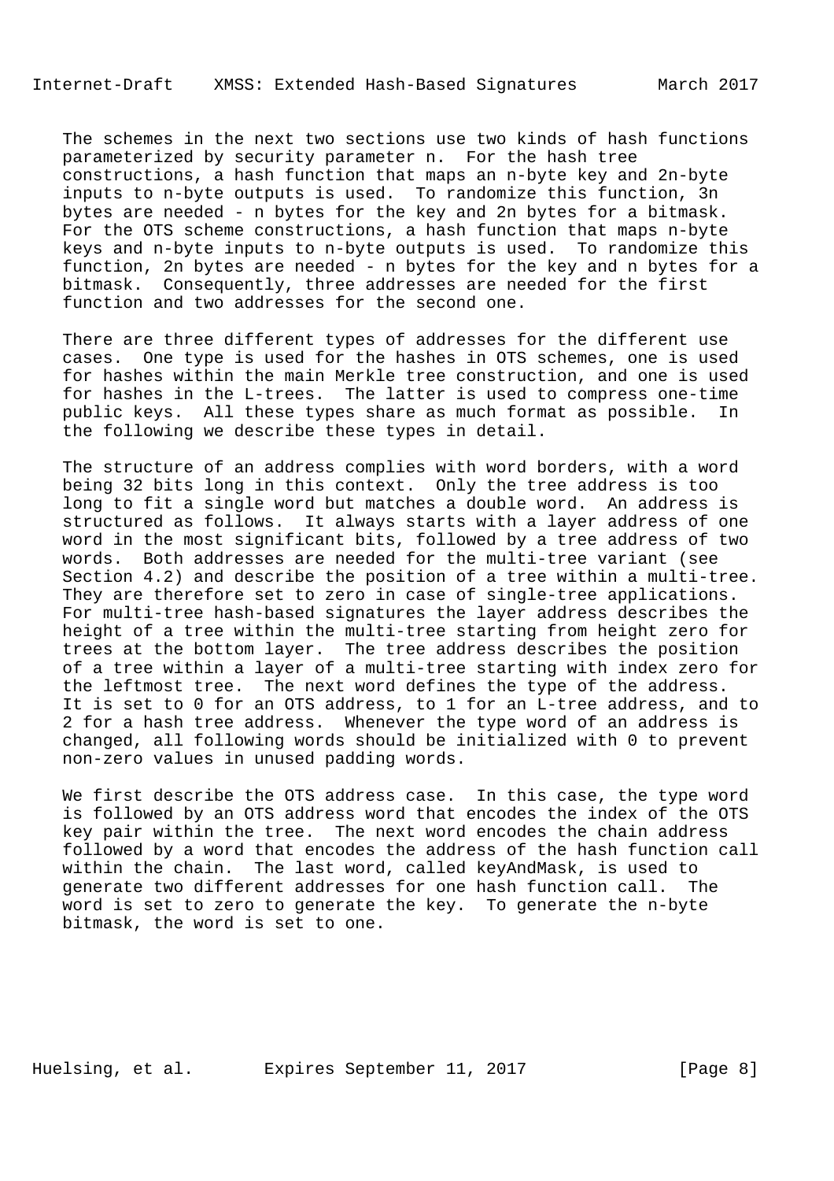The schemes in the next two sections use two kinds of hash functions parameterized by security parameter n. For the hash tree constructions, a hash function that maps an n-byte key and 2n-byte inputs to n-byte outputs is used. To randomize this function, 3n bytes are needed - n bytes for the key and 2n bytes for a bitmask. For the OTS scheme constructions, a hash function that maps n-byte keys and n-byte inputs to n-byte outputs is used. To randomize this function, 2n bytes are needed - n bytes for the key and n bytes for a bitmask. Consequently, three addresses are needed for the first function and two addresses for the second one.

There are three different types of addresses for the different use cases. One type is used for the hashes in OTS schemes, one is used for hashes within the main Merkle tree construction, and one is used for hashes in the L-trees. The latter is used to compress one-time public keys. All these types share as much format as possible. In the following we describe these types in detail.

The structure of an address complies with word borders, with a word being 32 bits long in this context. Only the tree address is too long to fit a single word but matches a double word. An address is structured as follows. It always starts with a layer address of one word in the most significant bits, followed by a tree address of two words. Both addresses are needed for the multi-tree variant (see Section 4.2) and describe the position of a tree within a multi-tree. They are therefore set to zero in case of single-tree applications. For multi-tree hash-based signatures the layer address describes the height of a tree within the multi-tree starting from height zero for trees at the bottom layer. The tree address describes the position of a tree within a layer of a multi-tree starting with index zero for the leftmost tree. The next word defines the type of the address. It is set to 0 for an OTS address, to 1 for an L-tree address, and to 2 for a hash tree address. Whenever the type word of an address is changed, all following words should be initialized with 0 to prevent non-zero values in unused padding words.

We first describe the OTS address case. In this case, the type word is followed by an OTS address word that encodes the index of the OTS key pair within the tree. The next word encodes the chain address followed by a word that encodes the address of the hash function call within the chain. The last word, called keyAndMask, is used to generate two different addresses for one hash function call. The word is set to zero to generate the key. To generate the n-byte bitmask, the word is set to one.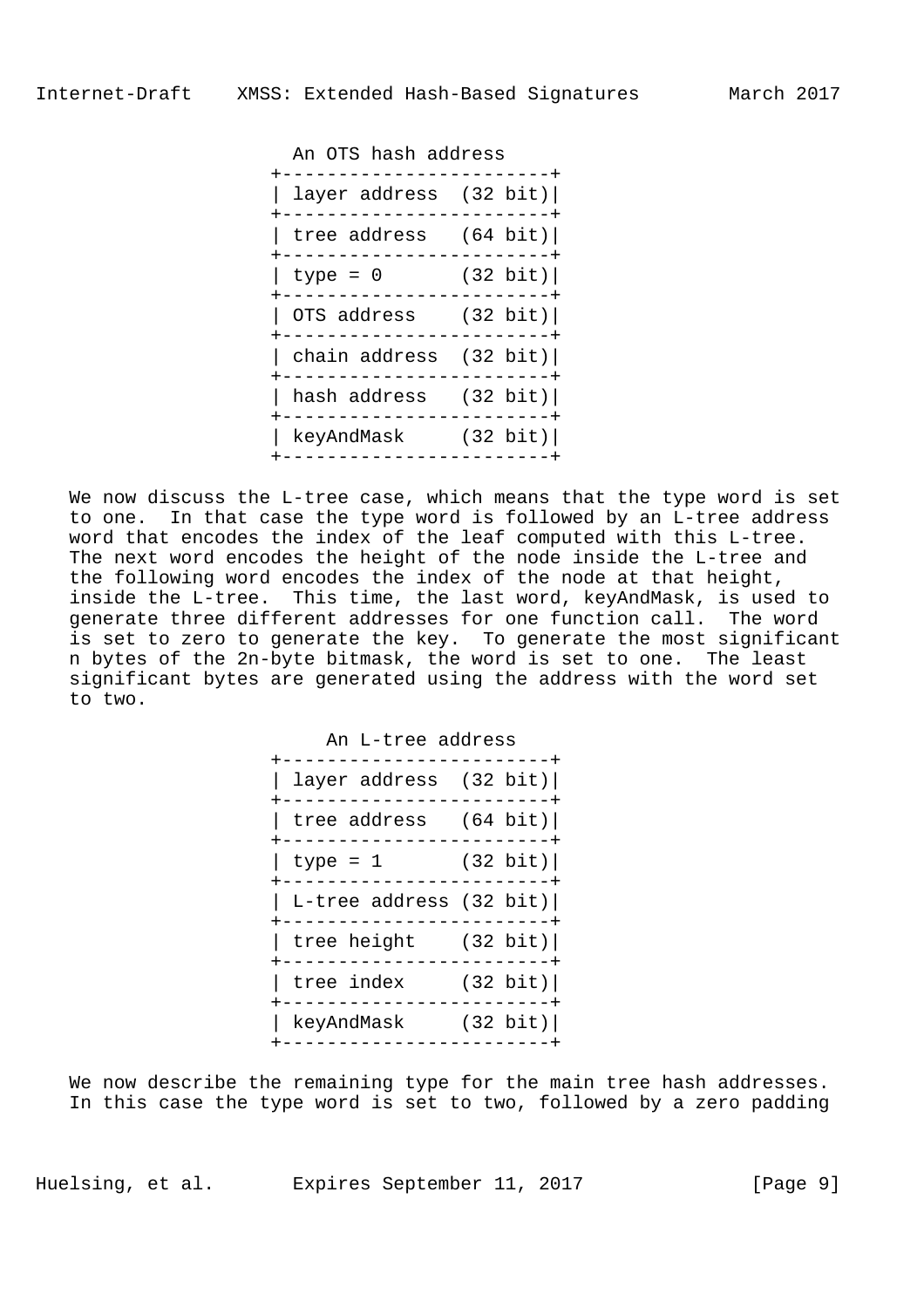```
                    An OTS hash address
                 +-------------------------+
                 | layer address  (32 bit)|
                 +-------------------------+
                 | tree address   (64 bit)|
                 +-------------------------+
                 | type = 0       (32 bit)|
                 +-------------------------+
                 | OTS address    (32 bit)|
                 +-------------------------+
                 | chain address  (32 bit)|
                 +-------------------------+
                 | hash address   (32 bit)|
                 +-------------------------+
                 | keyAndMask     (32 bit)|
                 +-------------------------+
```

We now discuss the L-tree case, which means that the type word is set to one. In that case the type word is followed by an L-tree address word that encodes the index of the leaf computed with this L-tree. The next word encodes the height of the node inside the L-tree and the following word encodes the index of the node at that height, inside the L-tree. This time, the last word, keyAndMask, is used to generate three different addresses for one function call. The word is set to zero to generate the key. To generate the most significant n bytes of the 2n-byte bitmask, the word is set to one. The least significant bytes are generated using the address with the word set to two.

```
                      An L-tree address
                 +-------------------------+
                 | layer address  (32 bit)|
                 +-------------------------+
                 | tree address   (64 bit)|
                 +-------------------------+
                 | type = 1       (32 bit)|
                 +-------------------------+
                 | L-tree address (32 bit)|
                 +-------------------------+
                 | tree height    (32 bit)|
                 +-------------------------+
                 | tree index     (32 bit)|
                 +-------------------------+
                 | keyAndMask     (32 bit)|
                 +-------------------------+
```

We now describe the remaining type for the main tree hash addresses. In this case the type word is set to two, followed by a zero padding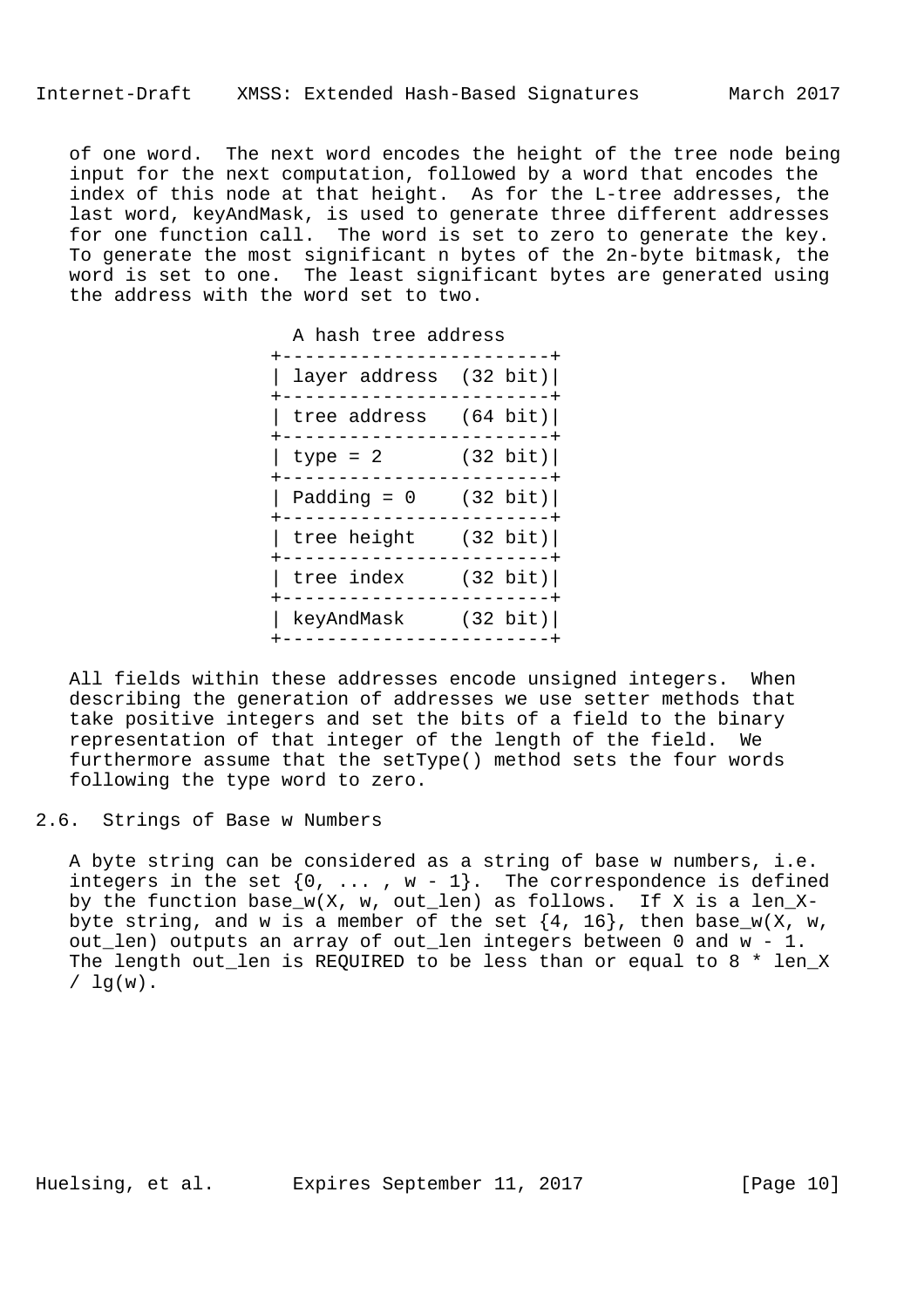of one word. The next word encodes the height of the tree node being input for the next computation, followed by a word that encodes the index of this node at that height. As for the L-tree addresses, the last word, keyAndMask, is used to generate three different addresses for one function call. The word is set to zero to generate the key. To generate the most significant n bytes of the 2n-byte bitmask, the word is set to one. The least significant bytes are generated using the address with the word set to two.

```
  A hash tree address
+-------------------------+
| layer address  (32 bit)|
+-------------------------+
| tree address   (64 bit)|
+-------------------------+
| type = 2       (32 bit)|
+-------------------------+
| Padding = 0    (32 bit)|
+-------------------------+
| tree height    (32 bit)|
+-------------------------+
| tree index     (32 bit)|
+-------------------------+
| keyAndMask     (32 bit)|
+-------------------------+
```

All fields within these addresses encode unsigned integers. When describing the generation of addresses we use setter methods that take positive integers and set the bits of a field to the binary representation of that integer of the length of the field. We furthermore assume that the setType() method sets the four words following the type word to zero.

## 2.6. Strings of Base w Numbers

A byte string can be considered as a string of base w numbers, i.e. integers in the set {0, ... , w - 1}. The correspondence is defined by the function base_w(X, w, out_len) as follows. If X is a len_X-byte string, and w is a member of the set {4, 16}, then base_w(X, w, out_len) outputs an array of out_len integers between 0 and w - 1. The length out_len is REQUIRED to be less than or equal to 8 * len_X / lg(w).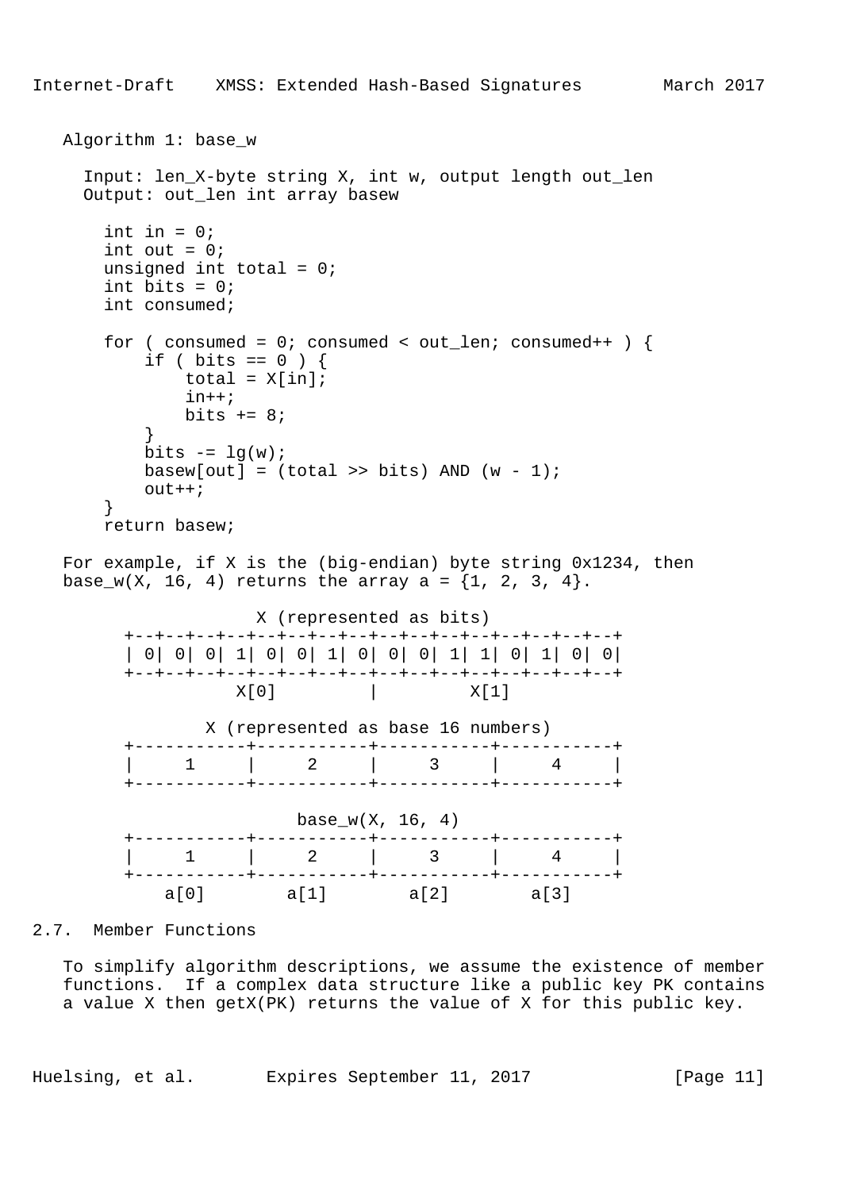Algorithm 1: base_w

```
  Input: len_X-byte string X, int w, output length out_len
  Output: out_len int array basew

    int in = 0;
    int out = 0;
    unsigned int total = 0;
    int bits = 0;
    int consumed;

    for ( consumed = 0; consumed < out_len; consumed++ ) {
        if ( bits == 0 ) {
            total = X[in];
            in++;
            bits += 8;
        }
        bits -= lg(w);
        basew[out] = (total >> bits) AND (w - 1);
        out++;
    }
    return basew;
```

For example, if X is the (big-endian) byte string 0x1234, then base_w(X, 16, 4) returns the array a = {1, 2, 3, 4}.

```
                   X (represented as bits)
       +--+--+--+--+--+--+--+--+--+--+--+--+--+--+--+--+
       | 0| 0| 0| 1| 0| 0| 1| 0| 0| 0| 1| 1| 0| 1| 0| 0|
       +--+--+--+--+--+--+--+--+--+--+--+--+--+--+--+--+
                  X[0]         |         X[1]

                X (represented as base 16 numbers)
       +-----------+-----------+-----------+-----------+
       |     1     |     2     |     3     |     4     |
       +-----------+-----------+-----------+-----------+

                        base_w(X, 16, 4)
       +-----------+-----------+-----------+-----------+
       |     1     |     2     |     3     |     4     |
       +-----------+-----------+-----------+-----------+
           a[0]        a[1]        a[2]        a[3]
```

## 2.7. Member Functions

To simplify algorithm descriptions, we assume the existence of member functions. If a complex data structure like a public key PK contains a value X then getX(PK) returns the value of X for this public key.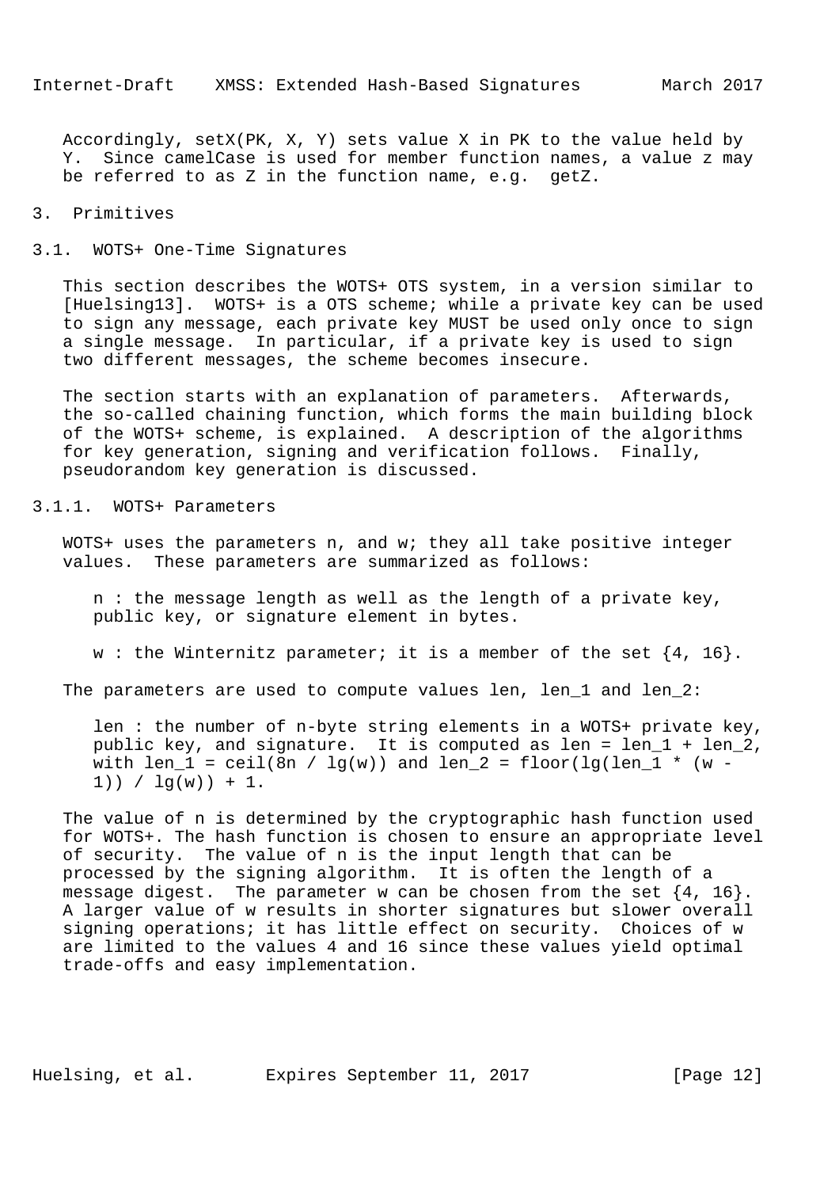Accordingly, setX(PK, X, Y) sets value X in PK to the value held by Y. Since camelCase is used for member function names, a value z may be referred to as Z in the function name, e.g. getZ.

# 3. Primitives

## 3.1. WOTS+ One-Time Signatures

This section describes the WOTS+ OTS system, in a version similar to [Huelsing13]. WOTS+ is a OTS scheme; while a private key can be used to sign any message, each private key MUST be used only once to sign a single message. In particular, if a private key is used to sign two different messages, the scheme becomes insecure.

The section starts with an explanation of parameters. Afterwards, the so-called chaining function, which forms the main building block of the WOTS+ scheme, is explained. A description of the algorithms for key generation, signing and verification follows. Finally, pseudorandom key generation is discussed.

### 3.1.1. WOTS+ Parameters

WOTS+ uses the parameters n, and w; they all take positive integer values. These parameters are summarized as follows:

n : the message length as well as the length of a private key, public key, or signature element in bytes.

w : the Winternitz parameter; it is a member of the set {4, 16}.

The parameters are used to compute values len, len_1 and len_2:

len : the number of n-byte string elements in a WOTS+ private key, public key, and signature. It is computed as len = len_1 + len_2, with len_1 = ceil(8n / lg(w)) and len_2 = floor(lg(len_1 * (w - 1)) / lg(w)) + 1.

The value of n is determined by the cryptographic hash function used for WOTS+. The hash function is chosen to ensure an appropriate level of security. The value of n is the input length that can be processed by the signing algorithm. It is often the length of a message digest. The parameter w can be chosen from the set {4, 16}. A larger value of w results in shorter signatures but slower overall signing operations; it has little effect on security. Choices of w are limited to the values 4 and 16 since these values yield optimal trade-offs and easy implementation.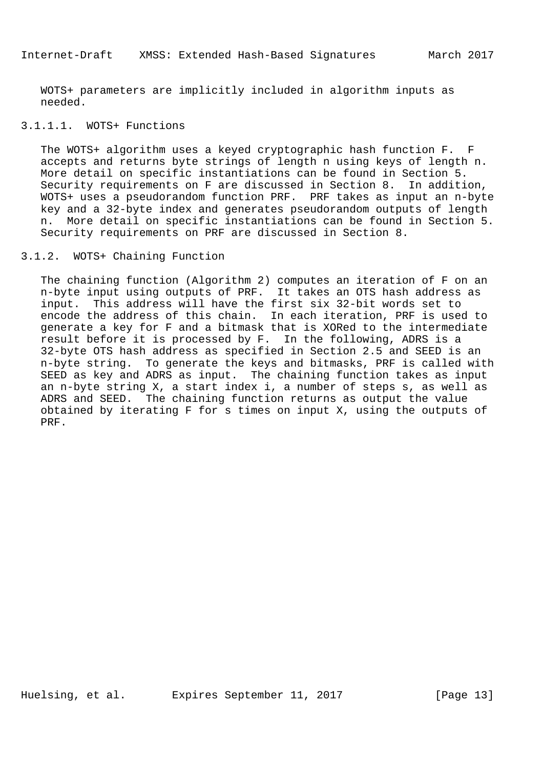WOTS+ parameters are implicitly included in algorithm inputs as needed.

#### 3.1.1.1. WOTS+ Functions

The WOTS+ algorithm uses a keyed cryptographic hash function F. F accepts and returns byte strings of length n using keys of length n. More detail on specific instantiations can be found in Section 5. Security requirements on F are discussed in Section 8. In addition, WOTS+ uses a pseudorandom function PRF. PRF takes as input an n-byte key and a 32-byte index and generates pseudorandom outputs of length n. More detail on specific instantiations can be found in Section 5. Security requirements on PRF are discussed in Section 8.

### 3.1.2. WOTS+ Chaining Function

The chaining function (Algorithm 2) computes an iteration of F on an n-byte input using outputs of PRF. It takes an OTS hash address as input. This address will have the first six 32-bit words set to encode the address of this chain. In each iteration, PRF is used to generate a key for F and a bitmask that is XORed to the intermediate result before it is processed by F. In the following, ADRS is a 32-byte OTS hash address as specified in Section 2.5 and SEED is an n-byte string. To generate the keys and bitmasks, PRF is called with SEED as key and ADRS as input. The chaining function takes as input an n-byte string X, a start index i, a number of steps s, as well as ADRS and SEED. The chaining function returns as output the value obtained by iterating F for s times on input X, using the outputs of PRF.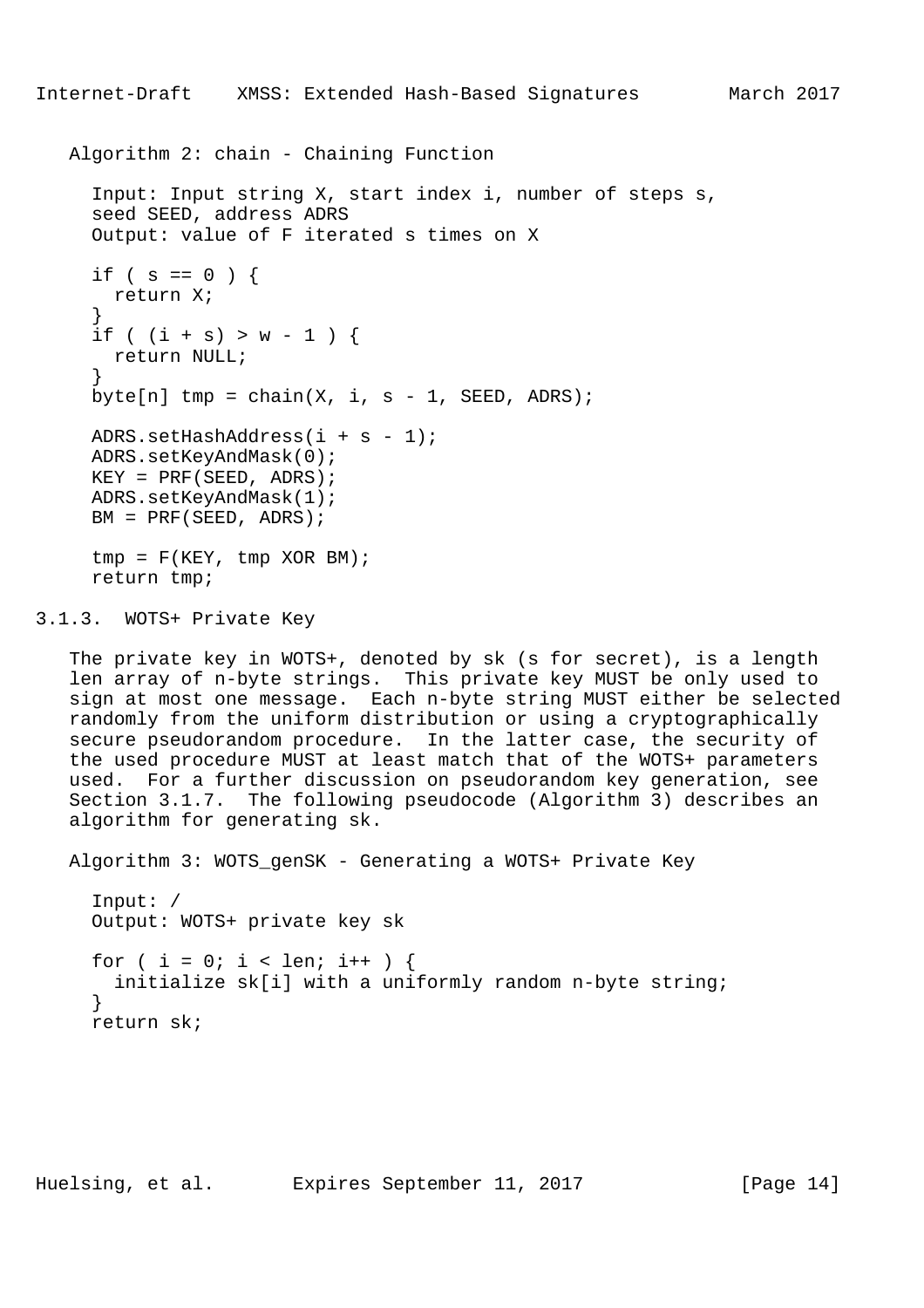Algorithm 2: chain - Chaining Function

```
  Input: Input string X, start index i, number of steps s,
  seed SEED, address ADRS
  Output: value of F iterated s times on X

  if ( s == 0 ) {
    return X;
  }
  if ( (i + s) > w - 1 ) {
    return NULL;
  }
  byte[n] tmp = chain(X, i, s - 1, SEED, ADRS);

  ADRS.setHashAddress(i + s - 1);
  ADRS.setKeyAndMask(0);
  KEY = PRF(SEED, ADRS);
  ADRS.setKeyAndMask(1);
  BM = PRF(SEED, ADRS);

  tmp = F(KEY, tmp XOR BM);
  return tmp;
```

### 3.1.3. WOTS+ Private Key

The private key in WOTS+, denoted by sk (s for secret), is a length len array of n-byte strings. This private key MUST be only used to sign at most one message. Each n-byte string MUST either be selected randomly from the uniform distribution or using a cryptographically secure pseudorandom procedure. In the latter case, the security of the used procedure MUST at least match that of the WOTS+ parameters used. For a further discussion on pseudorandom key generation, see Section 3.1.7. The following pseudocode (Algorithm 3) describes an algorithm for generating sk.

Algorithm 3: WOTS_genSK - Generating a WOTS+ Private Key

```
  Input: /
  Output: WOTS+ private key sk

  for ( i = 0; i < len; i++ ) {
    initialize sk[i] with a uniformly random n-byte string;
  }
  return sk;
```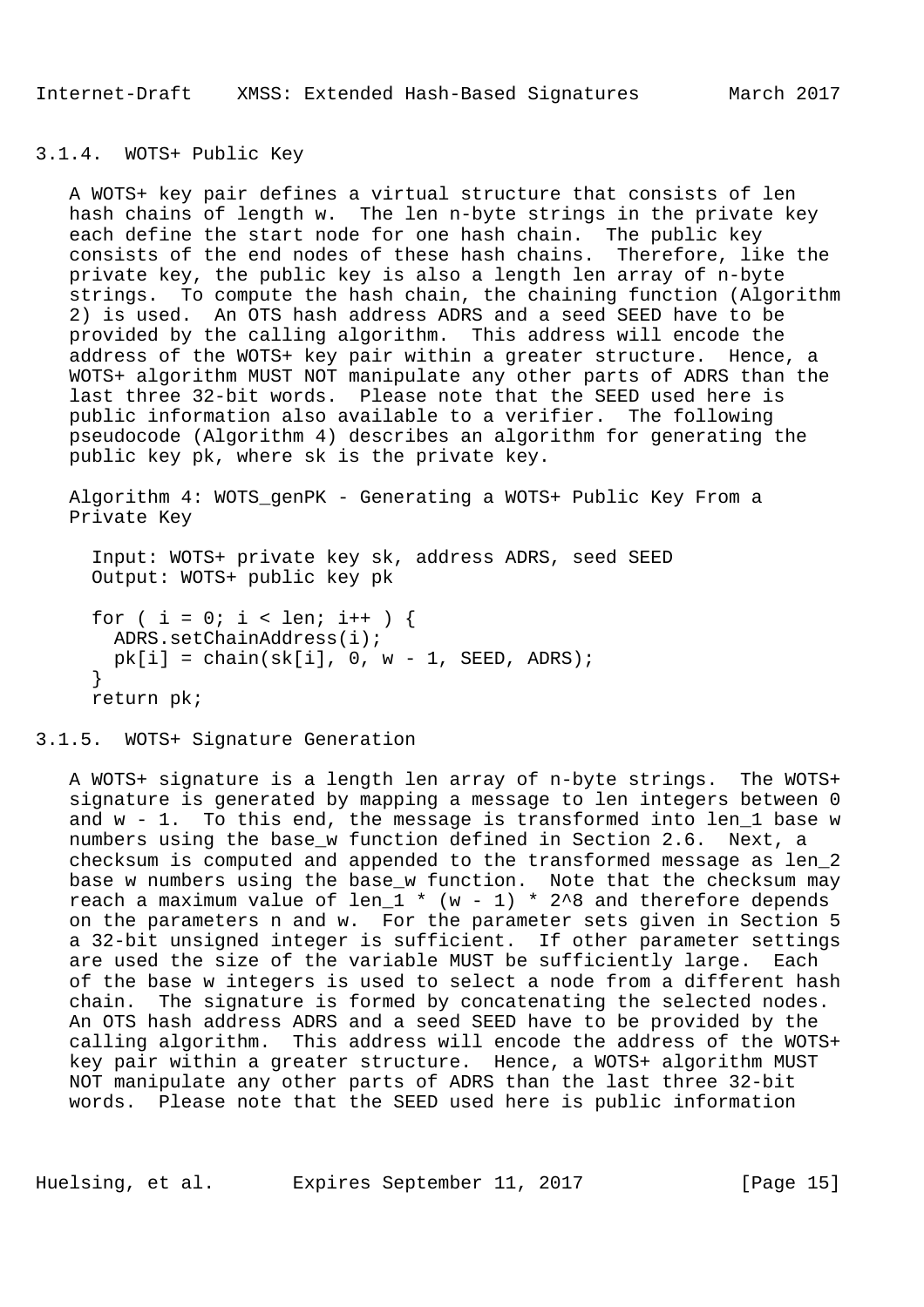### 3.1.4. WOTS+ Public Key

A WOTS+ key pair defines a virtual structure that consists of len hash chains of length w. The len n-byte strings in the private key each define the start node for one hash chain. The public key consists of the end nodes of these hash chains. Therefore, like the private key, the public key is also a length len array of n-byte strings. To compute the hash chain, the chaining function (Algorithm 2) is used. An OTS hash address ADRS and a seed SEED have to be provided by the calling algorithm. This address will encode the address of the WOTS+ key pair within a greater structure. Hence, a WOTS+ algorithm MUST NOT manipulate any other parts of ADRS than the last three 32-bit words. Please note that the SEED used here is public information also available to a verifier. The following pseudocode (Algorithm 4) describes an algorithm for generating the public key pk, where sk is the private key.

Algorithm 4: WOTS_genPK - Generating a WOTS+ Public Key From a Private Key

```
  Input: WOTS+ private key sk, address ADRS, seed SEED
  Output: WOTS+ public key pk

  for ( i = 0; i < len; i++ ) {
    ADRS.setChainAddress(i);
    pk[i] = chain(sk[i], 0, w - 1, SEED, ADRS);
  }
  return pk;
```

### 3.1.5. WOTS+ Signature Generation

A WOTS+ signature is a length len array of n-byte strings. The WOTS+ signature is generated by mapping a message to len integers between 0 and w - 1. To this end, the message is transformed into len_1 base w numbers using the base_w function defined in Section 2.6. Next, a checksum is computed and appended to the transformed message as len_2 base w numbers using the base_w function. Note that the checksum may reach a maximum value of len_1 * (w - 1) * 2^8 and therefore depends on the parameters n and w. For the parameter sets given in Section 5 a 32-bit unsigned integer is sufficient. If other parameter settings are used the size of the variable MUST be sufficiently large. Each of the base w integers is used to select a node from a different hash chain. The signature is formed by concatenating the selected nodes. An OTS hash address ADRS and a seed SEED have to be provided by the calling algorithm. This address will encode the address of the WOTS+ key pair within a greater structure. Hence, a WOTS+ algorithm MUST NOT manipulate any other parts of ADRS than the last three 32-bit words. Please note that the SEED used here is public information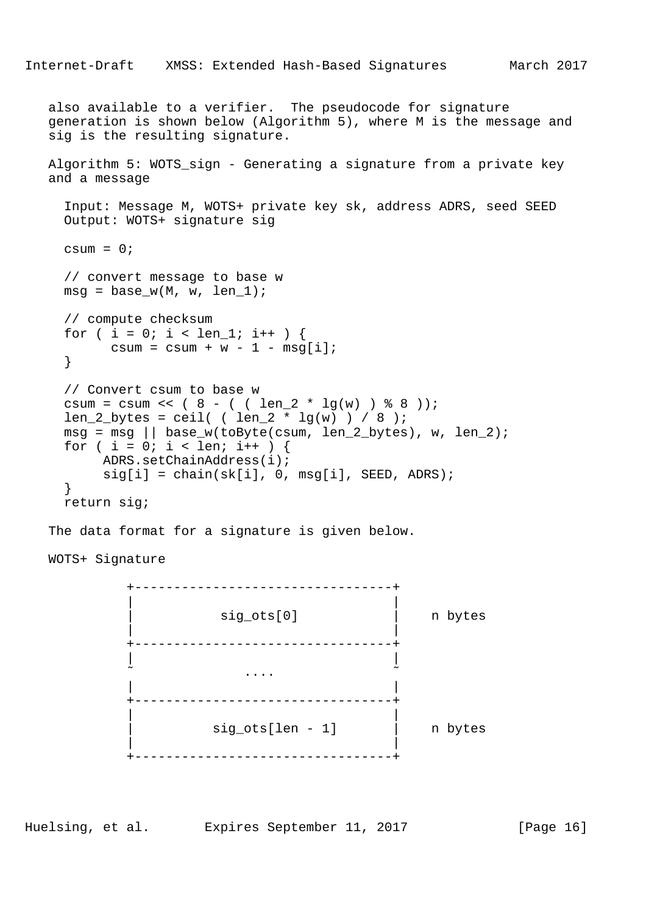also available to a verifier. The pseudocode for signature generation is shown below (Algorithm 5), where M is the message and sig is the resulting signature.

Algorithm 5: WOTS_sign - Generating a signature from a private key and a message

```
  Input: Message M, WOTS+ private key sk, address ADRS, seed SEED
  Output: WOTS+ signature sig

  csum = 0;

  // convert message to base w
  msg = base_w(M, w, len_1);

  // compute checksum
  for ( i = 0; i < len_1; i++ ) {
        csum = csum + w - 1 - msg[i];
  }

  // Convert csum to base w
  csum = csum << ( 8 - ( ( len_2 * lg(w) ) % 8 ));
  len_2_bytes = ceil( ( len_2 * lg(w) ) / 8 );
  msg = msg || base_w(toByte(csum, len_2_bytes), w, len_2);
  for ( i = 0; i < len; i++ ) {
       ADRS.setChainAddress(i);
       sig[i] = chain(sk[i], 0, msg[i], SEED, ADRS);
  }
  return sig;
```

The data format for a signature is given below.

WOTS+ Signature

```
           +---------------------------------+
           |                                 |
           |           sig_ots[0]            |    n bytes
           |                                 |
           +---------------------------------+
           |                                 |
           ~              ....               ~
           |                                 |
           +---------------------------------+
           |                                 |
           |          sig_ots[len - 1]       |    n bytes
           |                                 |
           +---------------------------------+
```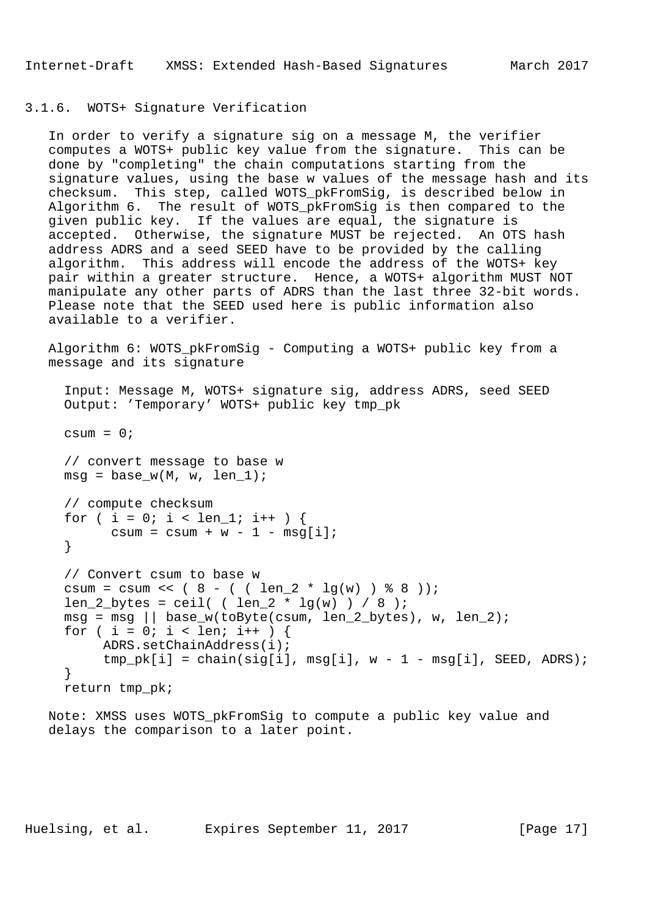### 3.1.6. WOTS+ Signature Verification

In order to verify a signature sig on a message M, the verifier computes a WOTS+ public key value from the signature. This can be done by "completing" the chain computations starting from the signature values, using the base w values of the message hash and its checksum. This step, called WOTS_pkFromSig, is described below in Algorithm 6. The result of WOTS_pkFromSig is then compared to the given public key. If the values are equal, the signature is accepted. Otherwise, the signature MUST be rejected. An OTS hash address ADRS and a seed SEED have to be provided by the calling algorithm. This address will encode the address of the WOTS+ key pair within a greater structure. Hence, a WOTS+ algorithm MUST NOT manipulate any other parts of ADRS than the last three 32-bit words. Please note that the SEED used here is public information also available to a verifier.

Algorithm 6: WOTS_pkFromSig - Computing a WOTS+ public key from a message and its signature

```
  Input: Message M, WOTS+ signature sig, address ADRS, seed SEED
  Output: 'Temporary' WOTS+ public key tmp_pk

  csum = 0;

  // convert message to base w
  msg = base_w(M, w, len_1);

  // compute checksum
  for ( i = 0; i < len_1; i++ ) {
        csum = csum + w - 1 - msg[i];
  }

  // Convert csum to base w
  csum = csum << ( 8 - ( ( len_2 * lg(w) ) % 8 ));
  len_2_bytes = ceil( ( len_2 * lg(w) ) / 8 );
  msg = msg || base_w(toByte(csum, len_2_bytes), w, len_2);
  for ( i = 0; i < len; i++ ) {
       ADRS.setChainAddress(i);
       tmp_pk[i] = chain(sig[i], msg[i], w - 1 - msg[i], SEED, ADRS);
  }
  return tmp_pk;
```

Note: XMSS uses WOTS_pkFromSig to compute a public key value and delays the comparison to a later point.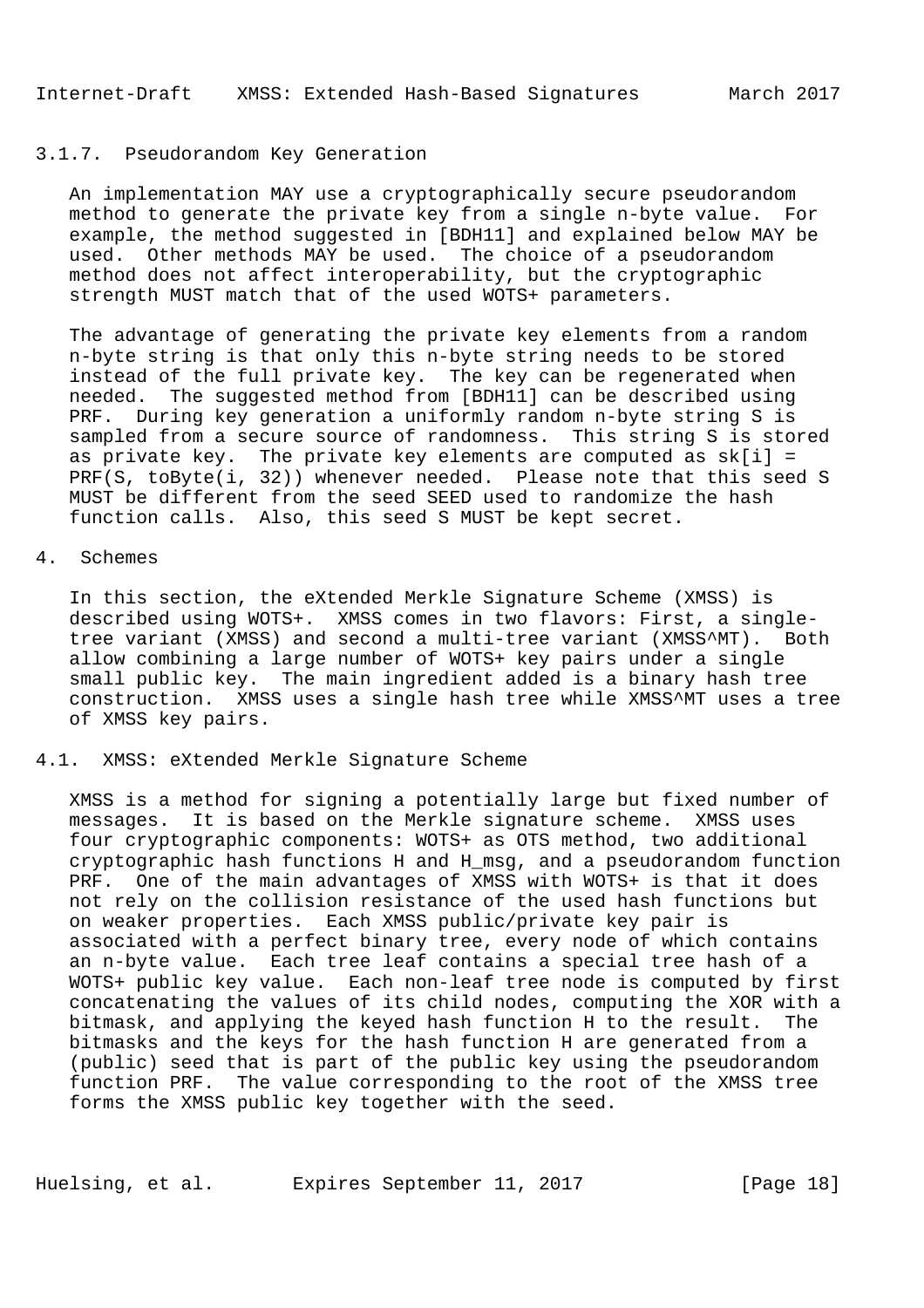### 3.1.7. Pseudorandom Key Generation

An implementation MAY use a cryptographically secure pseudorandom method to generate the private key from a single n-byte value. For example, the method suggested in [BDH11] and explained below MAY be used. Other methods MAY be used. The choice of a pseudorandom method does not affect interoperability, but the cryptographic strength MUST match that of the used WOTS+ parameters.

The advantage of generating the private key elements from a random n-byte string is that only this n-byte string needs to be stored instead of the full private key. The key can be regenerated when needed. The suggested method from [BDH11] can be described using PRF. During key generation a uniformly random n-byte string S is sampled from a secure source of randomness. This string S is stored as private key. The private key elements are computed as sk[i] = PRF(S, toByte(i, 32)) whenever needed. Please note that this seed S MUST be different from the seed SEED used to randomize the hash function calls. Also, this seed S MUST be kept secret.

# 4. Schemes

In this section, the eXtended Merkle Signature Scheme (XMSS) is described using WOTS+. XMSS comes in two flavors: First, a single-tree variant (XMSS) and second a multi-tree variant (XMSS^MT). Both allow combining a large number of WOTS+ key pairs under a single small public key. The main ingredient added is a binary hash tree construction. XMSS uses a single hash tree while XMSS^MT uses a tree of XMSS key pairs.

## 4.1. XMSS: eXtended Merkle Signature Scheme

XMSS is a method for signing a potentially large but fixed number of messages. It is based on the Merkle signature scheme. XMSS uses four cryptographic components: WOTS+ as OTS method, two additional cryptographic hash functions H and H_msg, and a pseudorandom function PRF. One of the main advantages of XMSS with WOTS+ is that it does not rely on the collision resistance of the used hash functions but on weaker properties. Each XMSS public/private key pair is associated with a perfect binary tree, every node of which contains an n-byte value. Each tree leaf contains a special tree hash of a WOTS+ public key value. Each non-leaf tree node is computed by first concatenating the values of its child nodes, computing the XOR with a bitmask, and applying the keyed hash function H to the result. The bitmasks and the keys for the hash function H are generated from a (public) seed that is part of the public key using the pseudorandom function PRF. The value corresponding to the root of the XMSS tree forms the XMSS public key together with the seed.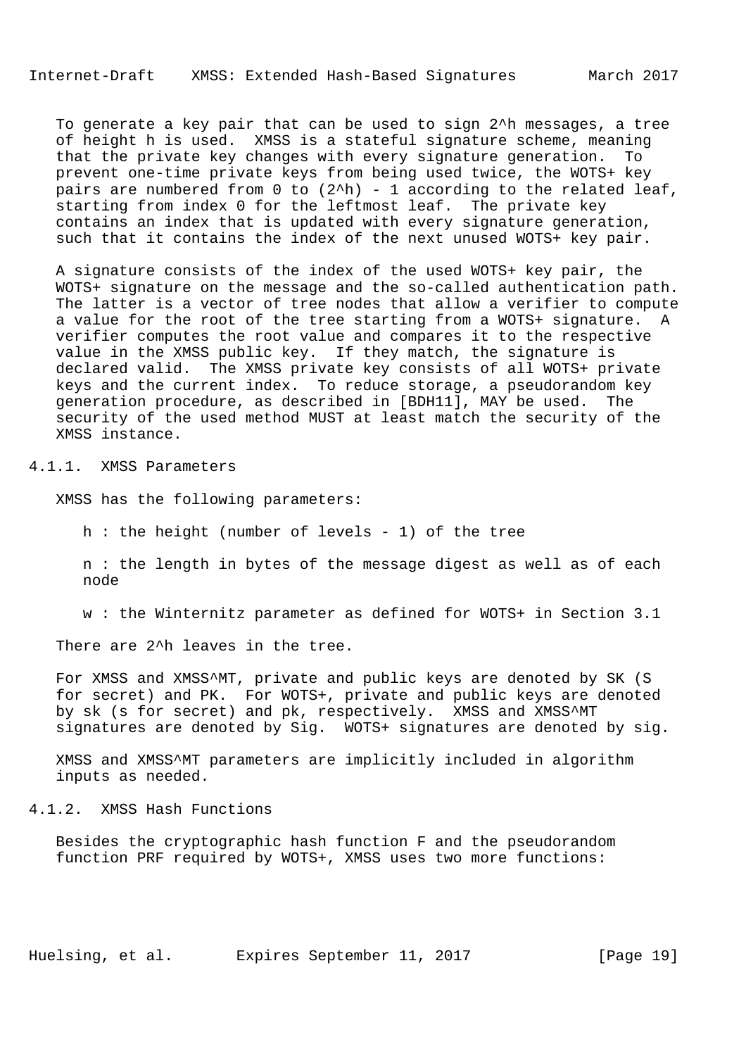To generate a key pair that can be used to sign $2^h$ messages, a tree of height h is used. XMSS is a stateful signature scheme, meaning that the private key changes with every signature generation. To prevent one-time private keys from being used twice, the WOTS+ key pairs are numbered from 0 to $(2^h) - 1$ according to the related leaf, starting from index 0 for the leftmost leaf. The private key contains an index that is updated with every signature generation, such that it contains the index of the next unused WOTS+ key pair.

A signature consists of the index of the used WOTS+ key pair, the WOTS+ signature on the message and the so-called authentication path. The latter is a vector of tree nodes that allow a verifier to compute a value for the root of the tree starting from a WOTS+ signature. A verifier computes the root value and compares it to the respective value in the XMSS public key. If they match, the signature is declared valid. The XMSS private key consists of all WOTS+ private keys and the current index. To reduce storage, a pseudorandom key generation procedure, as described in [BDH11], MAY be used. The security of the used method MUST at least match the security of the XMSS instance.

### 4.1.1. XMSS Parameters

XMSS has the following parameters:

- h : the height (number of levels - 1) of the tree
- n : the length in bytes of the message digest as well as of each node
- w : the Winternitz parameter as defined for WOTS+ in Section 3.1

There are $2^h$ leaves in the tree.

For XMSS and XMSS^MT, private and public keys are denoted by SK (S for secret) and PK. For WOTS+, private and public keys are denoted by sk (s for secret) and pk, respectively. XMSS and XMSS^MT signatures are denoted by Sig. WOTS+ signatures are denoted by sig.

XMSS and XMSS^MT parameters are implicitly included in algorithm inputs as needed.

### 4.1.2. XMSS Hash Functions

Besides the cryptographic hash function F and the pseudorandom function PRF required by WOTS+, XMSS uses two more functions: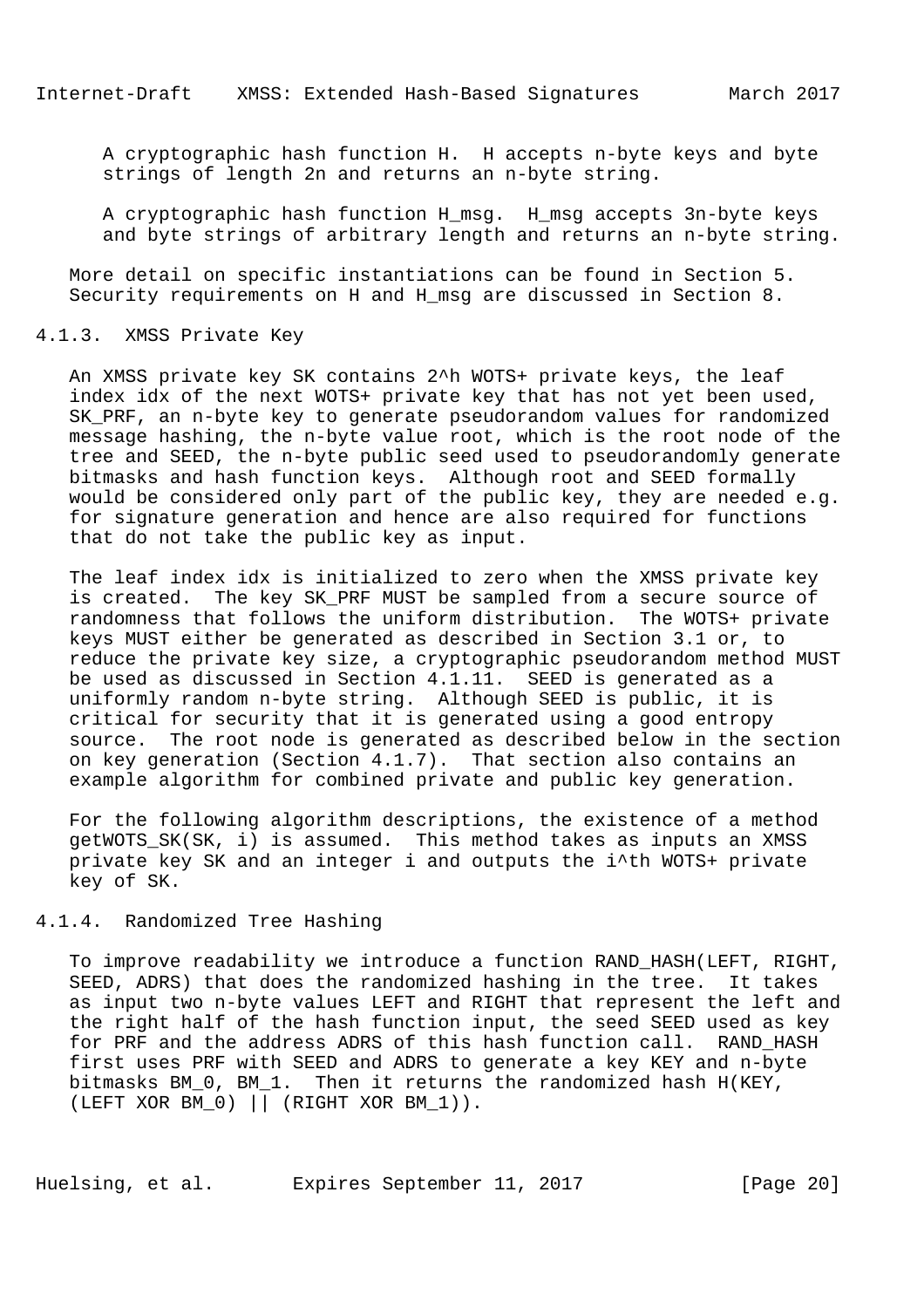A cryptographic hash function H. H accepts n-byte keys and byte strings of length 2n and returns an n-byte string.

A cryptographic hash function H_msg. H_msg accepts 3n-byte keys and byte strings of arbitrary length and returns an n-byte string.

More detail on specific instantiations can be found in Section 5. Security requirements on H and H_msg are discussed in Section 8.

### 4.1.3. XMSS Private Key

An XMSS private key SK contains 2^h WOTS+ private keys, the leaf index idx of the next WOTS+ private key that has not yet been used, SK_PRF, an n-byte key to generate pseudorandom values for randomized message hashing, the n-byte value root, which is the root node of the tree and SEED, the n-byte public seed used to pseudorandomly generate bitmasks and hash function keys. Although root and SEED formally would be considered only part of the public key, they are needed e.g. for signature generation and hence are also required for functions that do not take the public key as input.

The leaf index idx is initialized to zero when the XMSS private key is created. The key SK_PRF MUST be sampled from a secure source of randomness that follows the uniform distribution. The WOTS+ private keys MUST either be generated as described in Section 3.1 or, to reduce the private key size, a cryptographic pseudorandom method MUST be used as discussed in Section 4.1.11. SEED is generated as a uniformly random n-byte string. Although SEED is public, it is critical for security that it is generated using a good entropy source. The root node is generated as described below in the section on key generation (Section 4.1.7). That section also contains an example algorithm for combined private and public key generation.

For the following algorithm descriptions, the existence of a method getWOTS_SK(SK, i) is assumed. This method takes as inputs an XMSS private key SK and an integer i and outputs the i^th WOTS+ private key of SK.

### 4.1.4. Randomized Tree Hashing

To improve readability we introduce a function RAND_HASH(LEFT, RIGHT, SEED, ADRS) that does the randomized hashing in the tree. It takes as input two n-byte values LEFT and RIGHT that represent the left and the right half of the hash function input, the seed SEED used as key for PRF and the address ADRS of this hash function call. RAND_HASH first uses PRF with SEED and ADRS to generate a key KEY and n-byte bitmasks BM_0, BM_1. Then it returns the randomized hash H(KEY, (LEFT XOR BM_0) || (RIGHT XOR BM_1)).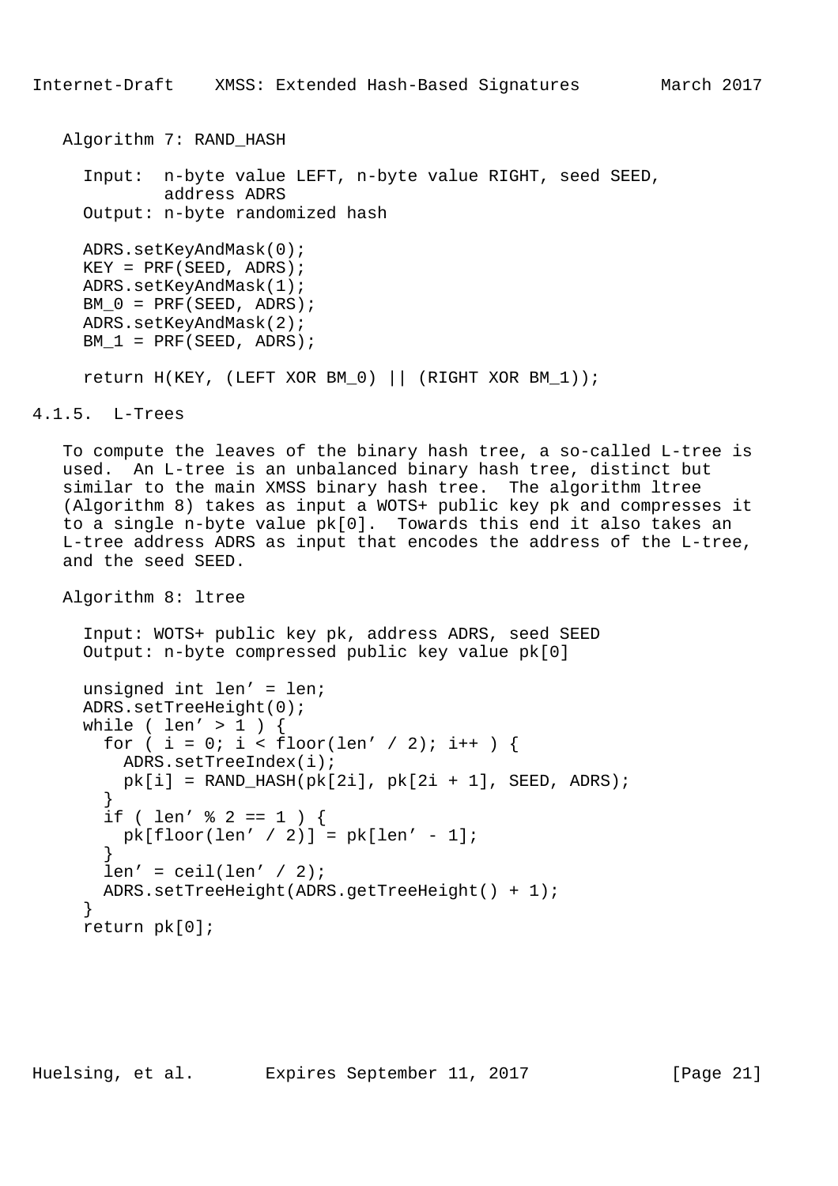Algorithm 7: RAND_HASH

```
  Input:  n-byte value LEFT, n-byte value RIGHT, seed SEED,
          address ADRS
  Output: n-byte randomized hash

  ADRS.setKeyAndMask(0);
  KEY = PRF(SEED, ADRS);
  ADRS.setKeyAndMask(1);
  BM_0 = PRF(SEED, ADRS);
  ADRS.setKeyAndMask(2);
  BM_1 = PRF(SEED, ADRS);

  return H(KEY, (LEFT XOR BM_0) || (RIGHT XOR BM_1));
```

### 4.1.5. L-Trees

To compute the leaves of the binary hash tree, a so-called L-tree is used. An L-tree is an unbalanced binary hash tree, distinct but similar to the main XMSS binary hash tree. The algorithm ltree (Algorithm 8) takes as input a WOTS+ public key pk and compresses it to a single n-byte value pk[0]. Towards this end it also takes an L-tree address ADRS as input that encodes the address of the L-tree, and the seed SEED.

Algorithm 8: ltree

```
  Input: WOTS+ public key pk, address ADRS, seed SEED
  Output: n-byte compressed public key value pk[0]

  unsigned int len' = len;
  ADRS.setTreeHeight(0);
  while ( len' > 1 ) {
    for ( i = 0; i < floor(len' / 2); i++ ) {
      ADRS.setTreeIndex(i);
      pk[i] = RAND_HASH(pk[2i], pk[2i + 1], SEED, ADRS);
    }
    if ( len' % 2 == 1 ) {
      pk[floor(len' / 2)] = pk[len' - 1];
    }
    len' = ceil(len' / 2);
    ADRS.setTreeHeight(ADRS.getTreeHeight() + 1);
  }
  return pk[0];
```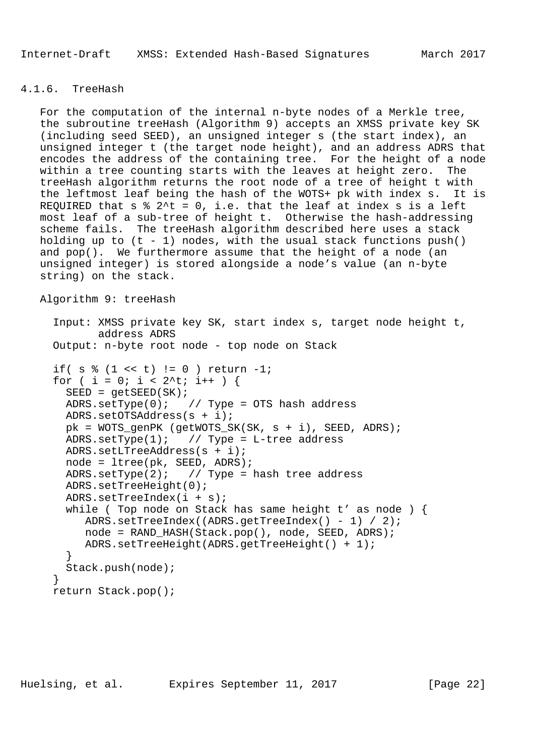### 4.1.6. TreeHash

For the computation of the internal n-byte nodes of a Merkle tree, the subroutine treeHash (Algorithm 9) accepts an XMSS private key SK (including seed SEED), an unsigned integer s (the start index), an unsigned integer t (the target node height), and an address ADRS that encodes the address of the containing tree. For the height of a node within a tree counting starts with the leaves at height zero. The treeHash algorithm returns the root node of a tree of height t with the leftmost leaf being the hash of the WOTS+ pk with index s. It is REQUIRED that s % 2^t = 0, i.e. that the leaf at index s is a left most leaf of a sub-tree of height t. Otherwise the hash-addressing scheme fails. The treeHash algorithm described here uses a stack holding up to (t - 1) nodes, with the usual stack functions push() and pop(). We furthermore assume that the height of a node (an unsigned integer) is stored alongside a node's value (an n-byte string) on the stack.

Algorithm 9: treeHash

```
  Input: XMSS private key SK, start index s, target node height t,
         address ADRS
  Output: n-byte root node - top node on Stack

  if( s % (1 << t) != 0 ) return -1;
  for ( i = 0; i < 2^t; i++ ) {
    SEED = getSEED(SK);
    ADRS.setType(0);   // Type = OTS hash address
    ADRS.setOTSAddress(s + i);
    pk = WOTS_genPK (getWOTS_SK(SK, s + i), SEED, ADRS);
    ADRS.setType(1);   // Type = L-tree address
    ADRS.setLTreeAddress(s + i);
    node = ltree(pk, SEED, ADRS);
    ADRS.setType(2);   // Type = hash tree address
    ADRS.setTreeHeight(0);
    ADRS.setTreeIndex(i + s);
    while ( Top node on Stack has same height t' as node ) {
       ADRS.setTreeIndex((ADRS.getTreeIndex() - 1) / 2);
       node = RAND_HASH(Stack.pop(), node, SEED, ADRS);
       ADRS.setTreeHeight(ADRS.getTreeHeight() + 1);
    }
    Stack.push(node);
  }
  return Stack.pop();
```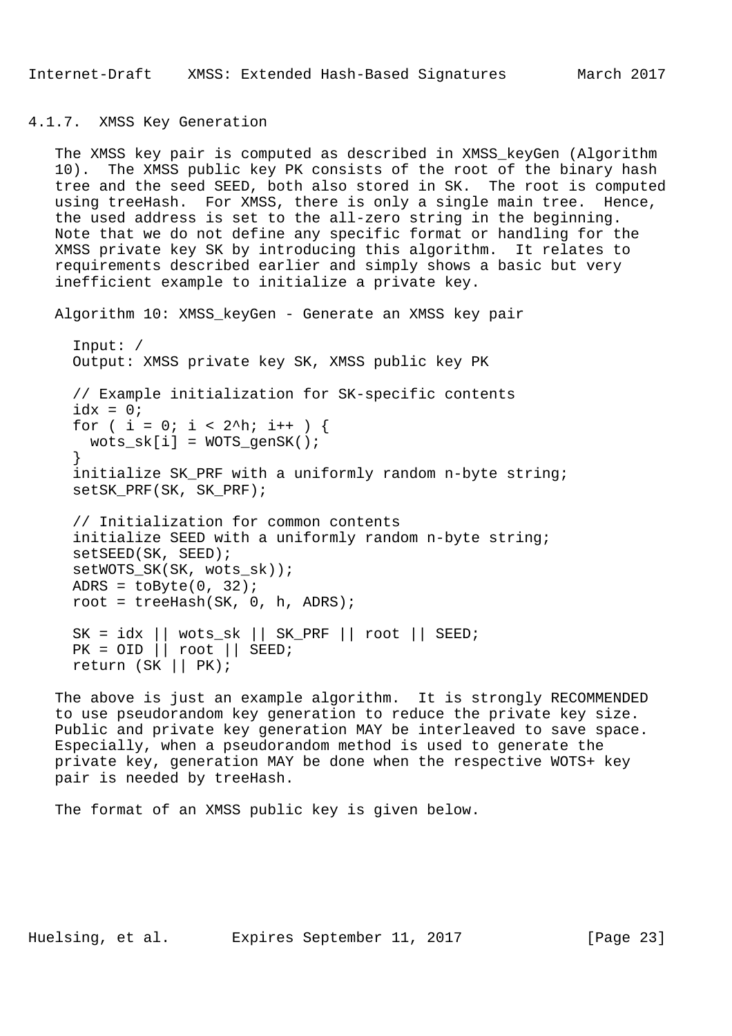### 4.1.7. XMSS Key Generation

The XMSS key pair is computed as described in XMSS_keyGen (Algorithm 10). The XMSS public key PK consists of the root of the binary hash tree and the seed SEED, both also stored in SK. The root is computed using treeHash. For XMSS, there is only a single main tree. Hence, the used address is set to the all-zero string in the beginning. Note that we do not define any specific format or handling for the XMSS private key SK by introducing this algorithm. It relates to requirements described earlier and simply shows a basic but very inefficient example to initialize a private key.

Algorithm 10: XMSS_keyGen - Generate an XMSS key pair

```
Input: /
Output: XMSS private key SK, XMSS public key PK

// Example initialization for SK-specific contents
idx = 0;
for ( i = 0; i < 2^h; i++ ) {
  wots_sk[i] = WOTS_genSK();
}
initialize SK_PRF with a uniformly random n-byte string;
setSK_PRF(SK, SK_PRF);

// Initialization for common contents
initialize SEED with a uniformly random n-byte string;
setSEED(SK, SEED);
setWOTS_SK(SK, wots_sk));
ADRS = toByte(0, 32);
root = treeHash(SK, 0, h, ADRS);

SK = idx || wots_sk || SK_PRF || root || SEED;
PK = OID || root || SEED;
return (SK || PK);
```

The above is just an example algorithm. It is strongly RECOMMENDED to use pseudorandom key generation to reduce the private key size. Public and private key generation MAY be interleaved to save space. Especially, when a pseudorandom method is used to generate the private key, generation MAY be done when the respective WOTS+ key pair is needed by treeHash.

The format of an XMSS public key is given below.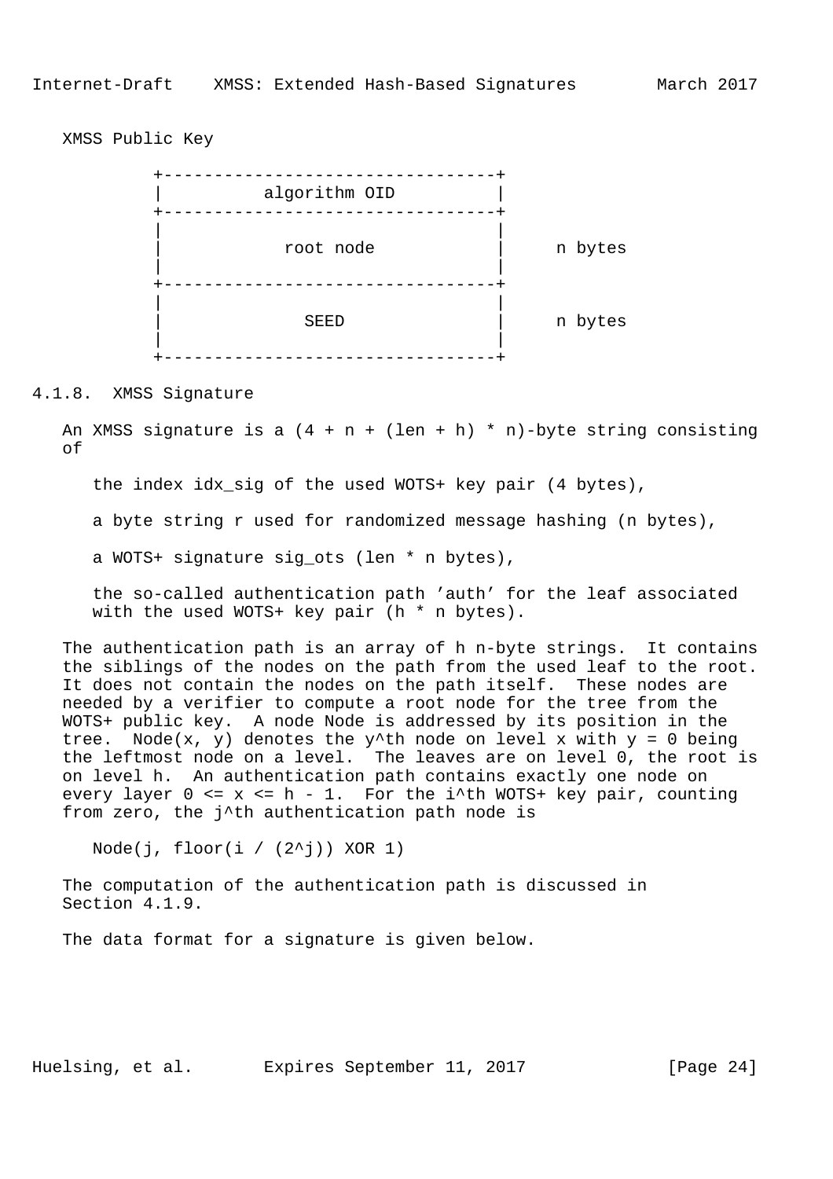XMSS Public Key

```
          +---------------------------------+
          |          algorithm OID          |
          +---------------------------------+
          |                                 |
          |            root node            |     n bytes
          |                                 |
          +---------------------------------+
          |                                 |
          |              SEED               |     n bytes
          |                                 |
          +---------------------------------+
```

### 4.1.8. XMSS Signature

An XMSS signature is a $(4 + n + (len + h) * n)$-byte string consisting of

the index idx_sig of the used WOTS+ key pair (4 bytes),

a byte string r used for randomized message hashing (n bytes),

a WOTS+ signature sig_ots (len * n bytes),

the so-called authentication path 'auth' for the leaf associated with the used WOTS+ key pair (h * n bytes).

The authentication path is an array of h n-byte strings. It contains the siblings of the nodes on the path from the used leaf to the root. It does not contain the nodes on the path itself. These nodes are needed by a verifier to compute a root node for the tree from the WOTS+ public key. A node Node is addressed by its position in the tree. Node(x, y) denotes the $y^{th}$ node on level x with y = 0 being the leftmost node on a level. The leaves are on level 0, the root is on level h. An authentication path contains exactly one node on every layer $0 \le x \le h - 1$. For the $i^{th}$ WOTS+ key pair, counting from zero, the $j^{th}$ authentication path node is

$$Node(j, floor(i / (2^j)) \text{ XOR } 1)$$

The computation of the authentication path is discussed in Section 4.1.9.

The data format for a signature is given below.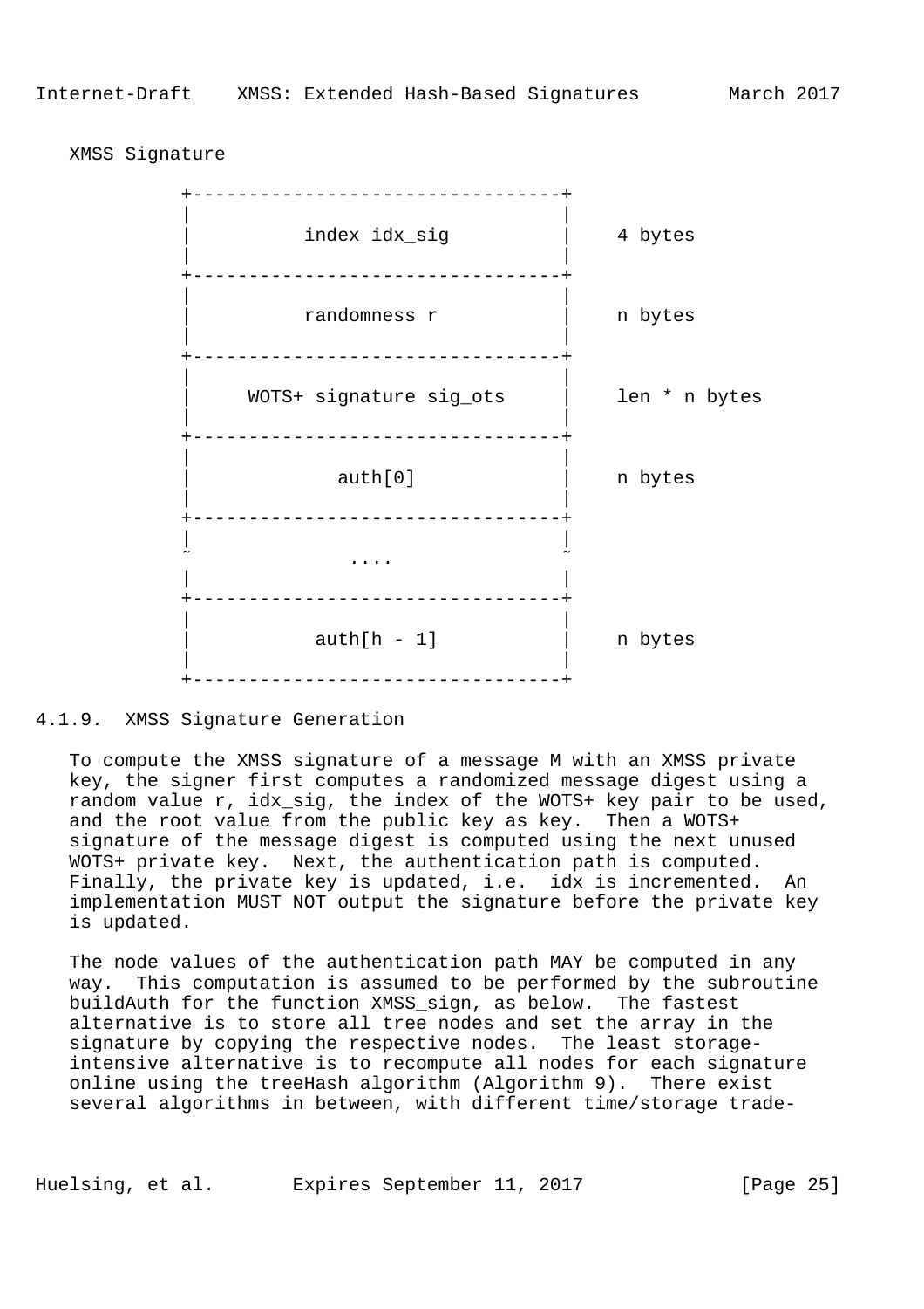XMSS Signature

```
          +---------------------------------+
          |                                 |
          |          index idx_sig          |    4 bytes
          |                                 |
          +---------------------------------+
          |                                 |
          |          randomness r           |    n bytes
          |                                 |
          +---------------------------------+
          |                                 |
          |     WOTS+ signature sig_ots     |    len * n bytes
          |                                 |
          +---------------------------------+
          |                                 |
          |             auth[0]             |    n bytes
          |                                 |
          +---------------------------------+
          |                                 |
          ~              ....               ~
          |                                 |
          +---------------------------------+
          |                                 |
          |           auth[h - 1]           |    n bytes
          |                                 |
          +---------------------------------+
```

### 4.1.9. XMSS Signature Generation

To compute the XMSS signature of a message M with an XMSS private key, the signer first computes a randomized message digest using a random value r, idx_sig, the index of the WOTS+ key pair to be used, and the root value from the public key as key. Then a WOTS+ signature of the message digest is computed using the next unused WOTS+ private key. Next, the authentication path is computed. Finally, the private key is updated, i.e. idx is incremented. An implementation MUST NOT output the signature before the private key is updated.

The node values of the authentication path MAY be computed in any way. This computation is assumed to be performed by the subroutine buildAuth for the function XMSS_sign, as below. The fastest alternative is to store all tree nodes and set the array in the signature by copying the respective nodes. The least storage-intensive alternative is to recompute all nodes for each signature online using the treeHash algorithm (Algorithm 9). There exist several algorithms in between, with different time/storage trade-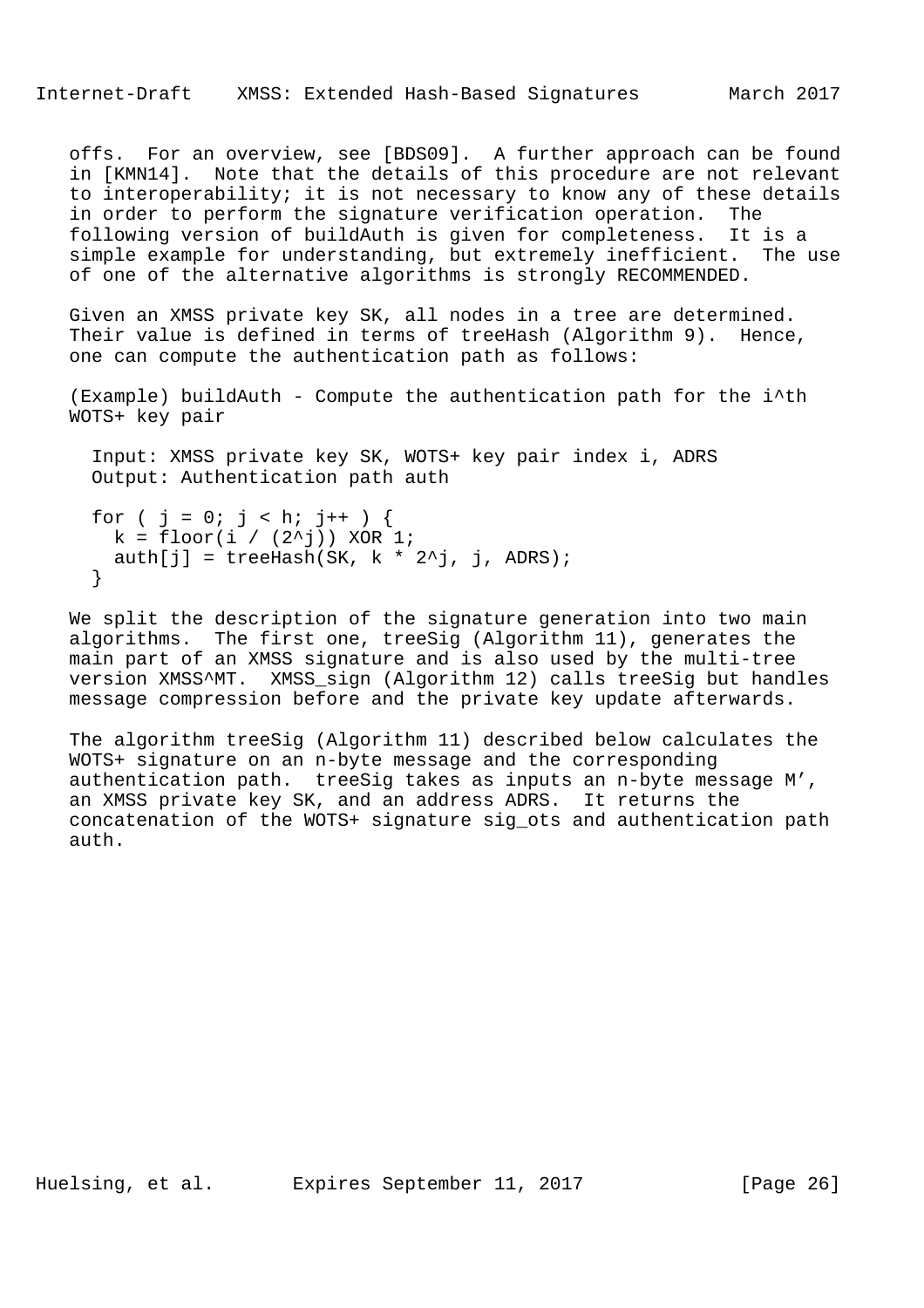offs. For an overview, see [BDS09]. A further approach can be found in [KMN14]. Note that the details of this procedure are not relevant to interoperability; it is not necessary to know any of these details in order to perform the signature verification operation. The following version of buildAuth is given for completeness. It is a simple example for understanding, but extremely inefficient. The use of one of the alternative algorithms is strongly RECOMMENDED.

Given an XMSS private key SK, all nodes in a tree are determined. Their value is defined in terms of treeHash (Algorithm 9). Hence, one can compute the authentication path as follows:

(Example) buildAuth - Compute the authentication path for the i^th WOTS+ key pair

```
  Input: XMSS private key SK, WOTS+ key pair index i, ADRS
  Output: Authentication path auth

  for ( j = 0; j < h; j++ ) {
    k = floor(i / (2^j)) XOR 1;
    auth[j] = treeHash(SK, k * 2^j, j, ADRS);
  }
```

We split the description of the signature generation into two main algorithms. The first one, treeSig (Algorithm 11), generates the main part of an XMSS signature and is also used by the multi-tree version XMSS^MT. XMSS_sign (Algorithm 12) calls treeSig but handles message compression before and the private key update afterwards.

The algorithm treeSig (Algorithm 11) described below calculates the WOTS+ signature on an n-byte message and the corresponding authentication path. treeSig takes as inputs an n-byte message M', an XMSS private key SK, and an address ADRS. It returns the concatenation of the WOTS+ signature sig_ots and authentication path auth.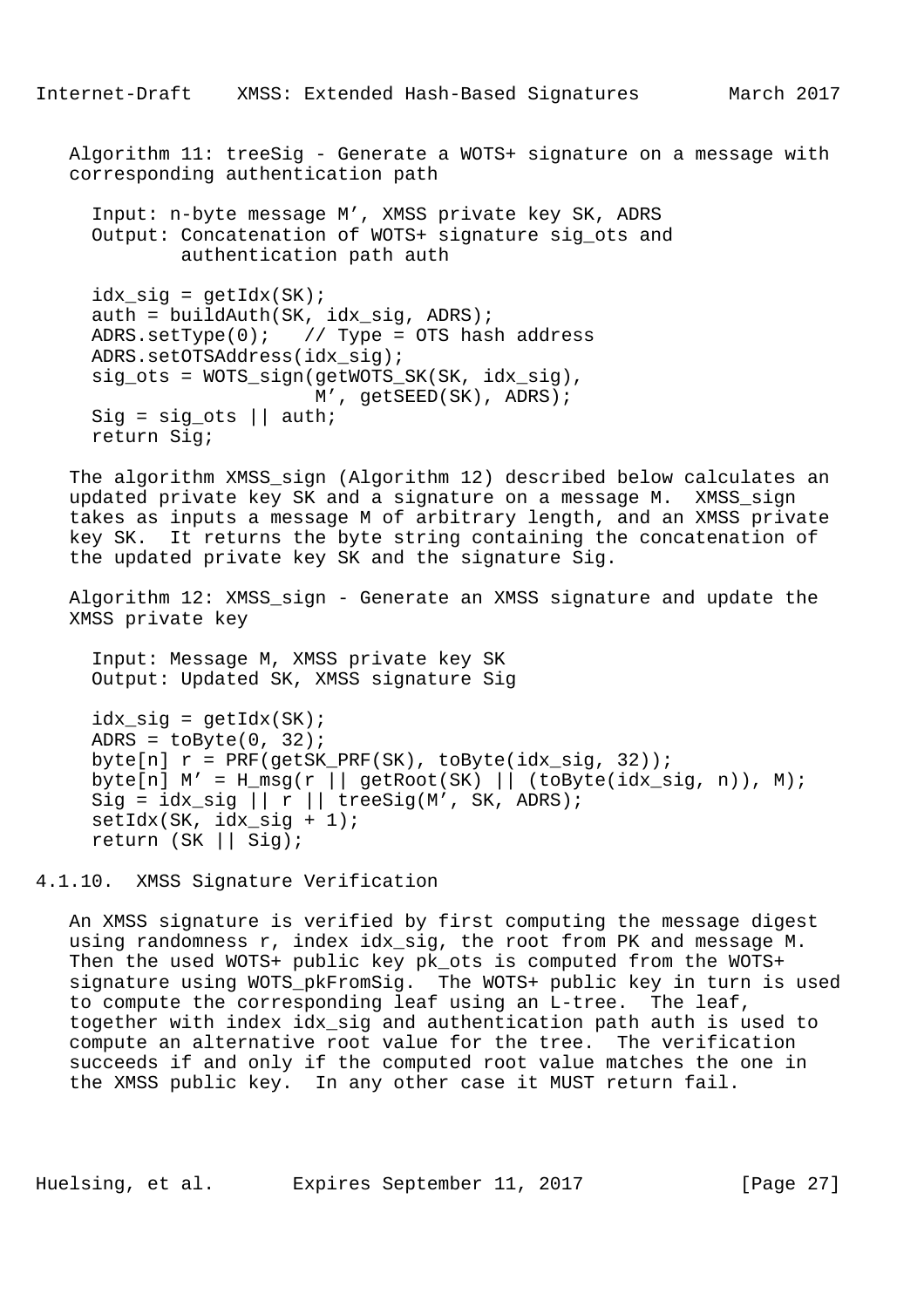Algorithm 11: treeSig - Generate a WOTS+ signature on a message with corresponding authentication path

```
  Input: n-byte message M', XMSS private key SK, ADRS
  Output: Concatenation of WOTS+ signature sig_ots and
          authentication path auth

  idx_sig = getIdx(SK);
  auth = buildAuth(SK, idx_sig, ADRS);
  ADRS.setType(0);   // Type = OTS hash address
  ADRS.setOTSAddress(idx_sig);
  sig_ots = WOTS_sign(getWOTS_SK(SK, idx_sig),
                      M', getSEED(SK), ADRS);
  Sig = sig_ots || auth;
  return Sig;
```

The algorithm XMSS_sign (Algorithm 12) described below calculates an updated private key SK and a signature on a message M. XMSS_sign takes as inputs a message M of arbitrary length, and an XMSS private key SK. It returns the byte string containing the concatenation of the updated private key SK and the signature Sig.

Algorithm 12: XMSS_sign - Generate an XMSS signature and update the XMSS private key

```
  Input: Message M, XMSS private key SK
  Output: Updated SK, XMSS signature Sig

  idx_sig = getIdx(SK);
  ADRS = toByte(0, 32);
  byte[n] r = PRF(getSK_PRF(SK), toByte(idx_sig, 32));
  byte[n] M' = H_msg(r || getRoot(SK) || (toByte(idx_sig, n)), M);
  Sig = idx_sig || r || treeSig(M', SK, ADRS);
  setIdx(SK, idx_sig + 1);
  return (SK || Sig);
```

## 4.1.10. XMSS Signature Verification

An XMSS signature is verified by first computing the message digest using randomness r, index idx_sig, the root from PK and message M. Then the used WOTS+ public key pk_ots is computed from the WOTS+ signature using WOTS_pkFromSig. The WOTS+ public key in turn is used to compute the corresponding leaf using an L-tree. The leaf, together with index idx_sig and authentication path auth is used to compute an alternative root value for the tree. The verification succeeds if and only if the computed root value matches the one in the XMSS public key. In any other case it MUST return fail.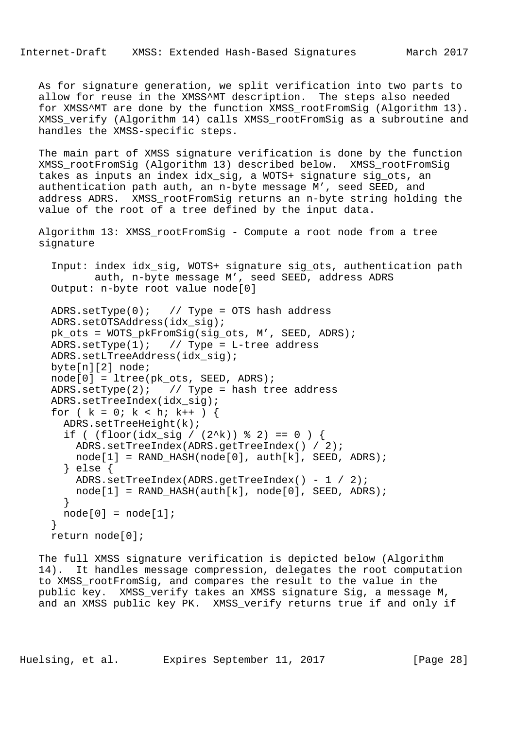As for signature generation, we split verification into two parts to allow for reuse in the XMSS^MT description. The steps also needed for XMSS^MT are done by the function XMSS_rootFromSig (Algorithm 13). XMSS_verify (Algorithm 14) calls XMSS_rootFromSig as a subroutine and handles the XMSS-specific steps.

The main part of XMSS signature verification is done by the function XMSS_rootFromSig (Algorithm 13) described below. XMSS_rootFromSig takes as inputs an index idx_sig, a WOTS+ signature sig_ots, an authentication path auth, an n-byte message M', seed SEED, and address ADRS. XMSS_rootFromSig returns an n-byte string holding the value of the root of a tree defined by the input data.

Algorithm 13: XMSS_rootFromSig - Compute a root node from a tree signature

```
  Input: index idx_sig, WOTS+ signature sig_ots, authentication path
         auth, n-byte message M', seed SEED, address ADRS
  Output: n-byte root value node[0]

  ADRS.setType(0);   // Type = OTS hash address
  ADRS.setOTSAddress(idx_sig);
  pk_ots = WOTS_pkFromSig(sig_ots, M', SEED, ADRS);
  ADRS.setType(1);   // Type = L-tree address
  ADRS.setLTreeAddress(idx_sig);
  byte[n][2] node;
  node[0] = ltree(pk_ots, SEED, ADRS);
  ADRS.setType(2);   // Type = hash tree address
  ADRS.setTreeIndex(idx_sig);
  for ( k = 0; k < h; k++ ) {
    ADRS.setTreeHeight(k);
    if ( (floor(idx_sig / (2^k)) % 2) == 0 ) {
      ADRS.setTreeIndex(ADRS.getTreeIndex() / 2);
      node[1] = RAND_HASH(node[0], auth[k], SEED, ADRS);
    } else {
      ADRS.setTreeIndex(ADRS.getTreeIndex() - 1 / 2);
      node[1] = RAND_HASH(auth[k], node[0], SEED, ADRS);
    }
    node[0] = node[1];
  }
  return node[0];
```

The full XMSS signature verification is depicted below (Algorithm 14). It handles message compression, delegates the root computation to XMSS_rootFromSig, and compares the result to the value in the public key. XMSS_verify takes an XMSS signature Sig, a message M, and an XMSS public key PK. XMSS_verify returns true if and only if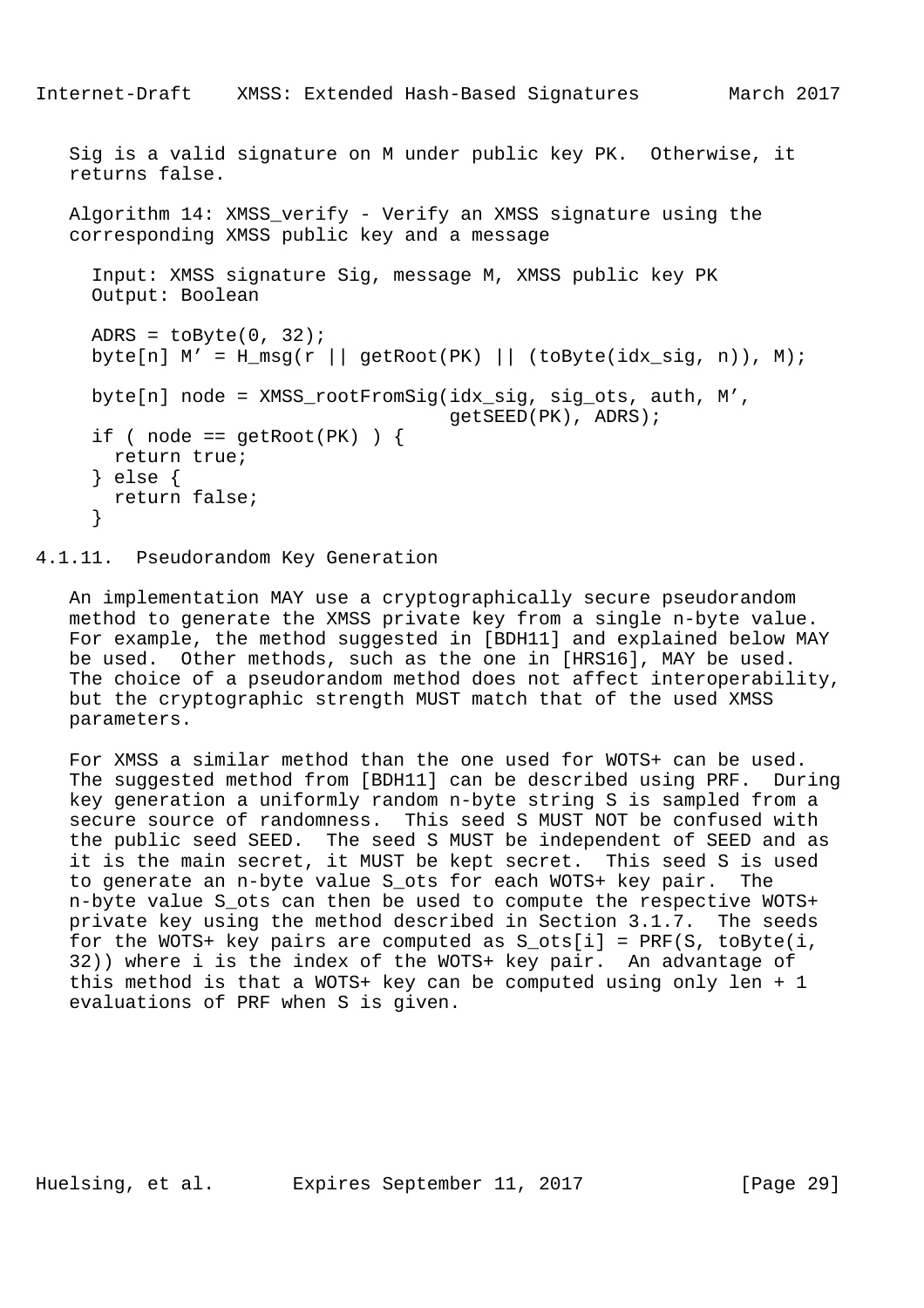Sig is a valid signature on M under public key PK. Otherwise, it returns false.

Algorithm 14: XMSS_verify - Verify an XMSS signature using the corresponding XMSS public key and a message

```
  Input: XMSS signature Sig, message M, XMSS public key PK
  Output: Boolean

  ADRS = toByte(0, 32);
  byte[n] M' = H_msg(r || getRoot(PK) || (toByte(idx_sig, n)), M);

  byte[n] node = XMSS_rootFromSig(idx_sig, sig_ots, auth, M',
                                  getSEED(PK), ADRS);
  if ( node == getRoot(PK) ) {
    return true;
  } else {
    return false;
  }
```

### 4.1.11. Pseudorandom Key Generation

An implementation MAY use a cryptographically secure pseudorandom method to generate the XMSS private key from a single n-byte value. For example, the method suggested in [BDH11] and explained below MAY be used. Other methods, such as the one in [HRS16], MAY be used. The choice of a pseudorandom method does not affect interoperability, but the cryptographic strength MUST match that of the used XMSS parameters.

For XMSS a similar method than the one used for WOTS+ can be used. The suggested method from [BDH11] can be described using PRF. During key generation a uniformly random n-byte string S is sampled from a secure source of randomness. This seed S MUST NOT be confused with the public seed SEED. The seed S MUST be independent of SEED and as it is the main secret, it MUST be kept secret. This seed S is used to generate an n-byte value S_ots for each WOTS+ key pair. The n-byte value S_ots can then be used to compute the respective WOTS+ private key using the method described in Section 3.1.7. The seeds for the WOTS+ key pairs are computed as S_ots[i] = PRF(S, toByte(i, 32)) where i is the index of the WOTS+ key pair. An advantage of this method is that a WOTS+ key can be computed using only len + 1 evaluations of PRF when S is given.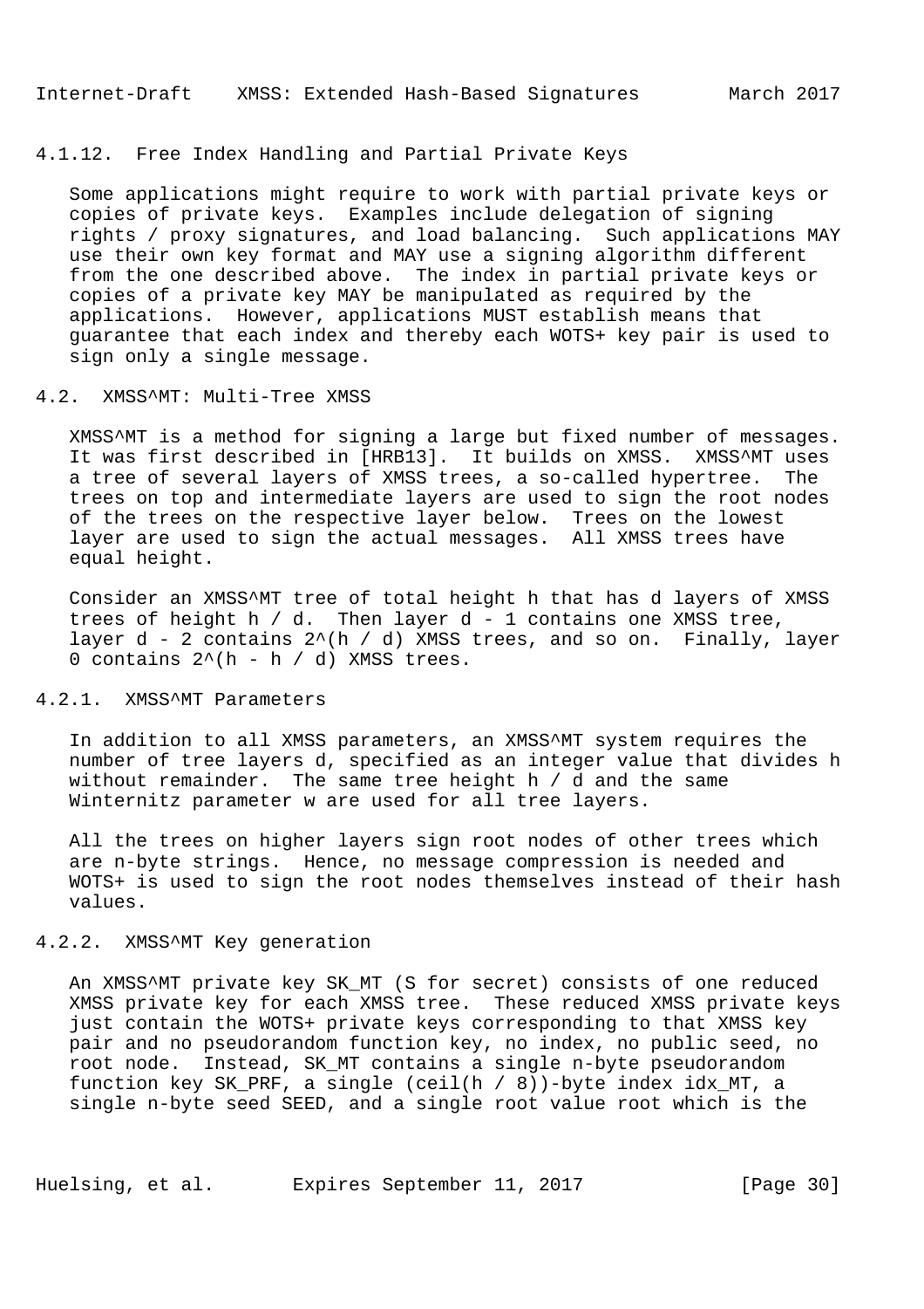### 4.1.12. Free Index Handling and Partial Private Keys

Some applications might require to work with partial private keys or copies of private keys. Examples include delegation of signing rights / proxy signatures, and load balancing. Such applications MAY use their own key format and MAY use a signing algorithm different from the one described above. The index in partial private keys or copies of a private key MAY be manipulated as required by the applications. However, applications MUST establish means that guarantee that each index and thereby each WOTS+ key pair is used to sign only a single message.

## 4.2. XMSS^MT: Multi-Tree XMSS

XMSS^MT is a method for signing a large but fixed number of messages. It was first described in [HRB13]. It builds on XMSS. XMSS^MT uses a tree of several layers of XMSS trees, a so-called hypertree. The trees on top and intermediate layers are used to sign the root nodes of the trees on the respective layer below. Trees on the lowest layer are used to sign the actual messages. All XMSS trees have equal height.

Consider an XMSS^MT tree of total height $h$ that has $d$ layers of XMSS trees of height $h / d$. Then layer $d - 1$ contains one XMSS tree, layer $d - 2$ contains $2^{(h / d)}$ XMSS trees, and so on. Finally, layer $0$ contains $2^{(h - h / d)}$ XMSS trees.

### 4.2.1. XMSS^MT Parameters

In addition to all XMSS parameters, an XMSS^MT system requires the number of tree layers $d$, specified as an integer value that divides $h$ without remainder. The same tree height $h / d$ and the same Winternitz parameter $w$ are used for all tree layers.

All the trees on higher layers sign root nodes of other trees which are n-byte strings. Hence, no message compression is needed and WOTS+ is used to sign the root nodes themselves instead of their hash values.

### 4.2.2. XMSS^MT Key generation

An XMSS^MT private key SK_MT (S for secret) consists of one reduced XMSS private key for each XMSS tree. These reduced XMSS private keys just contain the WOTS+ private keys corresponding to that XMSS key pair and no pseudorandom function key, no index, no public seed, no root node. Instead, SK_MT contains a single n-byte pseudorandom function key SK_PRF, a single (ceil(h / 8))-byte index idx_MT, a single n-byte seed SEED, and a single root value root which is the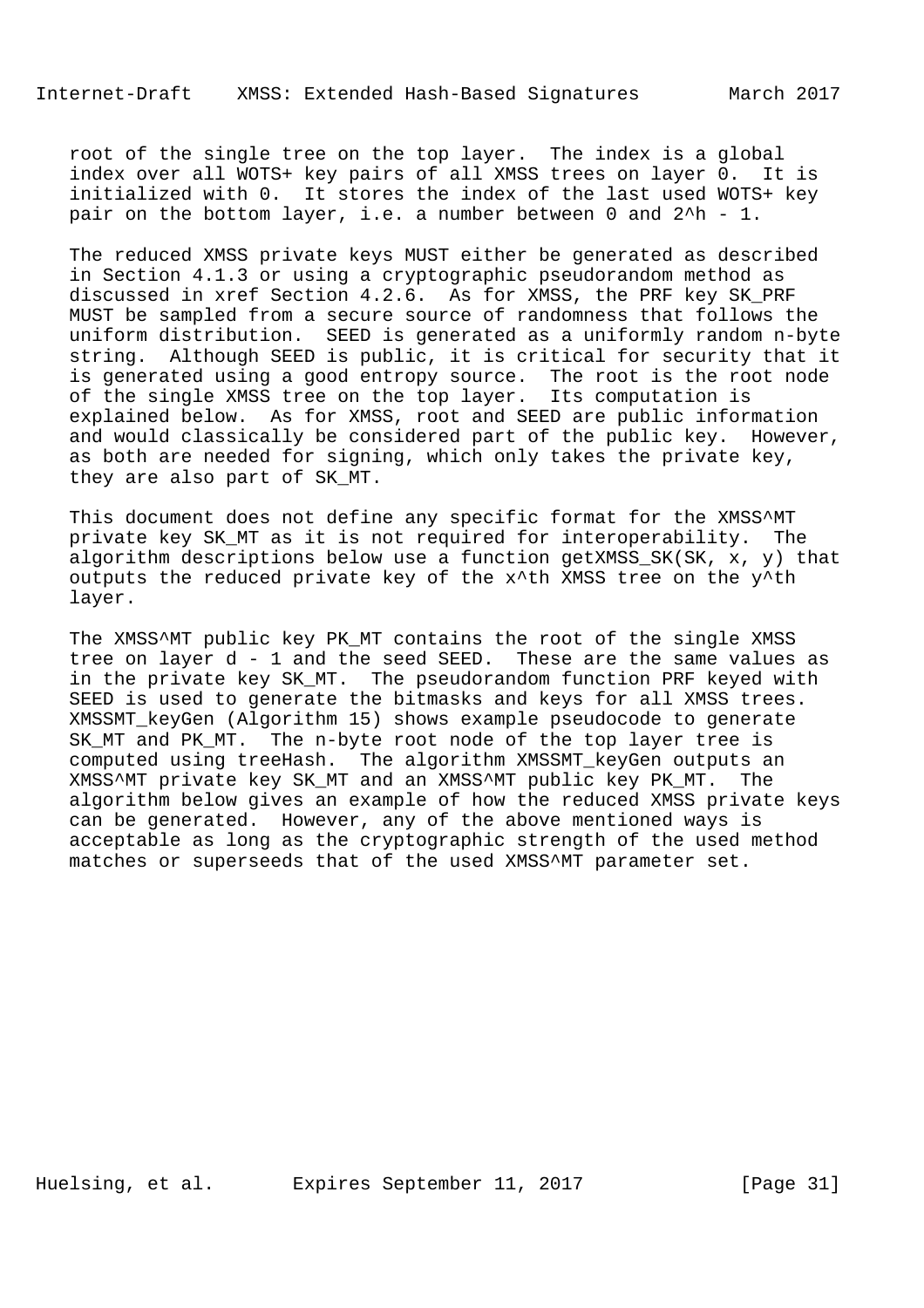root of the single tree on the top layer. The index is a global index over all WOTS+ key pairs of all XMSS trees on layer 0. It is initialized with 0. It stores the index of the last used WOTS+ key pair on the bottom layer, i.e. a number between 0 and $2^h - 1$.

The reduced XMSS private keys MUST either be generated as described in Section 4.1.3 or using a cryptographic pseudorandom method as discussed in xref Section 4.2.6. As for XMSS, the PRF key SK_PRF MUST be sampled from a secure source of randomness that follows the uniform distribution. SEED is generated as a uniformly random n-byte string. Although SEED is public, it is critical for security that it is generated using a good entropy source. The root is the root node of the single XMSS tree on the top layer. Its computation is explained below. As for XMSS, root and SEED are public information and would classically be considered part of the public key. However, as both are needed for signing, which only takes the private key, they are also part of SK_MT.

This document does not define any specific format for the XMSS^MT private key SK_MT as it is not required for interoperability. The algorithm descriptions below use a function getXMSS_SK(SK, x, y) that outputs the reduced private key of the x^th XMSS tree on the y^th layer.

The XMSS^MT public key PK_MT contains the root of the single XMSS tree on layer d - 1 and the seed SEED. These are the same values as in the private key SK_MT. The pseudorandom function PRF keyed with SEED is used to generate the bitmasks and keys for all XMSS trees. XMSSMT_keyGen (Algorithm 15) shows example pseudocode to generate SK_MT and PK_MT. The n-byte root node of the top layer tree is computed using treeHash. The algorithm XMSSMT_keyGen outputs an XMSS^MT private key SK_MT and an XMSS^MT public key PK_MT. The algorithm below gives an example of how the reduced XMSS private keys can be generated. However, any of the above mentioned ways is acceptable as long as the cryptographic strength of the used method matches or superseeds that of the used XMSS^MT parameter set.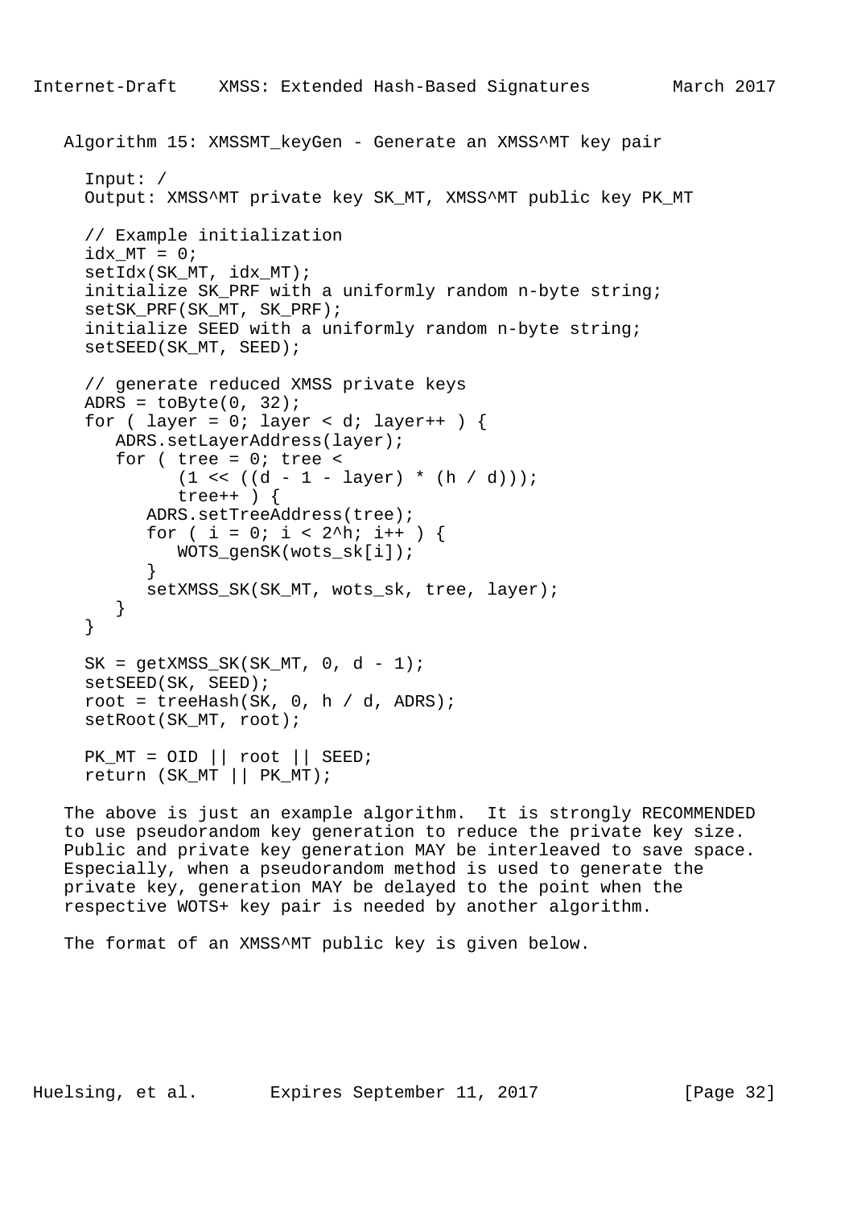Algorithm 15: XMSSMT_keyGen - Generate an XMSS^MT key pair

```
  Input: /
  Output: XMSS^MT private key SK_MT, XMSS^MT public key PK_MT

  // Example initialization
  idx_MT = 0;
  setIdx(SK_MT, idx_MT);
  initialize SK_PRF with a uniformly random n-byte string;
  setSK_PRF(SK_MT, SK_PRF);
  initialize SEED with a uniformly random n-byte string;
  setSEED(SK_MT, SEED);

  // generate reduced XMSS private keys
  ADRS = toByte(0, 32);
  for ( layer = 0; layer < d; layer++ ) {
     ADRS.setLayerAddress(layer);
     for ( tree = 0; tree <
           (1 << ((d - 1 - layer) * (h / d)));
           tree++ ) {
        ADRS.setTreeAddress(tree);
        for ( i = 0; i < 2^h; i++ ) {
           WOTS_genSK(wots_sk[i]);
        }
        setXMSS_SK(SK_MT, wots_sk, tree, layer);
     }
  }

  SK = getXMSS_SK(SK_MT, 0, d - 1);
  setSEED(SK, SEED);
  root = treeHash(SK, 0, h / d, ADRS);
  setRoot(SK_MT, root);

  PK_MT = OID || root || SEED;
  return (SK_MT || PK_MT);
```

The above is just an example algorithm. It is strongly RECOMMENDED to use pseudorandom key generation to reduce the private key size. Public and private key generation MAY be interleaved to save space. Especially, when a pseudorandom method is used to generate the private key, generation MAY be delayed to the point when the respective WOTS+ key pair is needed by another algorithm.

The format of an XMSS^MT public key is given below.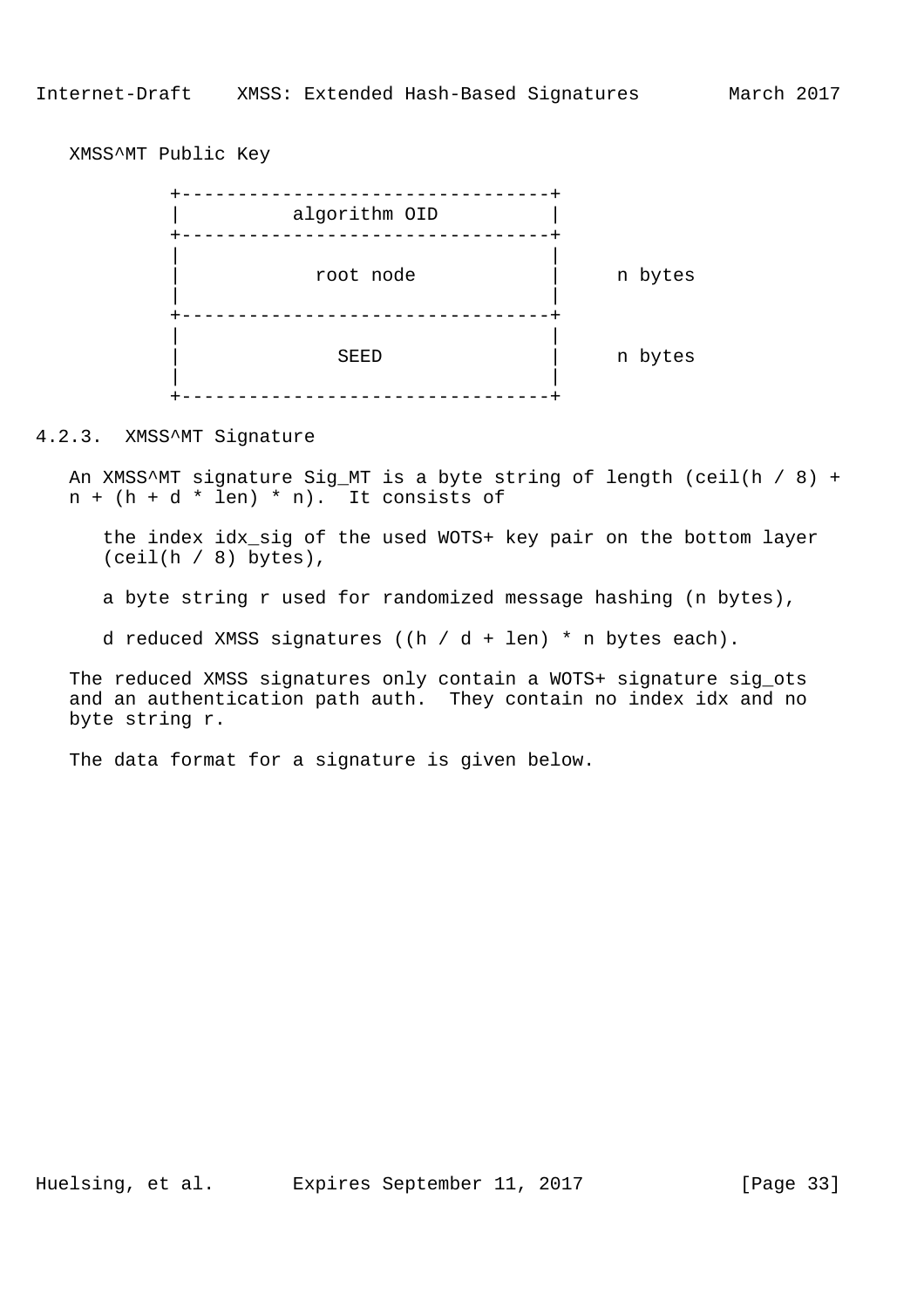XMSS^MT Public Key

```
          +---------------------------------+
          |          algorithm OID          |
          +---------------------------------+
          |                                 |
          |            root node            |     n bytes
          |                                 |
          +---------------------------------+
          |                                 |
          |              SEED               |     n bytes
          |                                 |
          +---------------------------------+
```

### 4.2.3. XMSS^MT Signature

An XMSS^MT signature Sig_MT is a byte string of length (ceil(h / 8) + n + (h + d * len) * n). It consists of

the index idx_sig of the used WOTS+ key pair on the bottom layer (ceil(h / 8) bytes),

a byte string r used for randomized message hashing (n bytes),

d reduced XMSS signatures ((h / d + len) * n bytes each).

The reduced XMSS signatures only contain a WOTS+ signature sig_ots and an authentication path auth. They contain no index idx and no byte string r.

The data format for a signature is given below.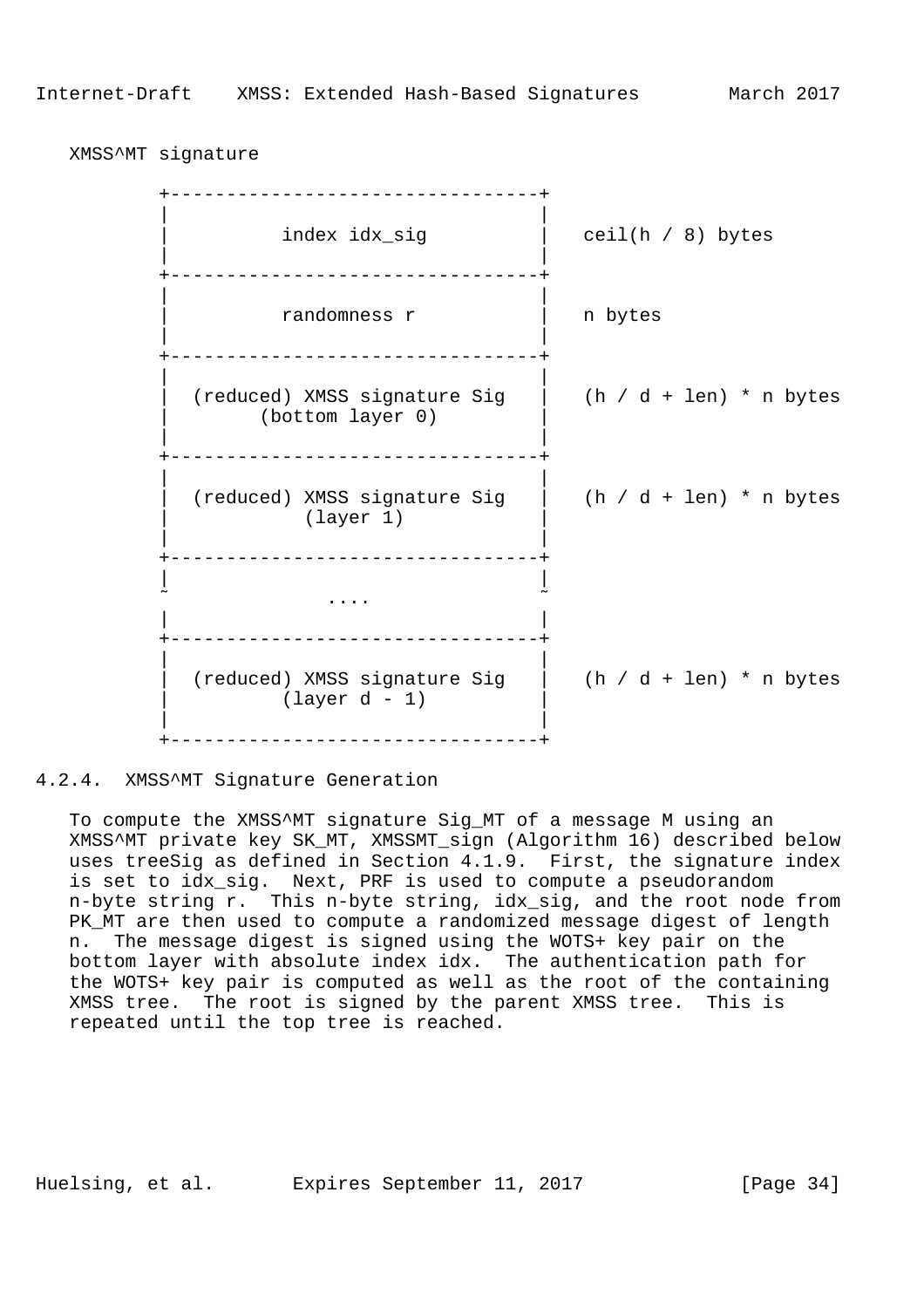XMSS^MT signature

```
         +---------------------------------+
         |                                 |
         |          index idx_sig          |   ceil(h / 8) bytes
         |                                 |
         +---------------------------------+
         |                                 |
         |          randomness r           |   n bytes
         |                                 |
         +---------------------------------+
         |                                 |
         |  (reduced) XMSS signature Sig   |   (h / d + len) * n bytes
         |        (bottom layer 0)         |
         |                                 |
         +---------------------------------+
         |                                 |
         |  (reduced) XMSS signature Sig   |   (h / d + len) * n bytes
         |            (layer 1)            |
         |                                 |
         +---------------------------------+
         |                                 |
         ~              ....               ~
         |                                 |
         +---------------------------------+
         |                                 |
         |  (reduced) XMSS signature Sig   |   (h / d + len) * n bytes
         |          (layer d - 1)          |
         |                                 |
         +---------------------------------+
```

### 4.2.4. XMSS^MT Signature Generation

To compute the XMSS^MT signature Sig_MT of a message M using an XMSS^MT private key SK_MT, XMSSMT_sign (Algorithm 16) described below uses treeSig as defined in Section 4.1.9. First, the signature index is set to idx_sig. Next, PRF is used to compute a pseudorandom n-byte string r. This n-byte string, idx_sig, and the root node from PK_MT are then used to compute a randomized message digest of length n. The message digest is signed using the WOTS+ key pair on the bottom layer with absolute index idx. The authentication path for the WOTS+ key pair is computed as well as the root of the containing XMSS tree. The root is signed by the parent XMSS tree. This is repeated until the top tree is reached.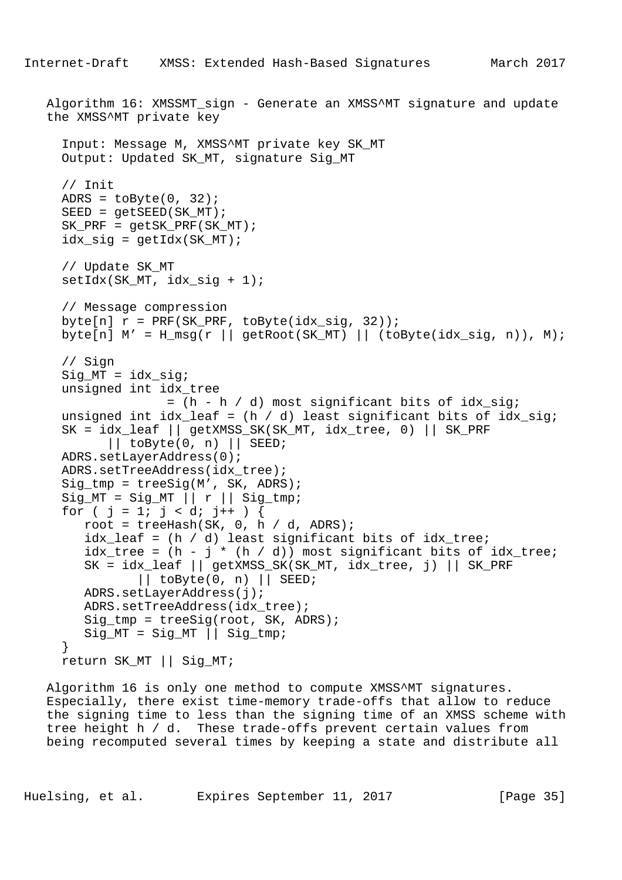Algorithm 16: XMSSMT_sign - Generate an XMSS^MT signature and update the XMSS^MT private key

```
  Input: Message M, XMSS^MT private key SK_MT
  Output: Updated SK_MT, signature Sig_MT

  // Init
  ADRS = toByte(0, 32);
  SEED = getSEED(SK_MT);
  SK_PRF = getSK_PRF(SK_MT);
  idx_sig = getIdx(SK_MT);

  // Update SK_MT
  setIdx(SK_MT, idx_sig + 1);

  // Message compression
  byte[n] r = PRF(SK_PRF, toByte(idx_sig, 32));
  byte[n] M' = H_msg(r || getRoot(SK_MT) || (toByte(idx_sig, n)), M);

  // Sign
  Sig_MT = idx_sig;
  unsigned int idx_tree
                = (h - h / d) most significant bits of idx_sig;
  unsigned int idx_leaf = (h / d) least significant bits of idx_sig;
  SK = idx_leaf || getXMSS_SK(SK_MT, idx_tree, 0) || SK_PRF
        || toByte(0, n) || SEED;
  ADRS.setLayerAddress(0);
  ADRS.setTreeAddress(idx_tree);
  Sig_tmp = treeSig(M', SK, ADRS);
  Sig_MT = Sig_MT || r || Sig_tmp;
  for ( j = 1; j < d; j++ ) {
     root = treeHash(SK, 0, h / d, ADRS);
     idx_leaf = (h / d) least significant bits of idx_tree;
     idx_tree = (h - j * (h / d)) most significant bits of idx_tree;
     SK = idx_leaf || getXMSS_SK(SK_MT, idx_tree, j) || SK_PRF
            || toByte(0, n) || SEED;
     ADRS.setLayerAddress(j);
     ADRS.setTreeAddress(idx_tree);
     Sig_tmp = treeSig(root, SK, ADRS);
     Sig_MT = Sig_MT || Sig_tmp;
  }
  return SK_MT || Sig_MT;
```

Algorithm 16 is only one method to compute XMSS^MT signatures. Especially, there exist time-memory trade-offs that allow to reduce the signing time to less than the signing time of an XMSS scheme with tree height h / d. These trade-offs prevent certain values from being recomputed several times by keeping a state and distribute all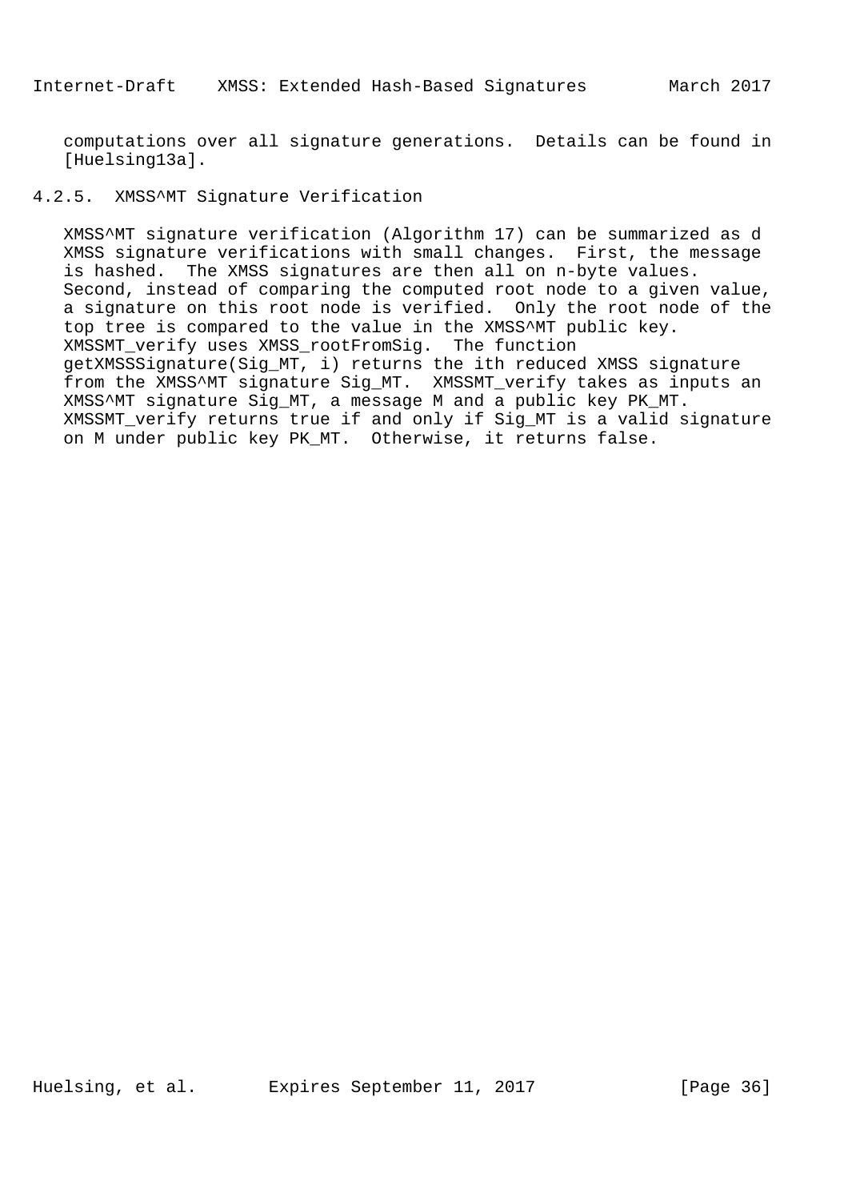computations over all signature generations. Details can be found in [Huelsing13a].

### 4.2.5. XMSS^MT Signature Verification

XMSS^MT signature verification (Algorithm 17) can be summarized as d XMSS signature verifications with small changes. First, the message is hashed. The XMSS signatures are then all on n-byte values. Second, instead of comparing the computed root node to a given value, a signature on this root node is verified. Only the root node of the top tree is compared to the value in the XMSS^MT public key. XMSSMT_verify uses XMSS_rootFromSig. The function getXMSSSignature(Sig_MT, i) returns the ith reduced XMSS signature from the XMSS^MT signature Sig_MT. XMSSMT_verify takes as inputs an XMSS^MT signature Sig_MT, a message M and a public key PK_MT. XMSSMT_verify returns true if and only if Sig_MT is a valid signature on M under public key PK_MT. Otherwise, it returns false.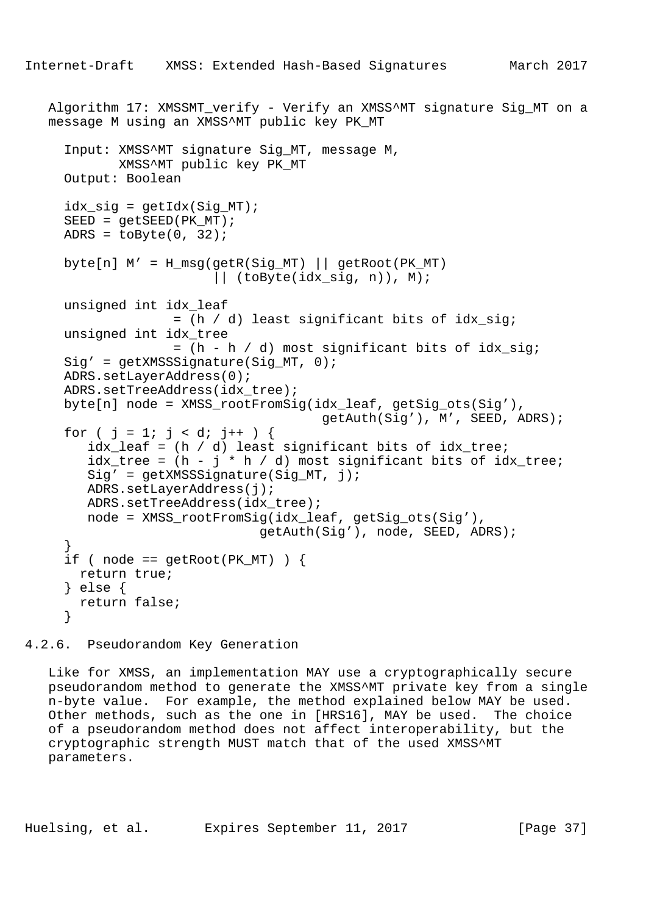Algorithm 17: XMSSMT_verify - Verify an XMSS^MT signature Sig_MT on a message M using an XMSS^MT public key PK_MT

```
  Input: XMSS^MT signature Sig_MT, message M,
         XMSS^MT public key PK_MT
  Output: Boolean

  idx_sig = getIdx(Sig_MT);
  SEED = getSEED(PK_MT);
  ADRS = toByte(0, 32);

  byte[n] M' = H_msg(getR(Sig_MT) || getRoot(PK_MT)
                     || (toByte(idx_sig, n)), M);

  unsigned int idx_leaf
               = (h / d) least significant bits of idx_sig;
  unsigned int idx_tree
               = (h - h / d) most significant bits of idx_sig;
  Sig' = getXMSSSignature(Sig_MT, 0);
  ADRS.setLayerAddress(0);
  ADRS.setTreeAddress(idx_tree);
  byte[n] node = XMSS_rootFromSig(idx_leaf, getSig_ots(Sig'),
                                  getAuth(Sig'), M', SEED, ADRS);
  for ( j = 1; j < d; j++ ) {
     idx_leaf = (h / d) least significant bits of idx_tree;
     idx_tree = (h - j * h / d) most significant bits of idx_tree;
     Sig' = getXMSSSignature(Sig_MT, j);
     ADRS.setLayerAddress(j);
     ADRS.setTreeAddress(idx_tree);
     node = XMSS_rootFromSig(idx_leaf, getSig_ots(Sig'),
                          getAuth(Sig'), node, SEED, ADRS);
  }
  if ( node == getRoot(PK_MT) ) {
    return true;
  } else {
    return false;
  }
```

### 4.2.6. Pseudorandom Key Generation

Like for XMSS, an implementation MAY use a cryptographically secure pseudorandom method to generate the XMSS^MT private key from a single n-byte value. For example, the method explained below MAY be used. Other methods, such as the one in [HRS16], MAY be used. The choice of a pseudorandom method does not affect interoperability, but the cryptographic strength MUST match that of the used XMSS^MT parameters.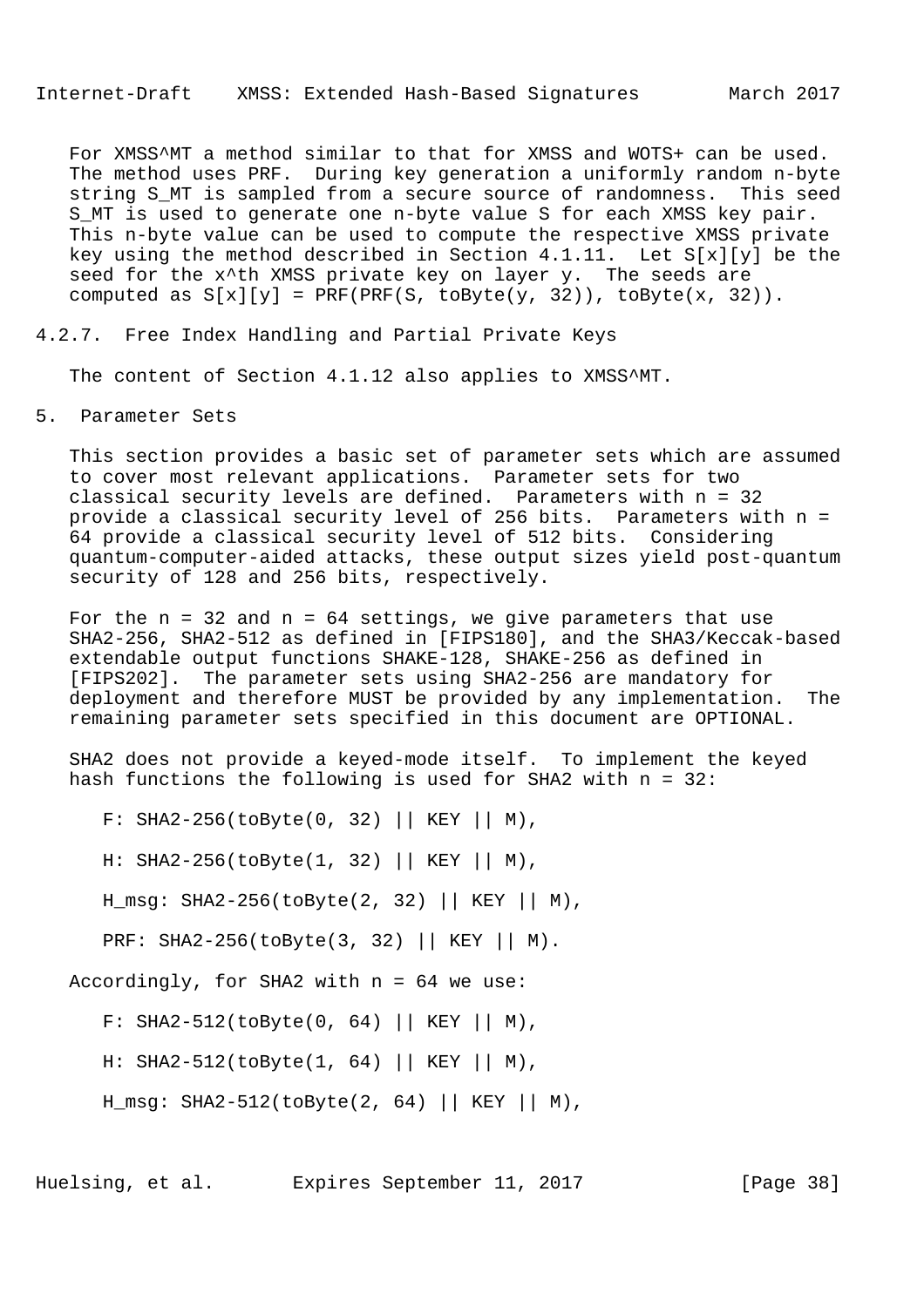For XMSS^MT a method similar to that for XMSS and WOTS+ can be used. The method uses PRF. During key generation a uniformly random n-byte string S_MT is sampled from a secure source of randomness. This seed S_MT is used to generate one n-byte value S for each XMSS key pair. This n-byte value can be used to compute the respective XMSS private key using the method described in Section 4.1.11. Let S[x][y] be the seed for the x^th XMSS private key on layer y. The seeds are computed as S[x][y] = PRF(PRF(S, toByte(y, 32)), toByte(x, 32)).

### 4.2.7. Free Index Handling and Partial Private Keys

The content of Section 4.1.12 also applies to XMSS^MT.

## 5. Parameter Sets

This section provides a basic set of parameter sets which are assumed to cover most relevant applications. Parameter sets for two classical security levels are defined. Parameters with n = 32 provide a classical security level of 256 bits. Parameters with n = 64 provide a classical security level of 512 bits. Considering quantum-computer-aided attacks, these output sizes yield post-quantum security of 128 and 256 bits, respectively.

For the n = 32 and n = 64 settings, we give parameters that use SHA2-256, SHA2-512 as defined in [FIPS180], and the SHA3/Keccak-based extendable output functions SHAKE-128, SHAKE-256 as defined in [FIPS202]. The parameter sets using SHA2-256 are mandatory for deployment and therefore MUST be provided by any implementation. The remaining parameter sets specified in this document are OPTIONAL.

SHA2 does not provide a keyed-mode itself. To implement the keyed hash functions the following is used for SHA2 with n = 32:

```
F: SHA2-256(toByte(0, 32) || KEY || M),

H: SHA2-256(toByte(1, 32) || KEY || M),

H_msg: SHA2-256(toByte(2, 32) || KEY || M),

PRF: SHA2-256(toByte(3, 32) || KEY || M).
```

Accordingly, for SHA2 with n = 64 we use:

```
F: SHA2-512(toByte(0, 64) || KEY || M),

H: SHA2-512(toByte(1, 64) || KEY || M),

H_msg: SHA2-512(toByte(2, 64) || KEY || M),
```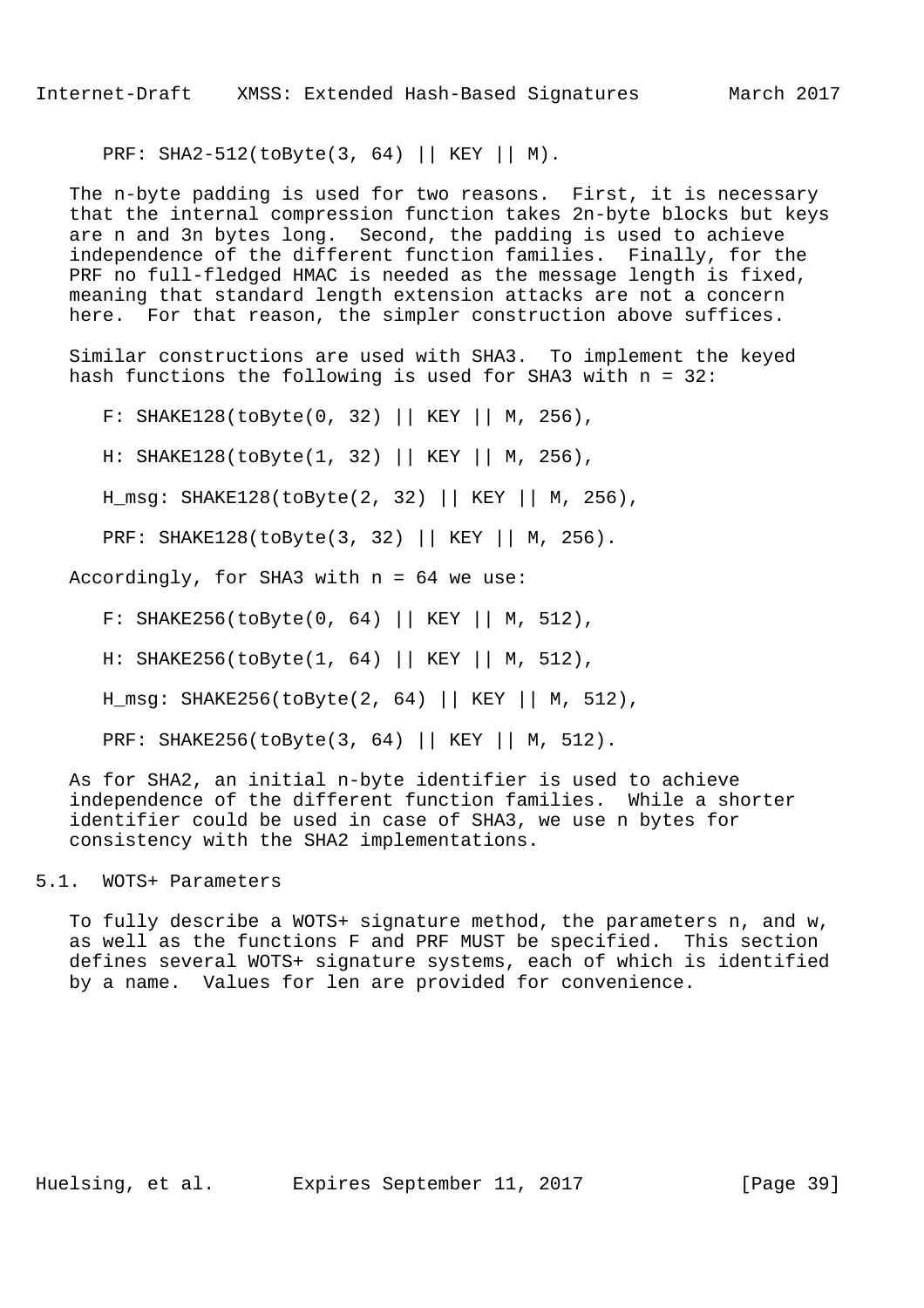PRF: SHA2-512(toByte(3, 64) || KEY || M).

The n-byte padding is used for two reasons. First, it is necessary that the internal compression function takes 2n-byte blocks but keys are n and 3n bytes long. Second, the padding is used to achieve independence of the different function families. Finally, for the PRF no full-fledged HMAC is needed as the message length is fixed, meaning that standard length extension attacks are not a concern here. For that reason, the simpler construction above suffices.

Similar constructions are used with SHA3. To implement the keyed hash functions the following is used for SHA3 with n = 32:

F: SHAKE128(toByte(0, 32) || KEY || M, 256),

H: SHAKE128(toByte(1, 32) || KEY || M, 256),

H_msg: SHAKE128(toByte(2, 32) || KEY || M, 256),

PRF: SHAKE128(toByte(3, 32) || KEY || M, 256).

Accordingly, for SHA3 with n = 64 we use:

F: SHAKE256(toByte(0, 64) || KEY || M, 512),

H: SHAKE256(toByte(1, 64) || KEY || M, 512),

H_msg: SHAKE256(toByte(2, 64) || KEY || M, 512),

PRF: SHAKE256(toByte(3, 64) || KEY || M, 512).

As for SHA2, an initial n-byte identifier is used to achieve independence of the different function families. While a shorter identifier could be used in case of SHA3, we use n bytes for consistency with the SHA2 implementations.

## 5.1. WOTS+ Parameters

To fully describe a WOTS+ signature method, the parameters n, and w, as well as the functions F and PRF MUST be specified. This section defines several WOTS+ signature systems, each of which is identified by a name. Values for len are provided for convenience.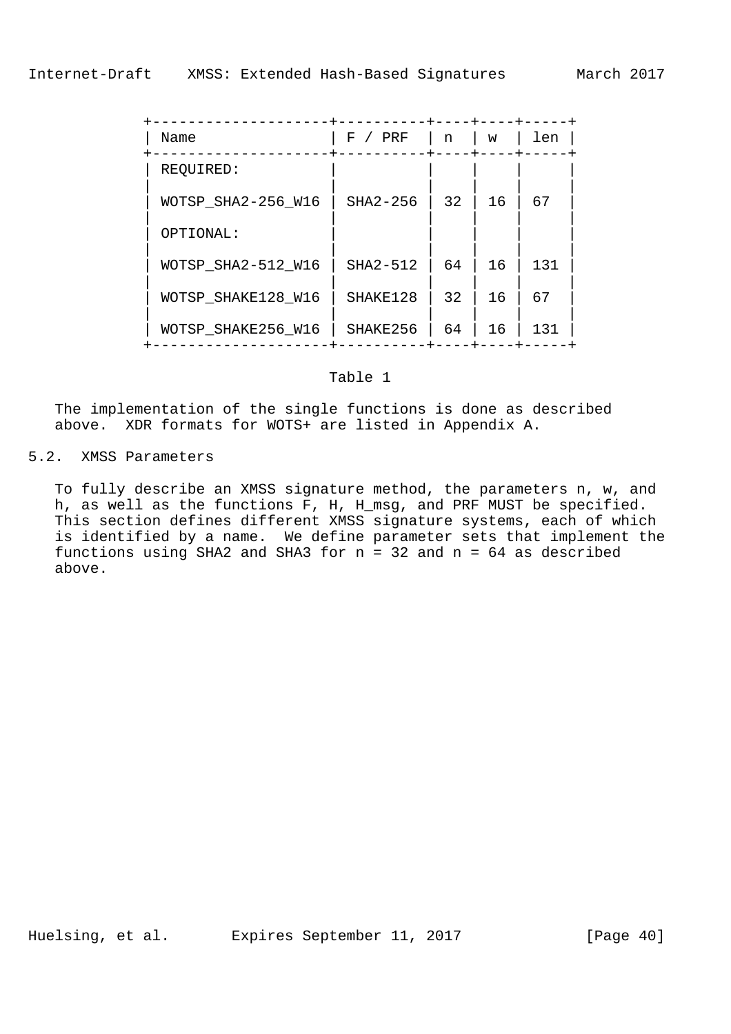| Name | F / PRF | n | w | len |
|---|---|---|---|---|
| REQUIRED: | | | | |
| WOTSP_SHA2-256_W16 | SHA2-256 | 32 | 16 | 67 |
| OPTIONAL: | | | | |
| WOTSP_SHA2-512_W16 | SHA2-512 | 64 | 16 | 131 |
| WOTSP_SHAKE128_W16 | SHAKE128 | 32 | 16 | 67 |
| WOTSP_SHAKE256_W16 | SHAKE256 | 64 | 16 | 131 |

Table 1

The implementation of the single functions is done as described above. XDR formats for WOTS+ are listed in Appendix A.

## 5.2. XMSS Parameters

To fully describe an XMSS signature method, the parameters n, w, and h, as well as the functions F, H, H_msg, and PRF MUST be specified. This section defines different XMSS signature systems, each of which is identified by a name. We define parameter sets that implement the functions using SHA2 and SHA3 for n = 32 and n = 64 as described above.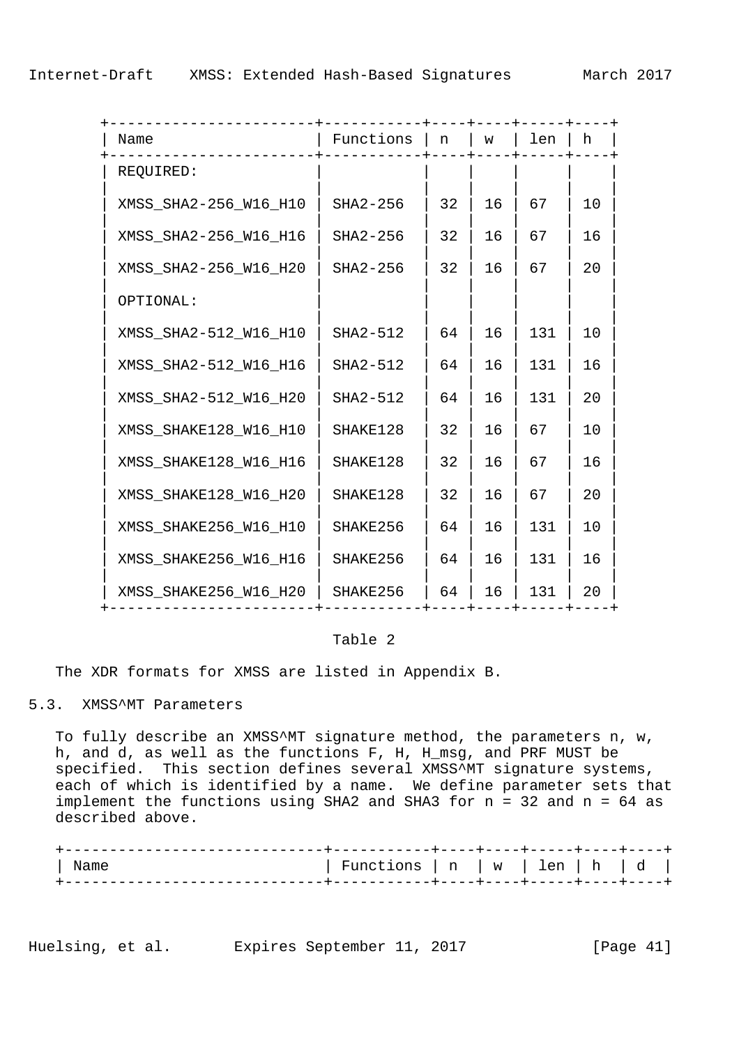| Name | Functions | n | w | len | h |
|---|---|---|---|---|---|
| REQUIRED: | | | | | |
| XMSS_SHA2-256_W16_H10 | SHA2-256 | 32 | 16 | 67 | 10 |
| XMSS_SHA2-256_W16_H16 | SHA2-256 | 32 | 16 | 67 | 16 |
| XMSS_SHA2-256_W16_H20 | SHA2-256 | 32 | 16 | 67 | 20 |
| OPTIONAL: | | | | | |
| XMSS_SHA2-512_W16_H10 | SHA2-512 | 64 | 16 | 131 | 10 |
| XMSS_SHA2-512_W16_H16 | SHA2-512 | 64 | 16 | 131 | 16 |
| XMSS_SHA2-512_W16_H20 | SHA2-512 | 64 | 16 | 131 | 20 |
| XMSS_SHAKE128_W16_H10 | SHAKE128 | 32 | 16 | 67 | 10 |
| XMSS_SHAKE128_W16_H16 | SHAKE128 | 32 | 16 | 67 | 16 |
| XMSS_SHAKE128_W16_H20 | SHAKE128 | 32 | 16 | 67 | 20 |
| XMSS_SHAKE256_W16_H10 | SHAKE256 | 64 | 16 | 131 | 10 |
| XMSS_SHAKE256_W16_H16 | SHAKE256 | 64 | 16 | 131 | 16 |
| XMSS_SHAKE256_W16_H20 | SHAKE256 | 64 | 16 | 131 | 20 |

Table 2

The XDR formats for XMSS are listed in Appendix B.

## 5.3. XMSS^MT Parameters

To fully describe an XMSS^MT signature method, the parameters n, w, h, and d, as well as the functions F, H, H_msg, and PRF MUST be specified. This section defines several XMSS^MT signature systems, each of which is identified by a name. We define parameter sets that implement the functions using SHA2 and SHA3 for n = 32 and n = 64 as described above.

| Name | Functions | n | w | len | h | d |
|---|---|---|---|---|---|---|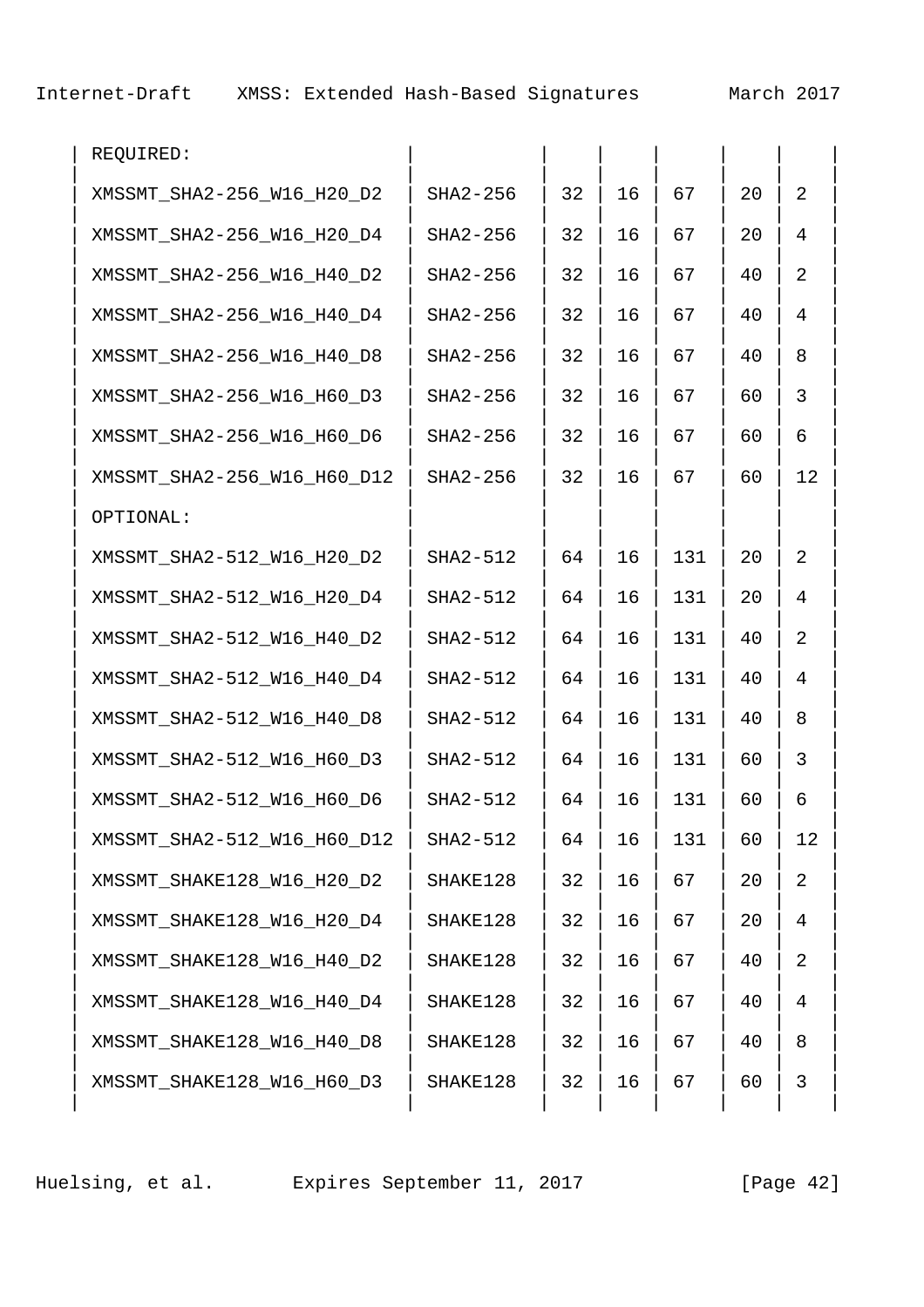| | | | | | | |
|---|---|---|---|---|---|---|
| REQUIRED: | | | | | | |
| XMSSMT_SHA2-256_W16_H20_D2 | SHA2-256 | 32 | 16 | 67 | 20 | 2 |
| XMSSMT_SHA2-256_W16_H20_D4 | SHA2-256 | 32 | 16 | 67 | 20 | 4 |
| XMSSMT_SHA2-256_W16_H40_D2 | SHA2-256 | 32 | 16 | 67 | 40 | 2 |
| XMSSMT_SHA2-256_W16_H40_D4 | SHA2-256 | 32 | 16 | 67 | 40 | 4 |
| XMSSMT_SHA2-256_W16_H40_D8 | SHA2-256 | 32 | 16 | 67 | 40 | 8 |
| XMSSMT_SHA2-256_W16_H60_D3 | SHA2-256 | 32 | 16 | 67 | 60 | 3 |
| XMSSMT_SHA2-256_W16_H60_D6 | SHA2-256 | 32 | 16 | 67 | 60 | 6 |
| XMSSMT_SHA2-256_W16_H60_D12 | SHA2-256 | 32 | 16 | 67 | 60 | 12 |
| OPTIONAL: | | | | | | |
| XMSSMT_SHA2-512_W16_H20_D2 | SHA2-512 | 64 | 16 | 131 | 20 | 2 |
| XMSSMT_SHA2-512_W16_H20_D4 | SHA2-512 | 64 | 16 | 131 | 20 | 4 |
| XMSSMT_SHA2-512_W16_H40_D2 | SHA2-512 | 64 | 16 | 131 | 40 | 2 |
| XMSSMT_SHA2-512_W16_H40_D4 | SHA2-512 | 64 | 16 | 131 | 40 | 4 |
| XMSSMT_SHA2-512_W16_H40_D8 | SHA2-512 | 64 | 16 | 131 | 40 | 8 |
| XMSSMT_SHA2-512_W16_H60_D3 | SHA2-512 | 64 | 16 | 131 | 60 | 3 |
| XMSSMT_SHA2-512_W16_H60_D6 | SHA2-512 | 64 | 16 | 131 | 60 | 6 |
| XMSSMT_SHA2-512_W16_H60_D12 | SHA2-512 | 64 | 16 | 131 | 60 | 12 |
| XMSSMT_SHAKE128_W16_H20_D2 | SHAKE128 | 32 | 16 | 67 | 20 | 2 |
| XMSSMT_SHAKE128_W16_H20_D4 | SHAKE128 | 32 | 16 | 67 | 20 | 4 |
| XMSSMT_SHAKE128_W16_H40_D2 | SHAKE128 | 32 | 16 | 67 | 40 | 2 |
| XMSSMT_SHAKE128_W16_H40_D4 | SHAKE128 | 32 | 16 | 67 | 40 | 4 |
| XMSSMT_SHAKE128_W16_H40_D8 | SHAKE128 | 32 | 16 | 67 | 40 | 8 |
| XMSSMT_SHAKE128_W16_H60_D3 | SHAKE128 | 32 | 16 | 67 | 60 | 3 |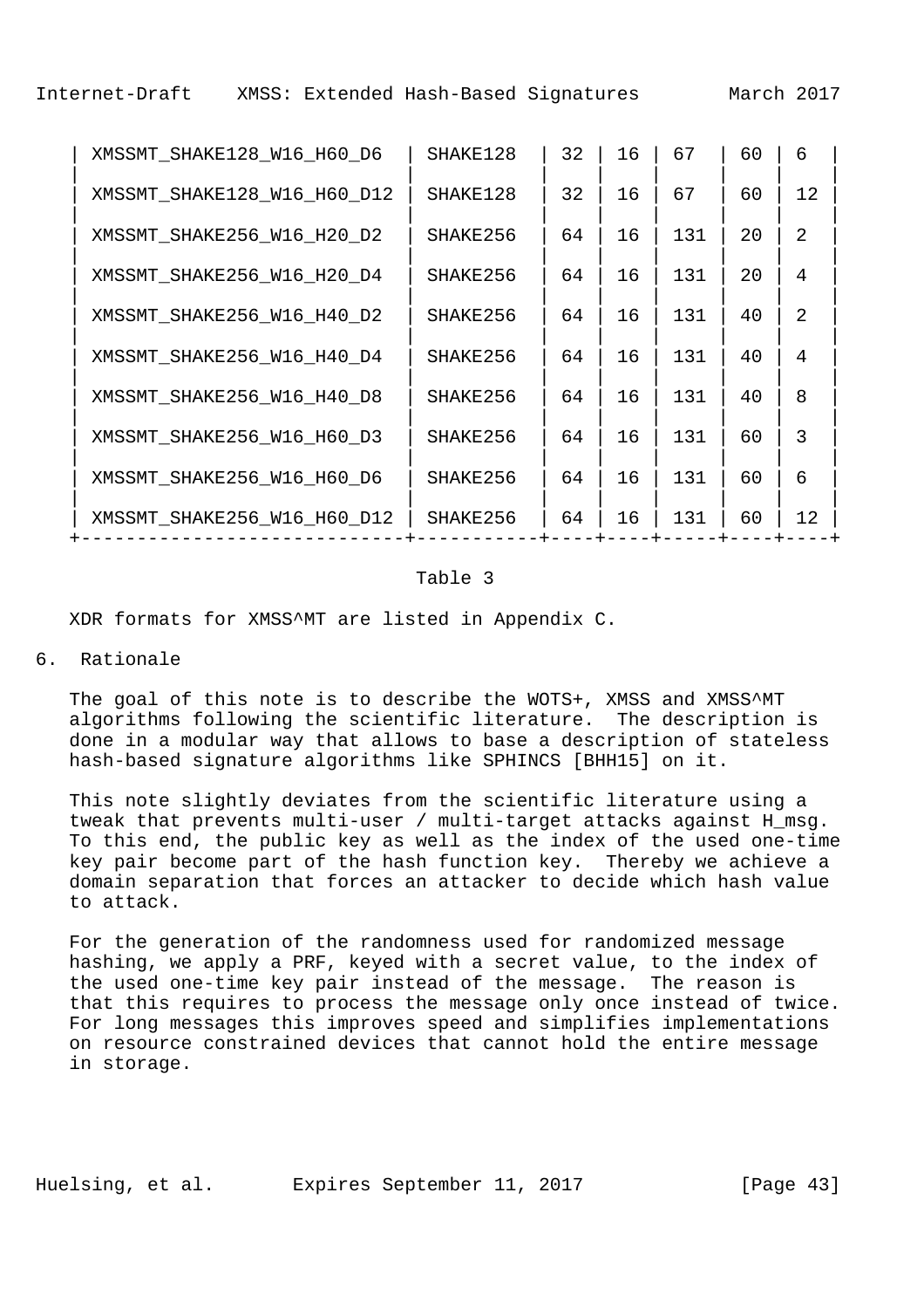| | | | | | | |
|---|---|---|---|---|---|---|
| XMSSMT_SHAKE128_W16_H60_D6 | SHAKE128 | 32 | 16 | 67 | 60 | 6 |
| XMSSMT_SHAKE128_W16_H60_D12 | SHAKE128 | 32 | 16 | 67 | 60 | 12 |
| XMSSMT_SHAKE256_W16_H20_D2 | SHAKE256 | 64 | 16 | 131 | 20 | 2 |
| XMSSMT_SHAKE256_W16_H20_D4 | SHAKE256 | 64 | 16 | 131 | 20 | 4 |
| XMSSMT_SHAKE256_W16_H40_D2 | SHAKE256 | 64 | 16 | 131 | 40 | 2 |
| XMSSMT_SHAKE256_W16_H40_D4 | SHAKE256 | 64 | 16 | 131 | 40 | 4 |
| XMSSMT_SHAKE256_W16_H40_D8 | SHAKE256 | 64 | 16 | 131 | 40 | 8 |
| XMSSMT_SHAKE256_W16_H60_D3 | SHAKE256 | 64 | 16 | 131 | 60 | 3 |
| XMSSMT_SHAKE256_W16_H60_D6 | SHAKE256 | 64 | 16 | 131 | 60 | 6 |
| XMSSMT_SHAKE256_W16_H60_D12 | SHAKE256 | 64 | 16 | 131 | 60 | 12 |

Table 3

XDR formats for XMSS^MT are listed in Appendix C.

# 6. Rationale

The goal of this note is to describe the WOTS+, XMSS and XMSS^MT algorithms following the scientific literature. The description is done in a modular way that allows to base a description of stateless hash-based signature algorithms like SPHINCS [BHH15] on it.

This note slightly deviates from the scientific literature using a tweak that prevents multi-user / multi-target attacks against H_msg. To this end, the public key as well as the index of the used one-time key pair become part of the hash function key. Thereby we achieve a domain separation that forces an attacker to decide which hash value to attack.

For the generation of the randomness used for randomized message hashing, we apply a PRF, keyed with a secret value, to the index of the used one-time key pair instead of the message. The reason is that this requires to process the message only once instead of twice. For long messages this improves speed and simplifies implementations on resource constrained devices that cannot hold the entire message in storage.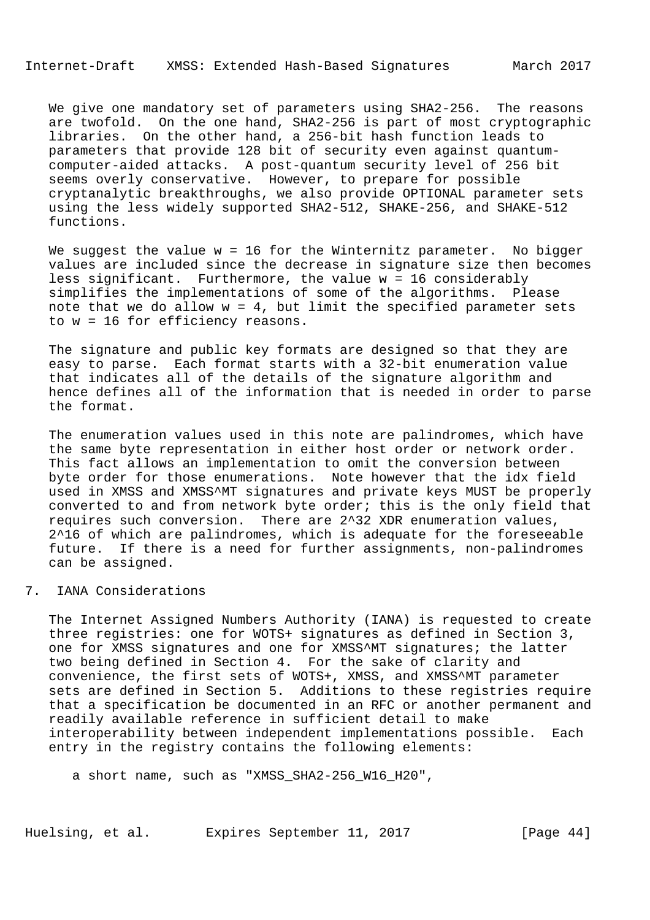We give one mandatory set of parameters using SHA2-256. The reasons are twofold. On the one hand, SHA2-256 is part of most cryptographic libraries. On the other hand, a 256-bit hash function leads to parameters that provide 128 bit of security even against quantum-computer-aided attacks. A post-quantum security level of 256 bit seems overly conservative. However, to prepare for possible cryptanalytic breakthroughs, we also provide OPTIONAL parameter sets using the less widely supported SHA2-512, SHAKE-256, and SHAKE-512 functions.

We suggest the value $w = 16$ for the Winternitz parameter. No bigger values are included since the decrease in signature size then becomes less significant. Furthermore, the value $w = 16$ considerably simplifies the implementations of some of the algorithms. Please note that we do allow $w = 4$, but limit the specified parameter sets to $w = 16$ for efficiency reasons.

The signature and public key formats are designed so that they are easy to parse. Each format starts with a 32-bit enumeration value that indicates all of the details of the signature algorithm and hence defines all of the information that is needed in order to parse the format.

The enumeration values used in this note are palindromes, which have the same byte representation in either host order or network order. This fact allows an implementation to omit the conversion between byte order for those enumerations. Note however that the idx field used in XMSS and XMSS^MT signatures and private keys MUST be properly converted to and from network byte order; this is the only field that requires such conversion. There are $2^{32}$ XDR enumeration values, $2^{16}$ of which are palindromes, which is adequate for the foreseeable future. If there is a need for further assignments, non-palindromes can be assigned.

## 7. IANA Considerations

The Internet Assigned Numbers Authority (IANA) is requested to create three registries: one for WOTS+ signatures as defined in Section 3, one for XMSS signatures and one for XMSS^MT signatures; the latter two being defined in Section 4. For the sake of clarity and convenience, the first sets of WOTS+, XMSS, and XMSS^MT parameter sets are defined in Section 5. Additions to these registries require that a specification be documented in an RFC or another permanent and readily available reference in sufficient detail to make interoperability between independent implementations possible. Each entry in the registry contains the following elements:

a short name, such as "XMSS_SHA2-256_W16_H20",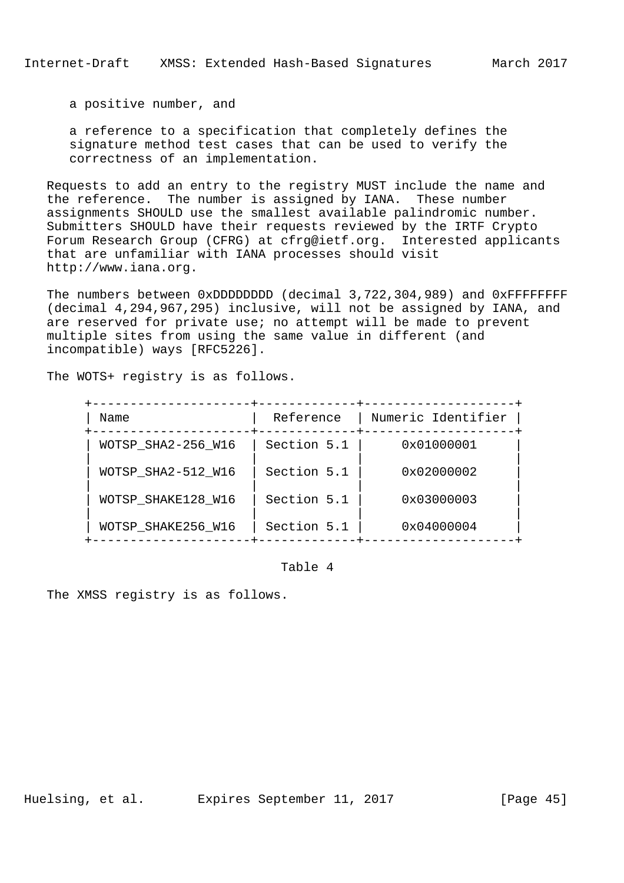a positive number, and

a reference to a specification that completely defines the signature method test cases that can be used to verify the correctness of an implementation.

Requests to add an entry to the registry MUST include the name and the reference. The number is assigned by IANA. These number assignments SHOULD use the smallest available palindromic number. Submitters SHOULD have their requests reviewed by the IRTF Crypto Forum Research Group (CFRG) at cfrg@ietf.org. Interested applicants that are unfamiliar with IANA processes should visit http://www.iana.org.

The numbers between 0xDDDDDDDD (decimal 3,722,304,989) and 0xFFFFFFFF (decimal 4,294,967,295) inclusive, will not be assigned by IANA, and are reserved for private use; no attempt will be made to prevent multiple sites from using the same value in different (and incompatible) ways [RFC5226].

The WOTS+ registry is as follows.

| Name | Reference | Numeric Identifier |
|---|---|---|
| WOTSP_SHA2-256_W16 | Section 5.1 | 0x01000001 |
| WOTSP_SHA2-512_W16 | Section 5.1 | 0x02000002 |
| WOTSP_SHAKE128_W16 | Section 5.1 | 0x03000003 |
| WOTSP_SHAKE256_W16 | Section 5.1 | 0x04000004 |

Table 4

The XMSS registry is as follows.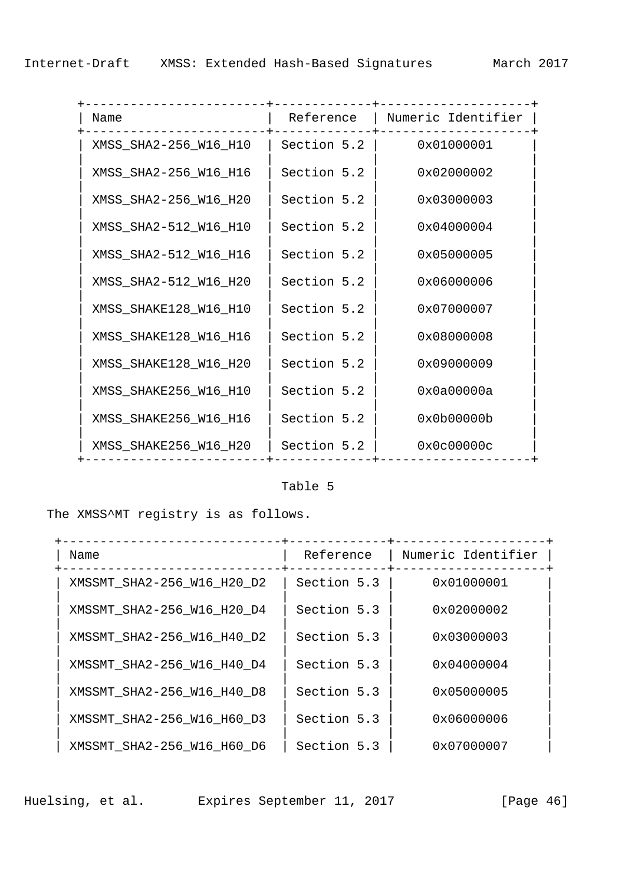| Name | Reference | Numeric Identifier |
|---|---|---|
| XMSS_SHA2-256_W16_H10 | Section 5.2 | 0x01000001 |
| XMSS_SHA2-256_W16_H16 | Section 5.2 | 0x02000002 |
| XMSS_SHA2-256_W16_H20 | Section 5.2 | 0x03000003 |
| XMSS_SHA2-512_W16_H10 | Section 5.2 | 0x04000004 |
| XMSS_SHA2-512_W16_H16 | Section 5.2 | 0x05000005 |
| XMSS_SHA2-512_W16_H20 | Section 5.2 | 0x06000006 |
| XMSS_SHAKE128_W16_H10 | Section 5.2 | 0x07000007 |
| XMSS_SHAKE128_W16_H16 | Section 5.2 | 0x08000008 |
| XMSS_SHAKE128_W16_H20 | Section 5.2 | 0x09000009 |
| XMSS_SHAKE256_W16_H10 | Section 5.2 | 0x0a00000a |
| XMSS_SHAKE256_W16_H16 | Section 5.2 | 0x0b00000b |
| XMSS_SHAKE256_W16_H20 | Section 5.2 | 0x0c00000c |

Table 5

The XMSS^MT registry is as follows.

| Name | Reference | Numeric Identifier |
|---|---|---|
| XMSSMT_SHA2-256_W16_H20_D2 | Section 5.3 | 0x01000001 |
| XMSSMT_SHA2-256_W16_H20_D4 | Section 5.3 | 0x02000002 |
| XMSSMT_SHA2-256_W16_H40_D2 | Section 5.3 | 0x03000003 |
| XMSSMT_SHA2-256_W16_H40_D4 | Section 5.3 | 0x04000004 |
| XMSSMT_SHA2-256_W16_H40_D8 | Section 5.3 | 0x05000005 |
| XMSSMT_SHA2-256_W16_H60_D3 | Section 5.3 | 0x06000006 |
| XMSSMT_SHA2-256_W16_H60_D6 | Section 5.3 | 0x07000007 |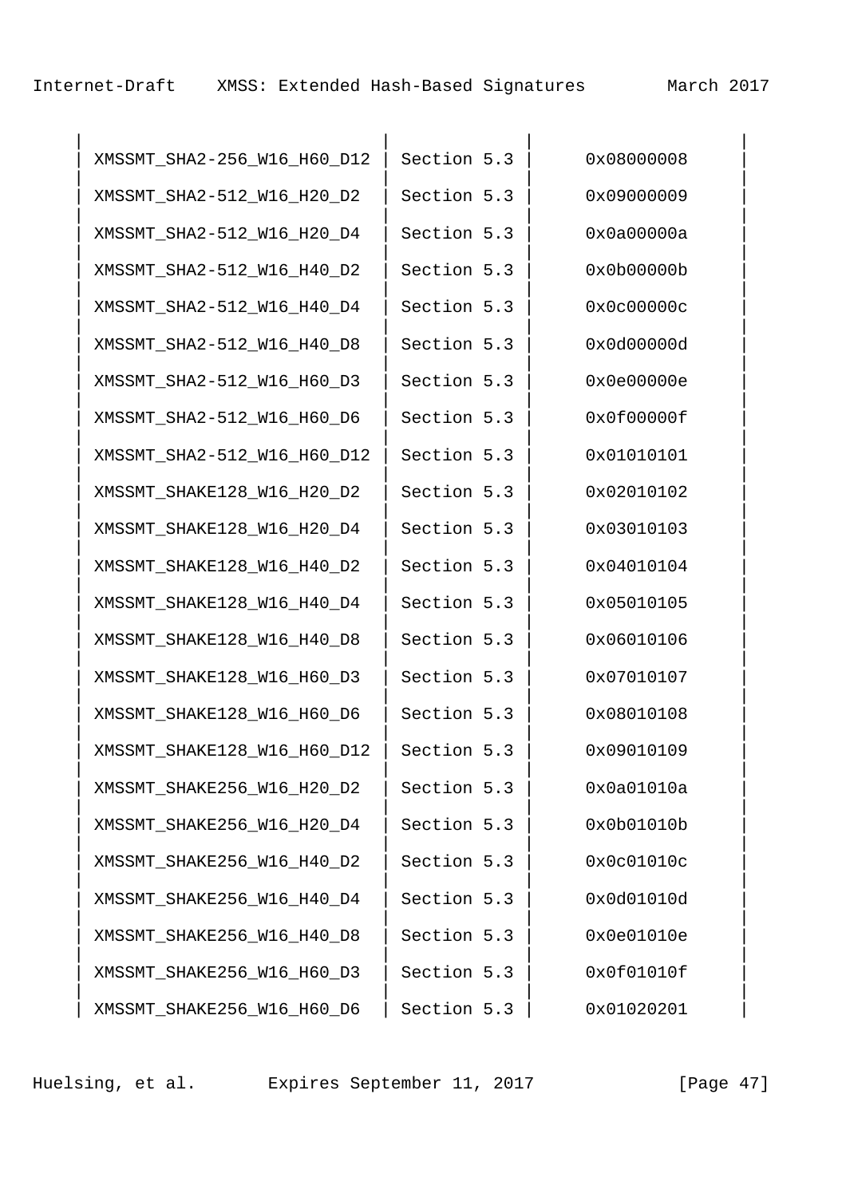| | | |
|---|---|---|
| XMSSMT_SHA2-256_W16_H60_D12 | Section 5.3 | 0x08000008 |
| XMSSMT_SHA2-512_W16_H20_D2 | Section 5.3 | 0x09000009 |
| XMSSMT_SHA2-512_W16_H20_D4 | Section 5.3 | 0x0a00000a |
| XMSSMT_SHA2-512_W16_H40_D2 | Section 5.3 | 0x0b00000b |
| XMSSMT_SHA2-512_W16_H40_D4 | Section 5.3 | 0x0c00000c |
| XMSSMT_SHA2-512_W16_H40_D8 | Section 5.3 | 0x0d00000d |
| XMSSMT_SHA2-512_W16_H60_D3 | Section 5.3 | 0x0e00000e |
| XMSSMT_SHA2-512_W16_H60_D6 | Section 5.3 | 0x0f00000f |
| XMSSMT_SHA2-512_W16_H60_D12 | Section 5.3 | 0x01010101 |
| XMSSMT_SHAKE128_W16_H20_D2 | Section 5.3 | 0x02010102 |
| XMSSMT_SHAKE128_W16_H20_D4 | Section 5.3 | 0x03010103 |
| XMSSMT_SHAKE128_W16_H40_D2 | Section 5.3 | 0x04010104 |
| XMSSMT_SHAKE128_W16_H40_D4 | Section 5.3 | 0x05010105 |
| XMSSMT_SHAKE128_W16_H40_D8 | Section 5.3 | 0x06010106 |
| XMSSMT_SHAKE128_W16_H60_D3 | Section 5.3 | 0x07010107 |
| XMSSMT_SHAKE128_W16_H60_D6 | Section 5.3 | 0x08010108 |
| XMSSMT_SHAKE128_W16_H60_D12 | Section 5.3 | 0x09010109 |
| XMSSMT_SHAKE256_W16_H20_D2 | Section 5.3 | 0x0a01010a |
| XMSSMT_SHAKE256_W16_H20_D4 | Section 5.3 | 0x0b01010b |
| XMSSMT_SHAKE256_W16_H40_D2 | Section 5.3 | 0x0c01010c |
| XMSSMT_SHAKE256_W16_H40_D4 | Section 5.3 | 0x0d01010d |
| XMSSMT_SHAKE256_W16_H40_D8 | Section 5.3 | 0x0e01010e |
| XMSSMT_SHAKE256_W16_H60_D3 | Section 5.3 | 0x0f01010f |
| XMSSMT_SHAKE256_W16_H60_D6 | Section 5.3 | 0x01020201 |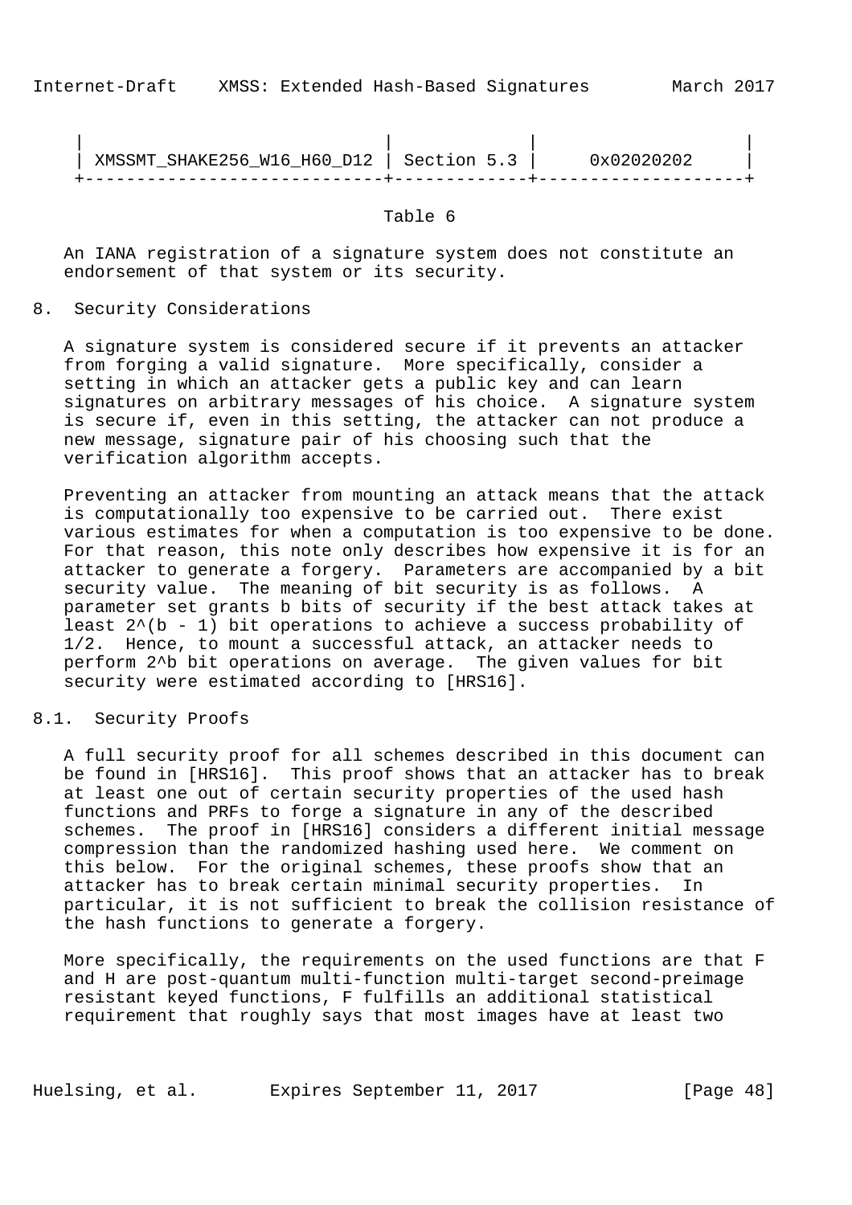| XMSSMT_SHAKE256_W16_H60_D12 | Section 5.3 | 0x02020202 |
|---|---|---|

Table 6

An IANA registration of a signature system does not constitute an endorsement of that system or its security.

# 8. Security Considerations

A signature system is considered secure if it prevents an attacker from forging a valid signature. More specifically, consider a setting in which an attacker gets a public key and can learn signatures on arbitrary messages of his choice. A signature system is secure if, even in this setting, the attacker can not produce a new message, signature pair of his choosing such that the verification algorithm accepts.

Preventing an attacker from mounting an attack means that the attack is computationally too expensive to be carried out. There exist various estimates for when a computation is too expensive to be done. For that reason, this note only describes how expensive it is for an attacker to generate a forgery. Parameters are accompanied by a bit security value. The meaning of bit security is as follows. A parameter set grants b bits of security if the best attack takes at least $2^{(b - 1)}$ bit operations to achieve a success probability of 1/2. Hence, to mount a successful attack, an attacker needs to perform $2^b$ bit operations on average. The given values for bit security were estimated according to [HRS16].

## 8.1. Security Proofs

A full security proof for all schemes described in this document can be found in [HRS16]. This proof shows that an attacker has to break at least one out of certain security properties of the used hash functions and PRFs to forge a signature in any of the described schemes. The proof in [HRS16] considers a different initial message compression than the randomized hashing used here. We comment on this below. For the original schemes, these proofs show that an attacker has to break certain minimal security properties. In particular, it is not sufficient to break the collision resistance of the hash functions to generate a forgery.

More specifically, the requirements on the used functions are that F and H are post-quantum multi-function multi-target second-preimage resistant keyed functions, F fulfills an additional statistical requirement that roughly says that most images have at least two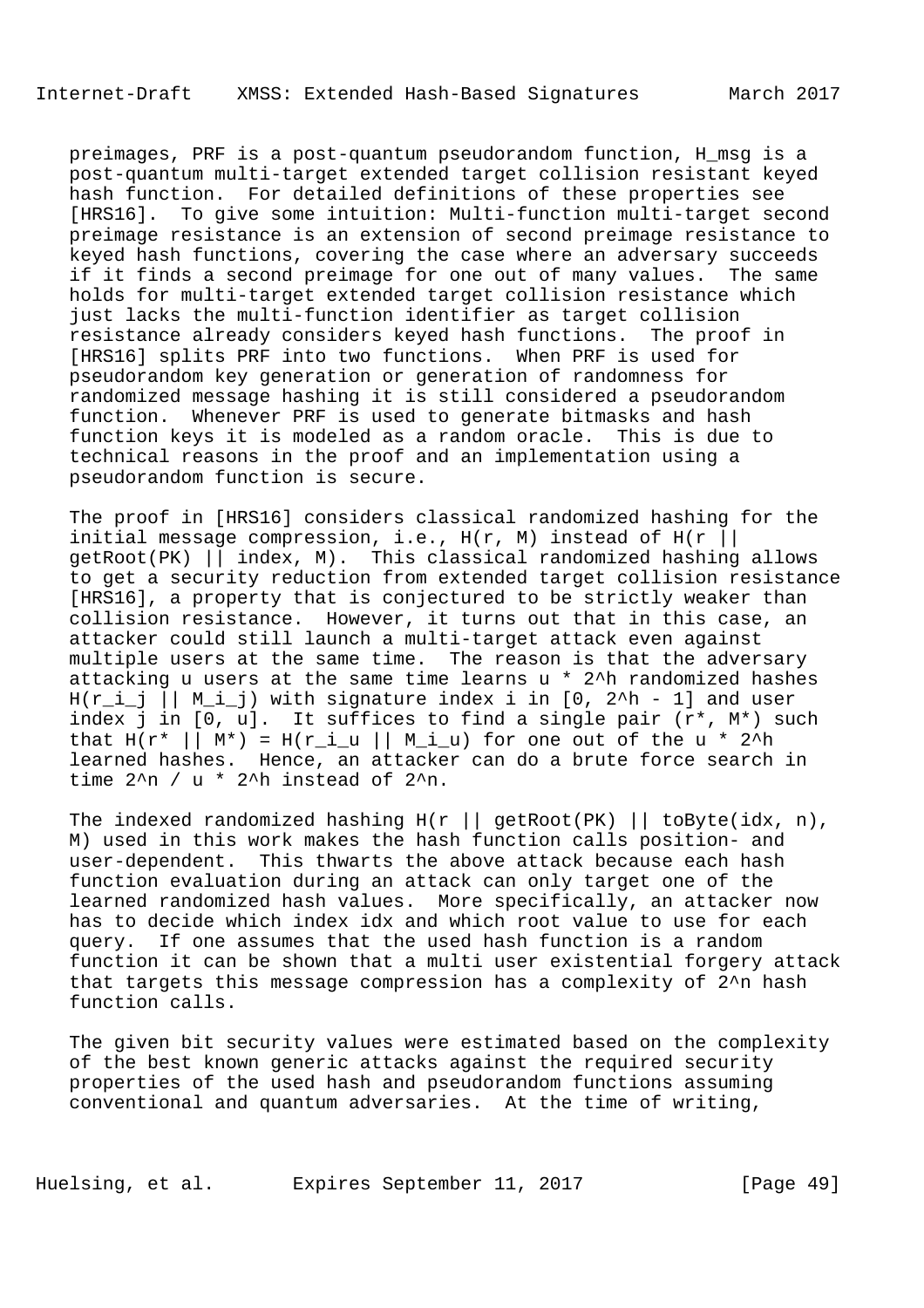preimages, PRF is a post-quantum pseudorandom function, H_msg is a post-quantum multi-target extended target collision resistant keyed hash function. For detailed definitions of these properties see [HRS16]. To give some intuition: Multi-function multi-target second preimage resistance is an extension of second preimage resistance to keyed hash functions, covering the case where an adversary succeeds if it finds a second preimage for one out of many values. The same holds for multi-target extended target collision resistance which just lacks the multi-function identifier as target collision resistance already considers keyed hash functions. The proof in [HRS16] splits PRF into two functions. When PRF is used for pseudorandom key generation or generation of randomness for randomized message hashing it is still considered a pseudorandom function. Whenever PRF is used to generate bitmasks and hash function keys it is modeled as a random oracle. This is due to technical reasons in the proof and an implementation using a pseudorandom function is secure.

The proof in [HRS16] considers classical randomized hashing for the initial message compression, i.e., H(r, M) instead of H(r || getRoot(PK) || index, M). This classical randomized hashing allows to get a security reduction from extended target collision resistance [HRS16], a property that is conjectured to be strictly weaker than collision resistance. However, it turns out that in this case, an attacker could still launch a multi-target attack even against multiple users at the same time. The reason is that the adversary attacking u users at the same time learns $u * 2^h$ randomized hashes $H(r_{i\_j} || M_{i\_j})$ with signature index i in $[0, 2^h - 1]$ and user index j in [0, u]. It suffices to find a single pair (r*, M*) such that $H(r^* || M^*) = H(r_{i\_u} || M_{i\_u})$ for one out of the $u * 2^h$ learned hashes. Hence, an attacker can do a brute force search in time $2^n / u * 2^h$ instead of $2^n$.

The indexed randomized hashing H(r || getRoot(PK) || toByte(idx, n), M) used in this work makes the hash function calls position- and user-dependent. This thwarts the above attack because each hash function evaluation during an attack can only target one of the learned randomized hash values. More specifically, an attacker now has to decide which index idx and which root value to use for each query. If one assumes that the used hash function is a random function it can be shown that a multi user existential forgery attack that targets this message compression has a complexity of $2^n$ hash function calls.

The given bit security values were estimated based on the complexity of the best known generic attacks against the required security properties of the used hash and pseudorandom functions assuming conventional and quantum adversaries. At the time of writing,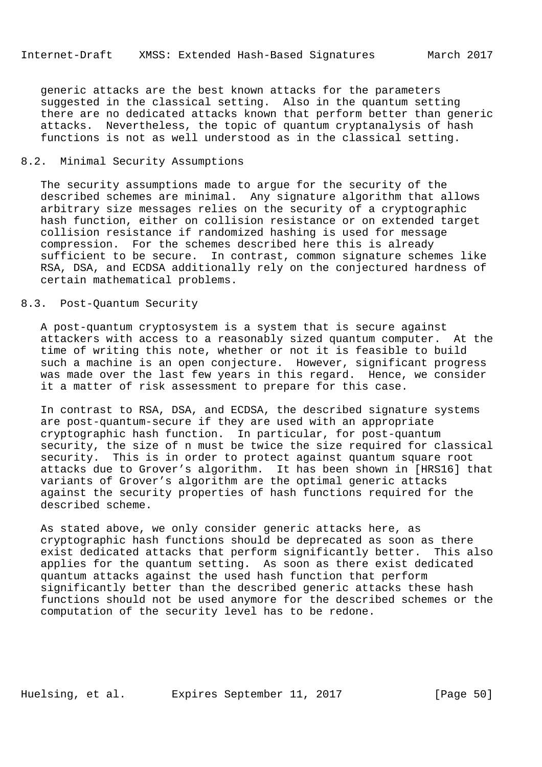generic attacks are the best known attacks for the parameters suggested in the classical setting. Also in the quantum setting there are no dedicated attacks known that perform better than generic attacks. Nevertheless, the topic of quantum cryptanalysis of hash functions is not as well understood as in the classical setting.

## 8.2. Minimal Security Assumptions

The security assumptions made to argue for the security of the described schemes are minimal. Any signature algorithm that allows arbitrary size messages relies on the security of a cryptographic hash function, either on collision resistance or on extended target collision resistance if randomized hashing is used for message compression. For the schemes described here this is already sufficient to be secure. In contrast, common signature schemes like RSA, DSA, and ECDSA additionally rely on the conjectured hardness of certain mathematical problems.

## 8.3. Post-Quantum Security

A post-quantum cryptosystem is a system that is secure against attackers with access to a reasonably sized quantum computer. At the time of writing this note, whether or not it is feasible to build such a machine is an open conjecture. However, significant progress was made over the last few years in this regard. Hence, we consider it a matter of risk assessment to prepare for this case.

In contrast to RSA, DSA, and ECDSA, the described signature systems are post-quantum-secure if they are used with an appropriate cryptographic hash function. In particular, for post-quantum security, the size of n must be twice the size required for classical security. This is in order to protect against quantum square root attacks due to Grover's algorithm. It has been shown in [HRS16] that variants of Grover's algorithm are the optimal generic attacks against the security properties of hash functions required for the described scheme.

As stated above, we only consider generic attacks here, as cryptographic hash functions should be deprecated as soon as there exist dedicated attacks that perform significantly better. This also applies for the quantum setting. As soon as there exist dedicated quantum attacks against the used hash function that perform significantly better than the described generic attacks these hash functions should not be used anymore for the described schemes or the computation of the security level has to be redone.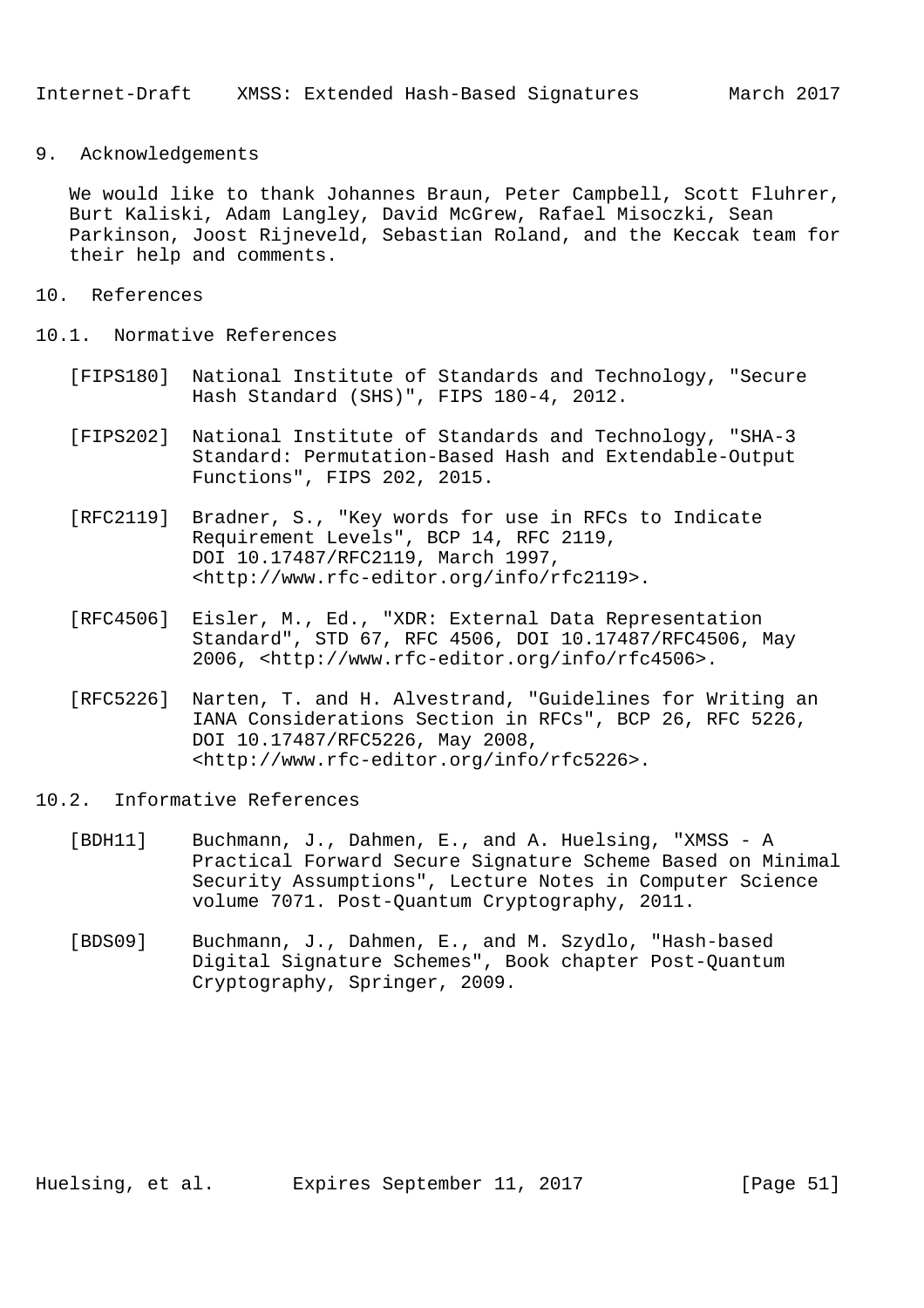## 9. Acknowledgements

We would like to thank Johannes Braun, Peter Campbell, Scott Fluhrer, Burt Kaliski, Adam Langley, David McGrew, Rafael Misoczki, Sean Parkinson, Joost Rijneveld, Sebastian Roland, and the Keccak team for their help and comments.

## 10. References

### 10.1. Normative References

[FIPS180] National Institute of Standards and Technology, "Secure Hash Standard (SHS)", FIPS 180-4, 2012.

[FIPS202] National Institute of Standards and Technology, "SHA-3 Standard: Permutation-Based Hash and Extendable-Output Functions", FIPS 202, 2015.

[RFC2119] Bradner, S., "Key words for use in RFCs to Indicate Requirement Levels", BCP 14, RFC 2119, DOI 10.17487/RFC2119, March 1997, <http://www.rfc-editor.org/info/rfc2119>.

[RFC4506] Eisler, M., Ed., "XDR: External Data Representation Standard", STD 67, RFC 4506, DOI 10.17487/RFC4506, May 2006, <http://www.rfc-editor.org/info/rfc4506>.

[RFC5226] Narten, T. and H. Alvestrand, "Guidelines for Writing an IANA Considerations Section in RFCs", BCP 26, RFC 5226, DOI 10.17487/RFC5226, May 2008, <http://www.rfc-editor.org/info/rfc5226>.

### 10.2. Informative References

[BDH11] Buchmann, J., Dahmen, E., and A. Huelsing, "XMSS - A Practical Forward Secure Signature Scheme Based on Minimal Security Assumptions", Lecture Notes in Computer Science volume 7071. Post-Quantum Cryptography, 2011.

[BDS09] Buchmann, J., Dahmen, E., and M. Szydlo, "Hash-based Digital Signature Schemes", Book chapter Post-Quantum Cryptography, Springer, 2009.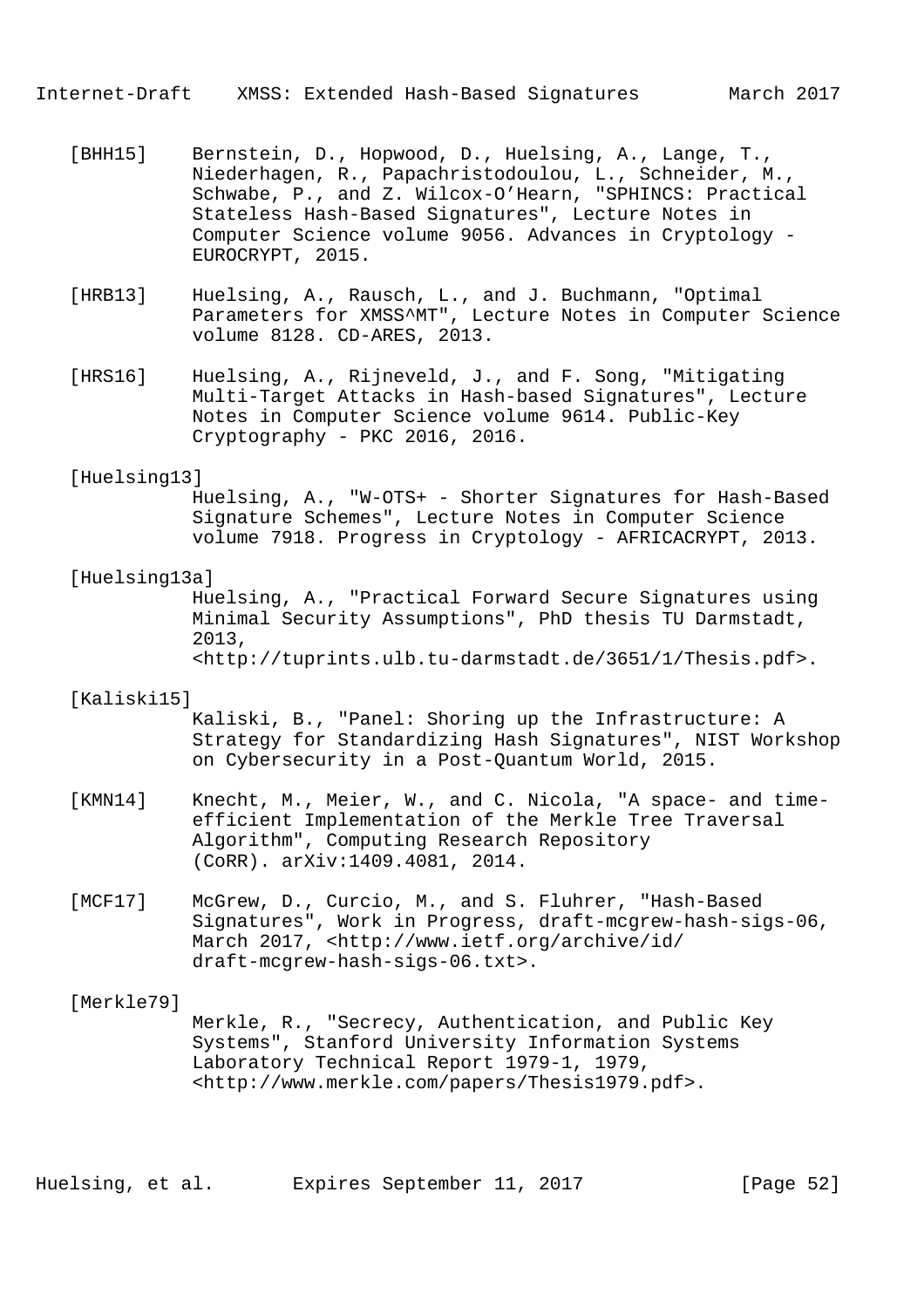[BHH15] Bernstein, D., Hopwood, D., Huelsing, A., Lange, T., Niederhagen, R., Papachristodoulou, L., Schneider, M., Schwabe, P., and Z. Wilcox-O'Hearn, "SPHINCS: Practical Stateless Hash-Based Signatures", Lecture Notes in Computer Science volume 9056. Advances in Cryptology - EUROCRYPT, 2015.

[HRB13] Huelsing, A., Rausch, L., and J. Buchmann, "Optimal Parameters for XMSS^MT", Lecture Notes in Computer Science volume 8128. CD-ARES, 2013.

[HRS16] Huelsing, A., Rijneveld, J., and F. Song, "Mitigating Multi-Target Attacks in Hash-based Signatures", Lecture Notes in Computer Science volume 9614. Public-Key Cryptography - PKC 2016, 2016.

[Huelsing13] Huelsing, A., "W-OTS+ - Shorter Signatures for Hash-Based Signature Schemes", Lecture Notes in Computer Science volume 7918. Progress in Cryptology - AFRICACRYPT, 2013.

[Huelsing13a] Huelsing, A., "Practical Forward Secure Signatures using Minimal Security Assumptions", PhD thesis TU Darmstadt, 2013, <http://tuprints.ulb.tu-darmstadt.de/3651/1/Thesis.pdf>.

[Kaliski15] Kaliski, B., "Panel: Shoring up the Infrastructure: A Strategy for Standardizing Hash Signatures", NIST Workshop on Cybersecurity in a Post-Quantum World, 2015.

[KMN14] Knecht, M., Meier, W., and C. Nicola, "A space- and time-efficient Implementation of the Merkle Tree Traversal Algorithm", Computing Research Repository (CoRR). arXiv:1409.4081, 2014.

[MCF17] McGrew, D., Curcio, M., and S. Fluhrer, "Hash-Based Signatures", Work in Progress, draft-mcgrew-hash-sigs-06, March 2017, <http://www.ietf.org/archive/id/draft-mcgrew-hash-sigs-06.txt>.

[Merkle79] Merkle, R., "Secrecy, Authentication, and Public Key Systems", Stanford University Information Systems Laboratory Technical Report 1979-1, 1979, <http://www.merkle.com/papers/Thesis1979.pdf>.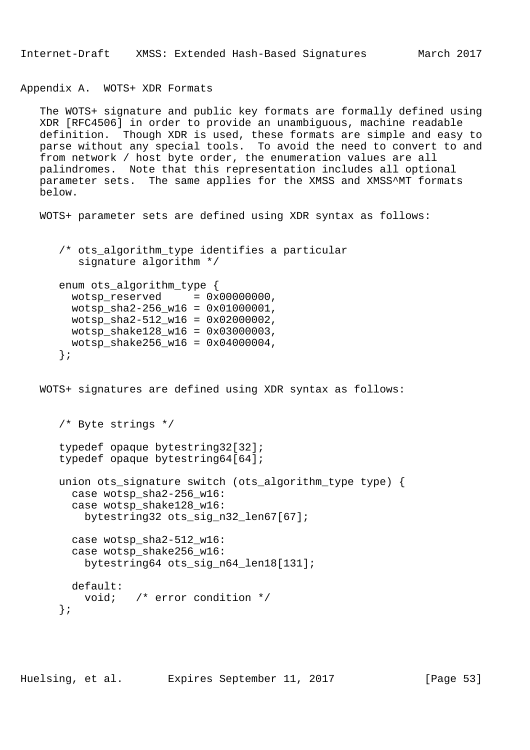## Appendix A. WOTS+ XDR Formats

The WOTS+ signature and public key formats are formally defined using XDR [RFC4506] in order to provide an unambiguous, machine readable definition. Though XDR is used, these formats are simple and easy to parse without any special tools. To avoid the need to convert to and from network / host byte order, the enumeration values are all palindromes. Note that this representation includes all optional parameter sets. The same applies for the XMSS and XMSS^MT formats below.

WOTS+ parameter sets are defined using XDR syntax as follows:

```
/* ots_algorithm_type identifies a particular
   signature algorithm */

enum ots_algorithm_type {
  wotsp_reserved     = 0x00000000,
  wotsp_sha2-256_w16 = 0x01000001,
  wotsp_sha2-512_w16 = 0x02000002,
  wotsp_shake128_w16 = 0x03000003,
  wotsp_shake256_w16 = 0x04000004,
};
```

WOTS+ signatures are defined using XDR syntax as follows:

```
/* Byte strings */

typedef opaque bytestring32[32];
typedef opaque bytestring64[64];

union ots_signature switch (ots_algorithm_type type) {
  case wotsp_sha2-256_w16:
  case wotsp_shake128_w16:
    bytestring32 ots_sig_n32_len67[67];

  case wotsp_sha2-512_w16:
  case wotsp_shake256_w16:
    bytestring64 ots_sig_n64_len18[131];

  default:
    void;   /* error condition */
};
```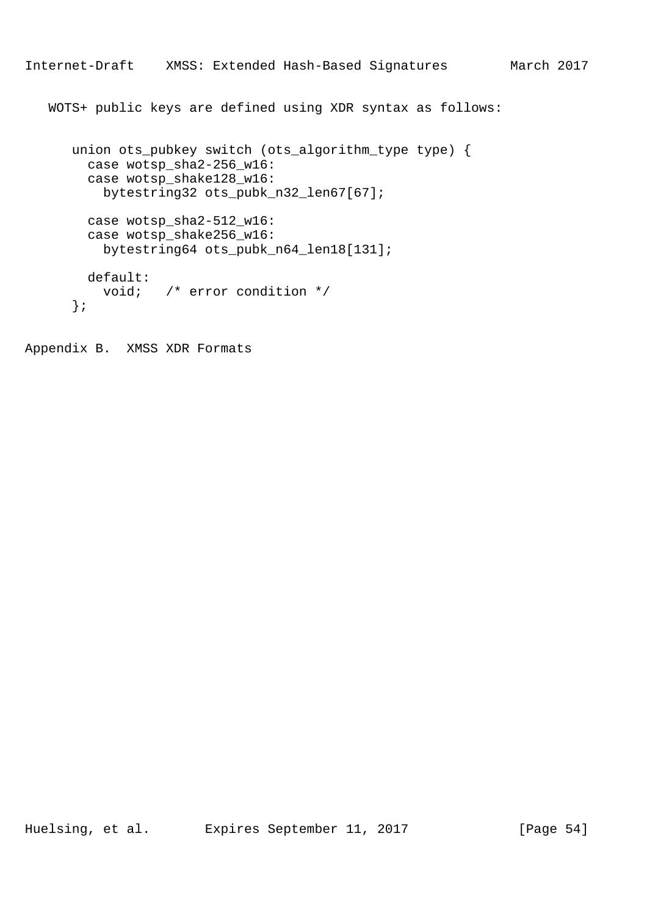WOTS+ public keys are defined using XDR syntax as follows:

```
union ots_pubkey switch (ots_algorithm_type type) {
  case wotsp_sha2-256_w16:
  case wotsp_shake128_w16:
    bytestring32 ots_pubk_n32_len67[67];

  case wotsp_sha2-512_w16:
  case wotsp_shake256_w16:
    bytestring64 ots_pubk_n64_len18[131];

  default:
    void;   /* error condition */
};
```

# Appendix B.  XMSS XDR Formats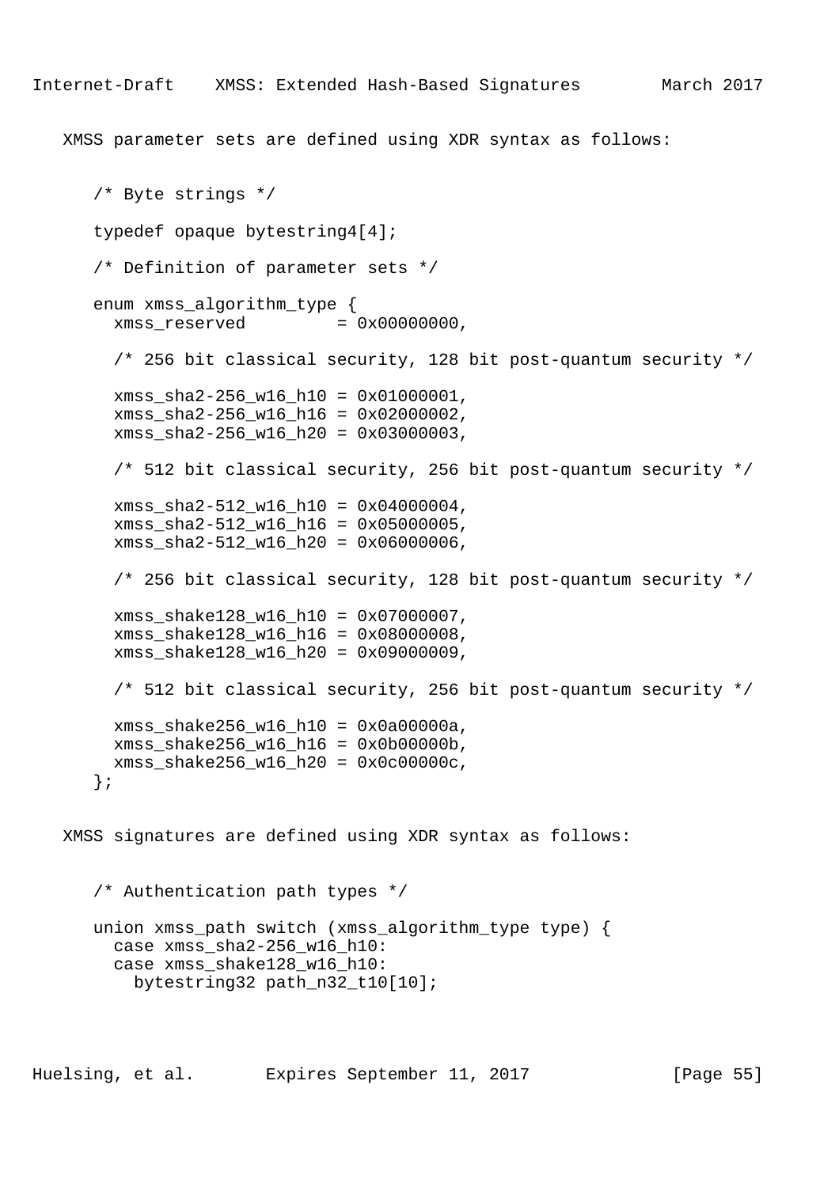XMSS parameter sets are defined using XDR syntax as follows:

```
/* Byte strings */

typedef opaque bytestring4[4];

/* Definition of parameter sets */

enum xmss_algorithm_type {
  xmss_reserved         = 0x00000000,

  /* 256 bit classical security, 128 bit post-quantum security */

  xmss_sha2-256_w16_h10 = 0x01000001,
  xmss_sha2-256_w16_h16 = 0x02000002,
  xmss_sha2-256_w16_h20 = 0x03000003,

  /* 512 bit classical security, 256 bit post-quantum security */

  xmss_sha2-512_w16_h10 = 0x04000004,
  xmss_sha2-512_w16_h16 = 0x05000005,
  xmss_sha2-512_w16_h20 = 0x06000006,

  /* 256 bit classical security, 128 bit post-quantum security */

  xmss_shake128_w16_h10 = 0x07000007,
  xmss_shake128_w16_h16 = 0x08000008,
  xmss_shake128_w16_h20 = 0x09000009,

  /* 512 bit classical security, 256 bit post-quantum security */

  xmss_shake256_w16_h10 = 0x0a00000a,
  xmss_shake256_w16_h16 = 0x0b00000b,
  xmss_shake256_w16_h20 = 0x0c00000c,
};
```

XMSS signatures are defined using XDR syntax as follows:

```
/* Authentication path types */

union xmss_path switch (xmss_algorithm_type type) {
  case xmss_sha2-256_w16_h10:
  case xmss_shake128_w16_h10:
    bytestring32 path_n32_t10[10];
```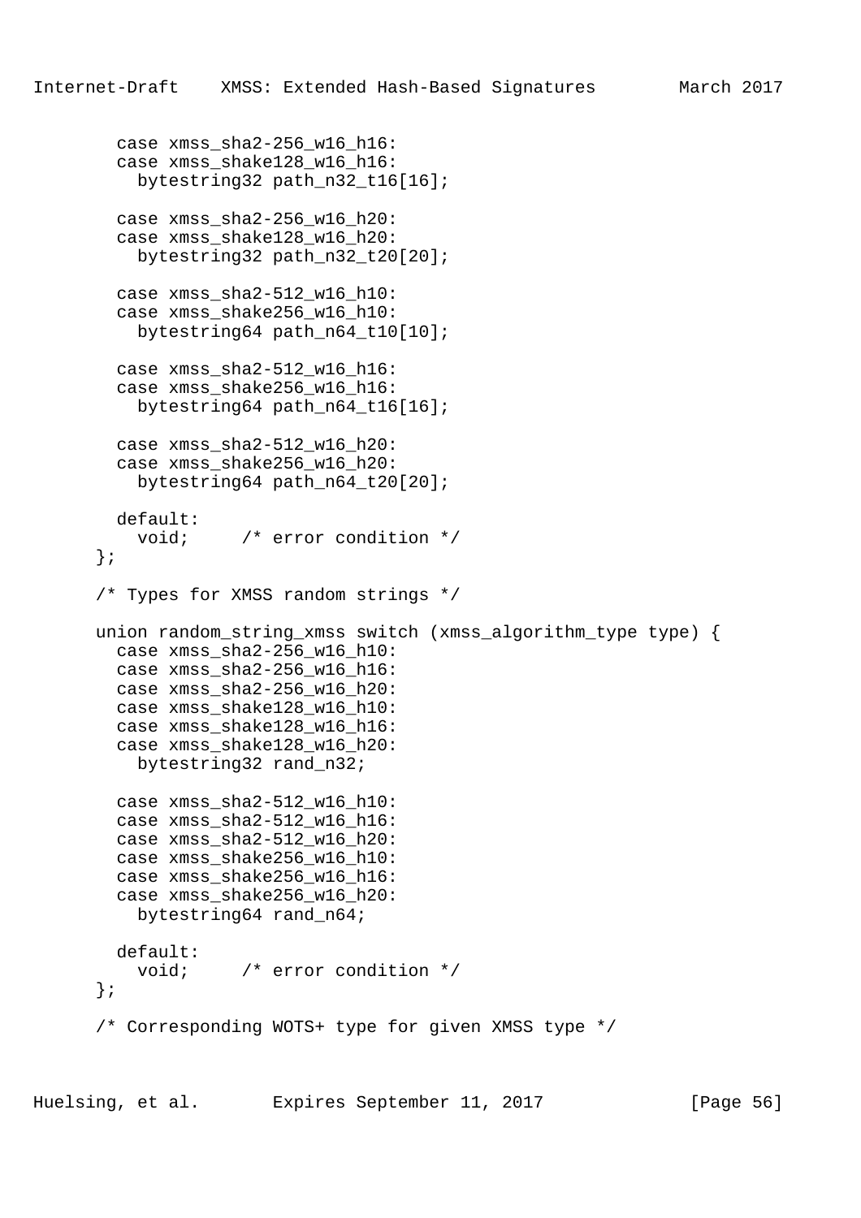```
    case xmss_sha2-256_w16_h16:
    case xmss_shake128_w16_h16:
      bytestring32 path_n32_t16[16];

    case xmss_sha2-256_w16_h20:
    case xmss_shake128_w16_h20:
      bytestring32 path_n32_t20[20];

    case xmss_sha2-512_w16_h10:
    case xmss_shake256_w16_h10:
      bytestring64 path_n64_t10[10];

    case xmss_sha2-512_w16_h16:
    case xmss_shake256_w16_h16:
      bytestring64 path_n64_t16[16];

    case xmss_sha2-512_w16_h20:
    case xmss_shake256_w16_h20:
      bytestring64 path_n64_t20[20];

    default:
      void;     /* error condition */
  };

  /* Types for XMSS random strings */

  union random_string_xmss switch (xmss_algorithm_type type) {
    case xmss_sha2-256_w16_h10:
    case xmss_sha2-256_w16_h16:
    case xmss_sha2-256_w16_h20:
    case xmss_shake128_w16_h10:
    case xmss_shake128_w16_h16:
    case xmss_shake128_w16_h20:
      bytestring32 rand_n32;

    case xmss_sha2-512_w16_h10:
    case xmss_sha2-512_w16_h16:
    case xmss_sha2-512_w16_h20:
    case xmss_shake256_w16_h10:
    case xmss_shake256_w16_h16:
    case xmss_shake256_w16_h20:
      bytestring64 rand_n64;

    default:
      void;     /* error condition */
  };

  /* Corresponding WOTS+ type for given XMSS type */
```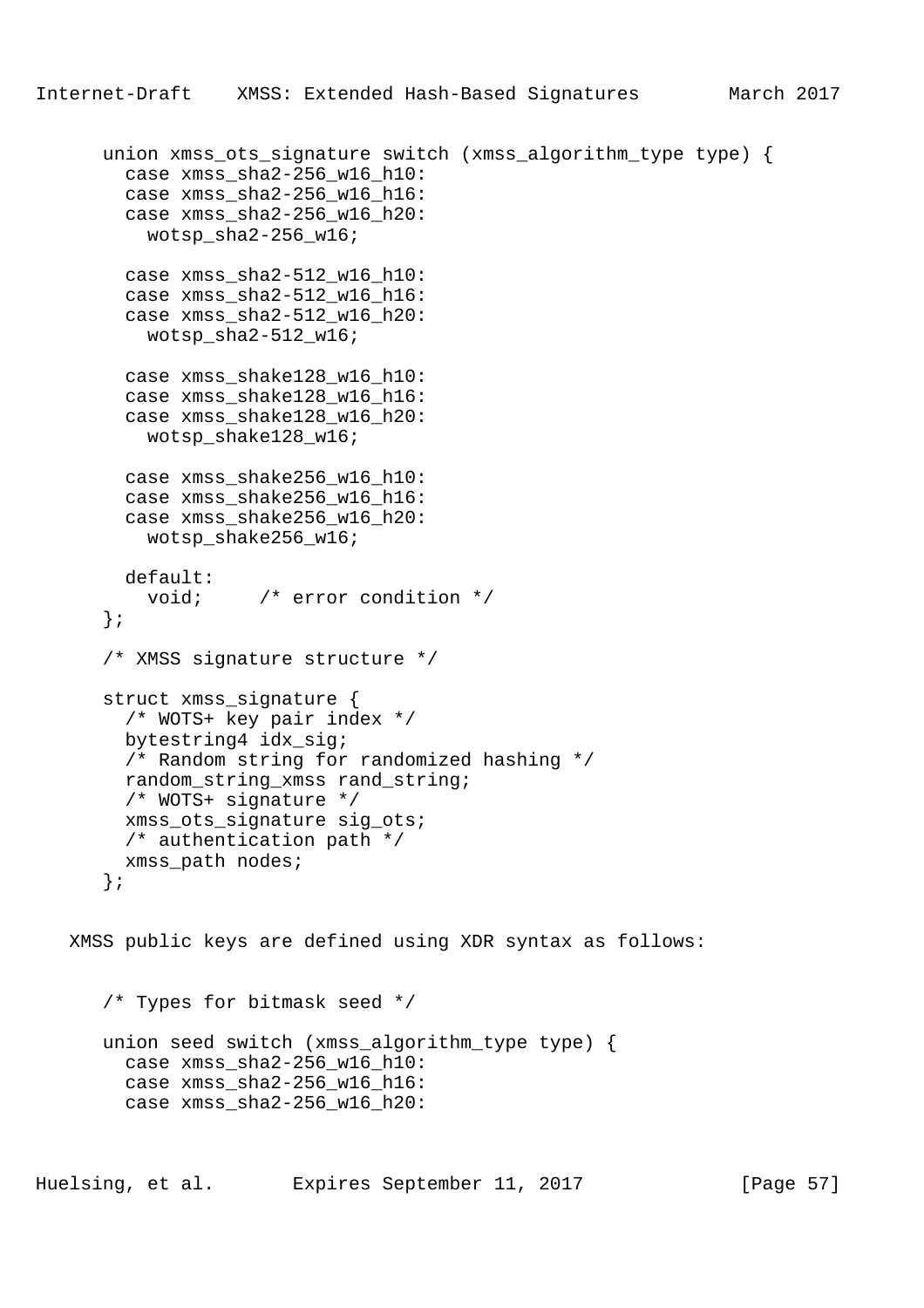```
   union xmss_ots_signature switch (xmss_algorithm_type type) {
     case xmss_sha2-256_w16_h10:
     case xmss_sha2-256_w16_h16:
     case xmss_sha2-256_w16_h20:
       wotsp_sha2-256_w16;

     case xmss_sha2-512_w16_h10:
     case xmss_sha2-512_w16_h16:
     case xmss_sha2-512_w16_h20:
       wotsp_sha2-512_w16;

     case xmss_shake128_w16_h10:
     case xmss_shake128_w16_h16:
     case xmss_shake128_w16_h20:
       wotsp_shake128_w16;

     case xmss_shake256_w16_h10:
     case xmss_shake256_w16_h16:
     case xmss_shake256_w16_h20:
       wotsp_shake256_w16;

     default:
       void;     /* error condition */
   };

   /* XMSS signature structure */

   struct xmss_signature {
     /* WOTS+ key pair index */
     bytestring4 idx_sig;
     /* Random string for randomized hashing */
     random_string_xmss rand_string;
     /* WOTS+ signature */
     xmss_ots_signature sig_ots;
     /* authentication path */
     xmss_path nodes;
   };
```

XMSS public keys are defined using XDR syntax as follows:

```
   /* Types for bitmask seed */

   union seed switch (xmss_algorithm_type type) {
     case xmss_sha2-256_w16_h10:
     case xmss_sha2-256_w16_h16:
     case xmss_sha2-256_w16_h20:
```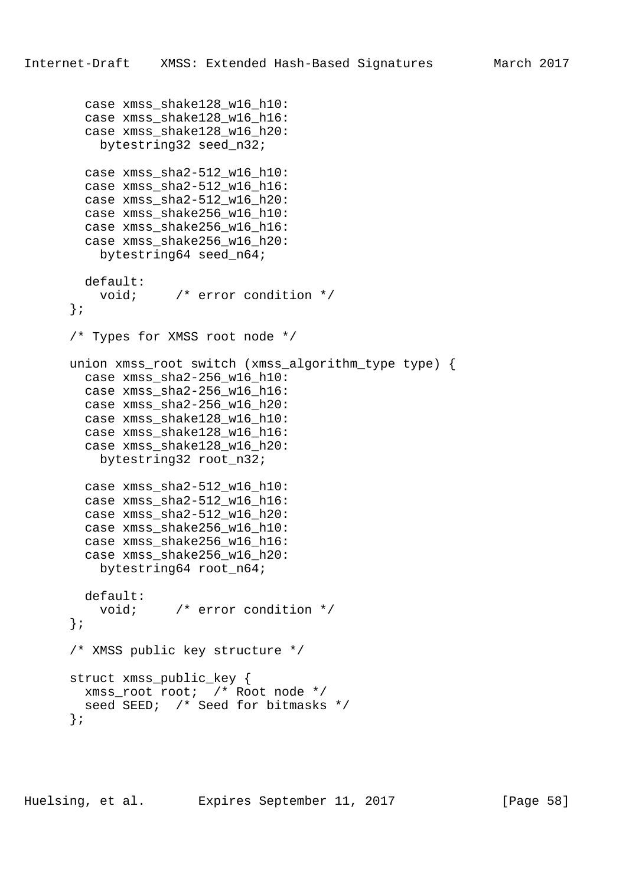```
    case xmss_shake128_w16_h10:
    case xmss_shake128_w16_h16:
    case xmss_shake128_w16_h20:
      bytestring32 seed_n32;

    case xmss_sha2-512_w16_h10:
    case xmss_sha2-512_w16_h16:
    case xmss_sha2-512_w16_h20:
    case xmss_shake256_w16_h10:
    case xmss_shake256_w16_h16:
    case xmss_shake256_w16_h20:
      bytestring64 seed_n64;

    default:
      void;     /* error condition */
  };

  /* Types for XMSS root node */

  union xmss_root switch (xmss_algorithm_type type) {
    case xmss_sha2-256_w16_h10:
    case xmss_sha2-256_w16_h16:
    case xmss_sha2-256_w16_h20:
    case xmss_shake128_w16_h10:
    case xmss_shake128_w16_h16:
    case xmss_shake128_w16_h20:
      bytestring32 root_n32;

    case xmss_sha2-512_w16_h10:
    case xmss_sha2-512_w16_h16:
    case xmss_sha2-512_w16_h20:
    case xmss_shake256_w16_h10:
    case xmss_shake256_w16_h16:
    case xmss_shake256_w16_h20:
      bytestring64 root_n64;

    default:
      void;     /* error condition */
  };

  /* XMSS public key structure */

  struct xmss_public_key {
    xmss_root root;  /* Root node */
    seed SEED;  /* Seed for bitmasks */
  };
```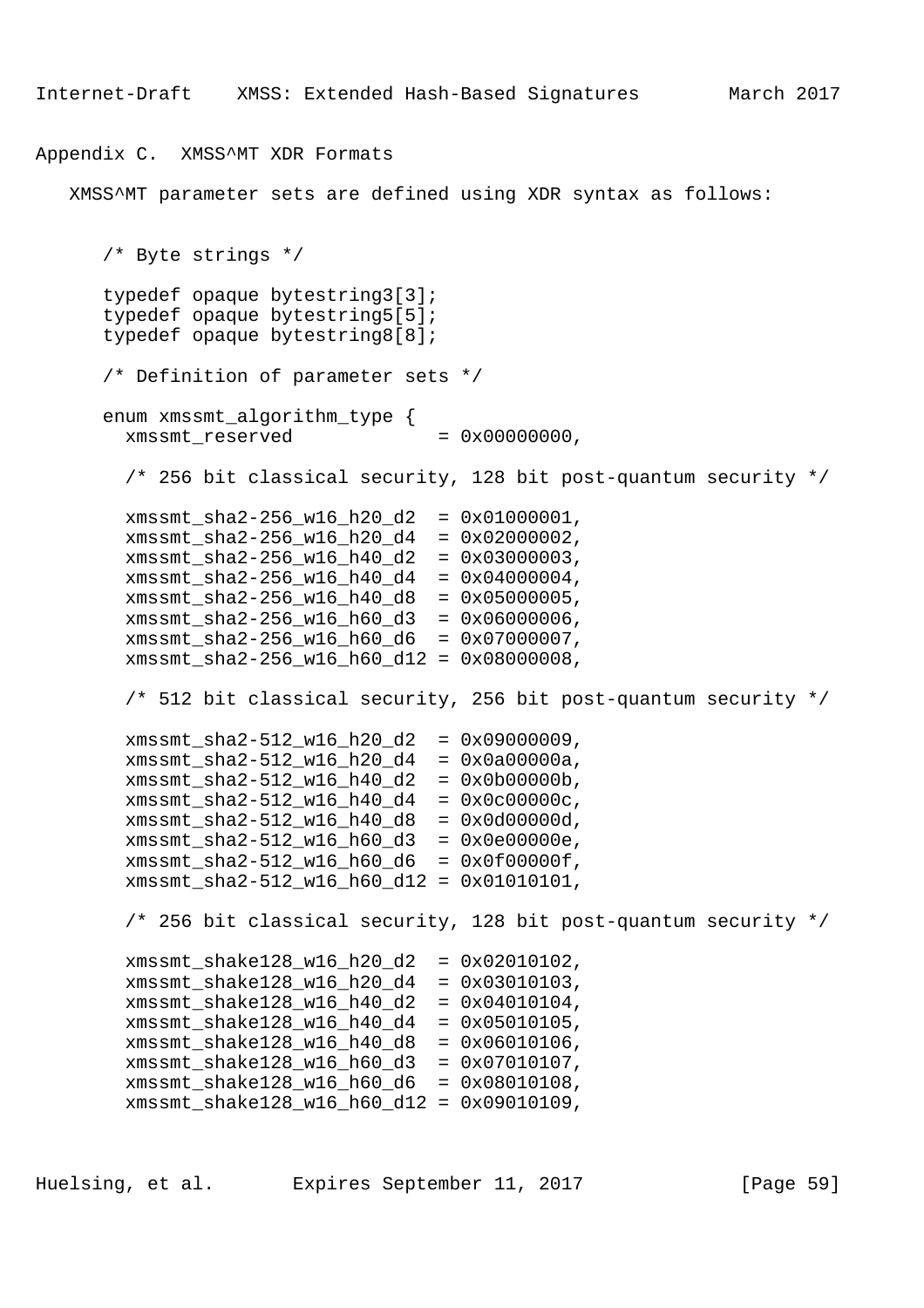## Appendix C. XMSS^MT XDR Formats

XMSS^MT parameter sets are defined using XDR syntax as follows:

```
/* Byte strings */

typedef opaque bytestring3[3];
typedef opaque bytestring5[5];
typedef opaque bytestring8[8];

/* Definition of parameter sets */

enum xmssmt_algorithm_type {
  xmssmt_reserved             = 0x00000000,

  /* 256 bit classical security, 128 bit post-quantum security */

  xmssmt_sha2-256_w16_h20_d2  = 0x01000001,
  xmssmt_sha2-256_w16_h20_d4  = 0x02000002,
  xmssmt_sha2-256_w16_h40_d2  = 0x03000003,
  xmssmt_sha2-256_w16_h40_d4  = 0x04000004,
  xmssmt_sha2-256_w16_h40_d8  = 0x05000005,
  xmssmt_sha2-256_w16_h60_d3  = 0x06000006,
  xmssmt_sha2-256_w16_h60_d6  = 0x07000007,
  xmssmt_sha2-256_w16_h60_d12 = 0x08000008,

  /* 512 bit classical security, 256 bit post-quantum security */

  xmssmt_sha2-512_w16_h20_d2  = 0x09000009,
  xmssmt_sha2-512_w16_h20_d4  = 0x0a00000a,
  xmssmt_sha2-512_w16_h40_d2  = 0x0b00000b,
  xmssmt_sha2-512_w16_h40_d4  = 0x0c00000c,
  xmssmt_sha2-512_w16_h40_d8  = 0x0d00000d,
  xmssmt_sha2-512_w16_h60_d3  = 0x0e00000e,
  xmssmt_sha2-512_w16_h60_d6  = 0x0f00000f,
  xmssmt_sha2-512_w16_h60_d12 = 0x01010101,

  /* 256 bit classical security, 128 bit post-quantum security */

  xmssmt_shake128_w16_h20_d2  = 0x02010102,
  xmssmt_shake128_w16_h20_d4  = 0x03010103,
  xmssmt_shake128_w16_h40_d2  = 0x04010104,
  xmssmt_shake128_w16_h40_d4  = 0x05010105,
  xmssmt_shake128_w16_h40_d8  = 0x06010106,
  xmssmt_shake128_w16_h60_d3  = 0x07010107,
  xmssmt_shake128_w16_h60_d6  = 0x08010108,
  xmssmt_shake128_w16_h60_d12 = 0x09010109,
```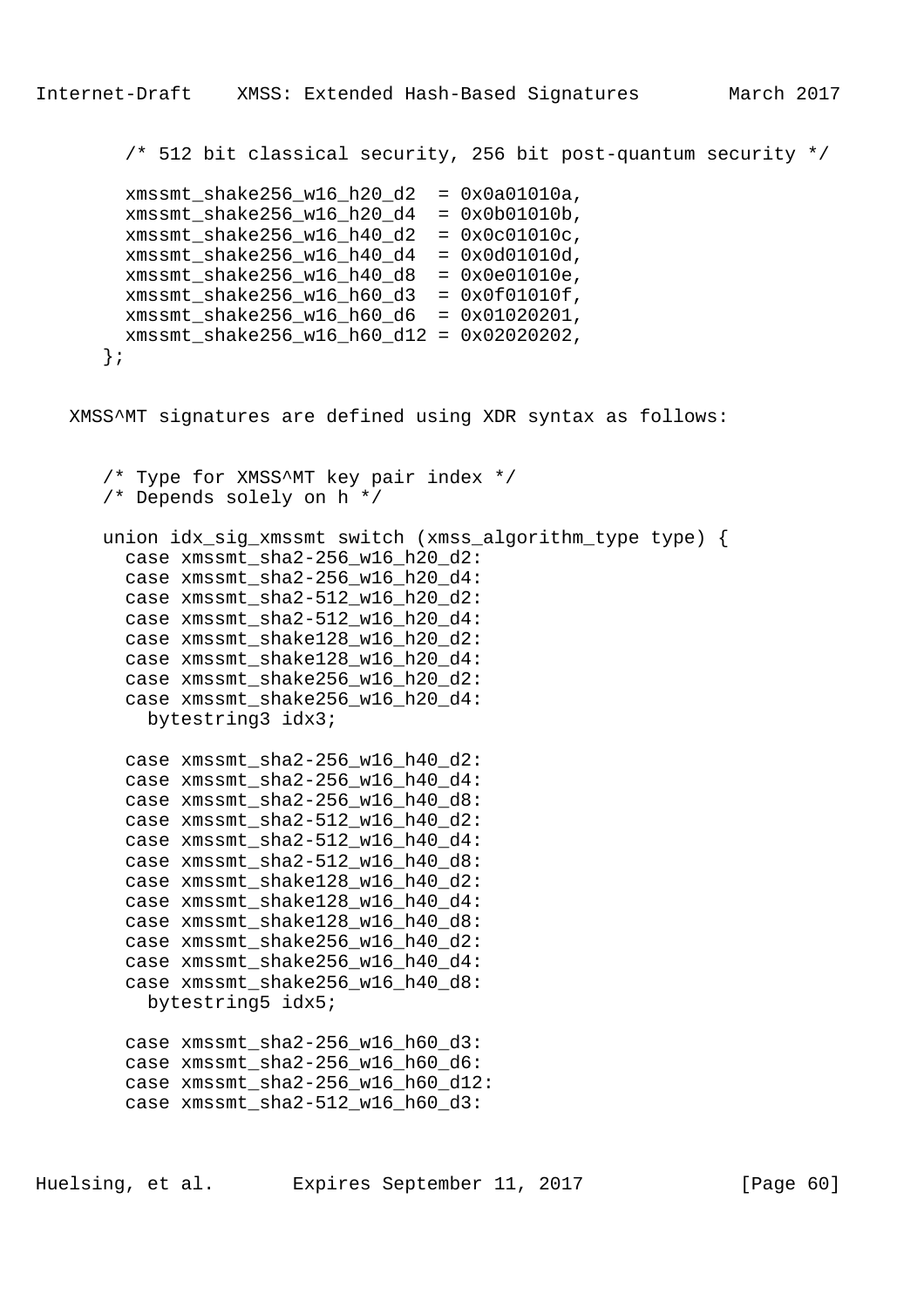```
  /* 512 bit classical security, 256 bit post-quantum security */

  xmssmt_shake256_w16_h20_d2  = 0x0a01010a,
  xmssmt_shake256_w16_h20_d4  = 0x0b01010b,
  xmssmt_shake256_w16_h40_d2  = 0x0c01010c,
  xmssmt_shake256_w16_h40_d4  = 0x0d01010d,
  xmssmt_shake256_w16_h40_d8  = 0x0e01010e,
  xmssmt_shake256_w16_h60_d3  = 0x0f01010f,
  xmssmt_shake256_w16_h60_d6  = 0x01020201,
  xmssmt_shake256_w16_h60_d12 = 0x02020202,
};
```

XMSS^MT signatures are defined using XDR syntax as follows:

```
/* Type for XMSS^MT key pair index */
/* Depends solely on h */

union idx_sig_xmssmt switch (xmss_algorithm_type type) {
  case xmssmt_sha2-256_w16_h20_d2:
  case xmssmt_sha2-256_w16_h20_d4:
  case xmssmt_sha2-512_w16_h20_d2:
  case xmssmt_sha2-512_w16_h20_d4:
  case xmssmt_shake128_w16_h20_d2:
  case xmssmt_shake128_w16_h20_d4:
  case xmssmt_shake256_w16_h20_d2:
  case xmssmt_shake256_w16_h20_d4:
    bytestring3 idx3;

  case xmssmt_sha2-256_w16_h40_d2:
  case xmssmt_sha2-256_w16_h40_d4:
  case xmssmt_sha2-256_w16_h40_d8:
  case xmssmt_sha2-512_w16_h40_d2:
  case xmssmt_sha2-512_w16_h40_d4:
  case xmssmt_sha2-512_w16_h40_d8:
  case xmssmt_shake128_w16_h40_d2:
  case xmssmt_shake128_w16_h40_d4:
  case xmssmt_shake128_w16_h40_d8:
  case xmssmt_shake256_w16_h40_d2:
  case xmssmt_shake256_w16_h40_d4:
  case xmssmt_shake256_w16_h40_d8:
    bytestring5 idx5;

  case xmssmt_sha2-256_w16_h60_d3:
  case xmssmt_sha2-256_w16_h60_d6:
  case xmssmt_sha2-256_w16_h60_d12:
  case xmssmt_sha2-512_w16_h60_d3:
```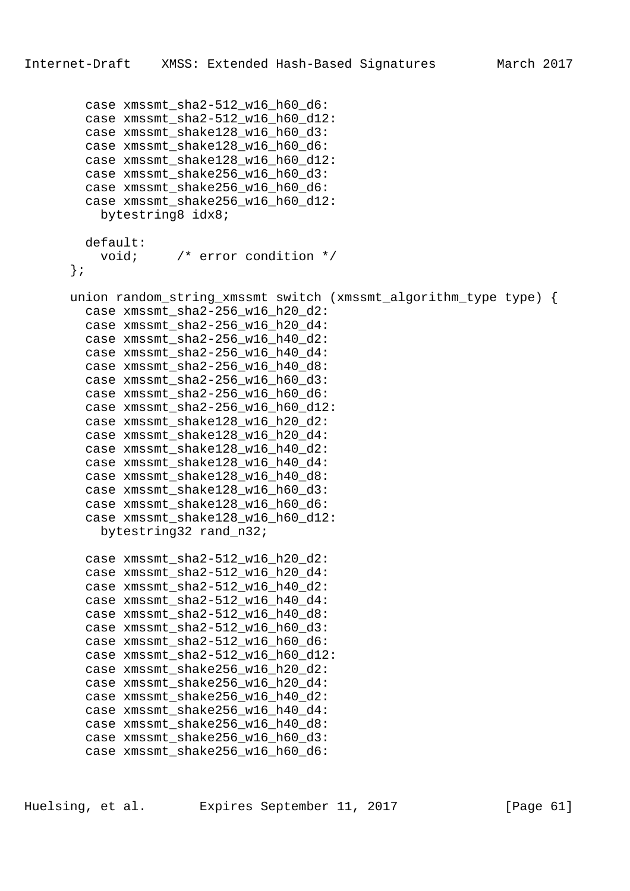```
        case xmssmt_sha2-512_w16_h60_d6:
        case xmssmt_sha2-512_w16_h60_d12:
        case xmssmt_shake128_w16_h60_d3:
        case xmssmt_shake128_w16_h60_d6:
        case xmssmt_shake128_w16_h60_d12:
        case xmssmt_shake256_w16_h60_d3:
        case xmssmt_shake256_w16_h60_d6:
        case xmssmt_shake256_w16_h60_d12:
          bytestring8 idx8;

        default:
          void;     /* error condition */
      };

      union random_string_xmssmt switch (xmssmt_algorithm_type type) {
        case xmssmt_sha2-256_w16_h20_d2:
        case xmssmt_sha2-256_w16_h20_d4:
        case xmssmt_sha2-256_w16_h40_d2:
        case xmssmt_sha2-256_w16_h40_d4:
        case xmssmt_sha2-256_w16_h40_d8:
        case xmssmt_sha2-256_w16_h60_d3:
        case xmssmt_sha2-256_w16_h60_d6:
        case xmssmt_sha2-256_w16_h60_d12:
        case xmssmt_shake128_w16_h20_d2:
        case xmssmt_shake128_w16_h20_d4:
        case xmssmt_shake128_w16_h40_d2:
        case xmssmt_shake128_w16_h40_d4:
        case xmssmt_shake128_w16_h40_d8:
        case xmssmt_shake128_w16_h60_d3:
        case xmssmt_shake128_w16_h60_d6:
        case xmssmt_shake128_w16_h60_d12:
          bytestring32 rand_n32;

        case xmssmt_sha2-512_w16_h20_d2:
        case xmssmt_sha2-512_w16_h20_d4:
        case xmssmt_sha2-512_w16_h40_d2:
        case xmssmt_sha2-512_w16_h40_d4:
        case xmssmt_sha2-512_w16_h40_d8:
        case xmssmt_sha2-512_w16_h60_d3:
        case xmssmt_sha2-512_w16_h60_d6:
        case xmssmt_sha2-512_w16_h60_d12:
        case xmssmt_shake256_w16_h20_d2:
        case xmssmt_shake256_w16_h20_d4:
        case xmssmt_shake256_w16_h40_d2:
        case xmssmt_shake256_w16_h40_d4:
        case xmssmt_shake256_w16_h40_d8:
        case xmssmt_shake256_w16_h60_d3:
        case xmssmt_shake256_w16_h60_d6:
```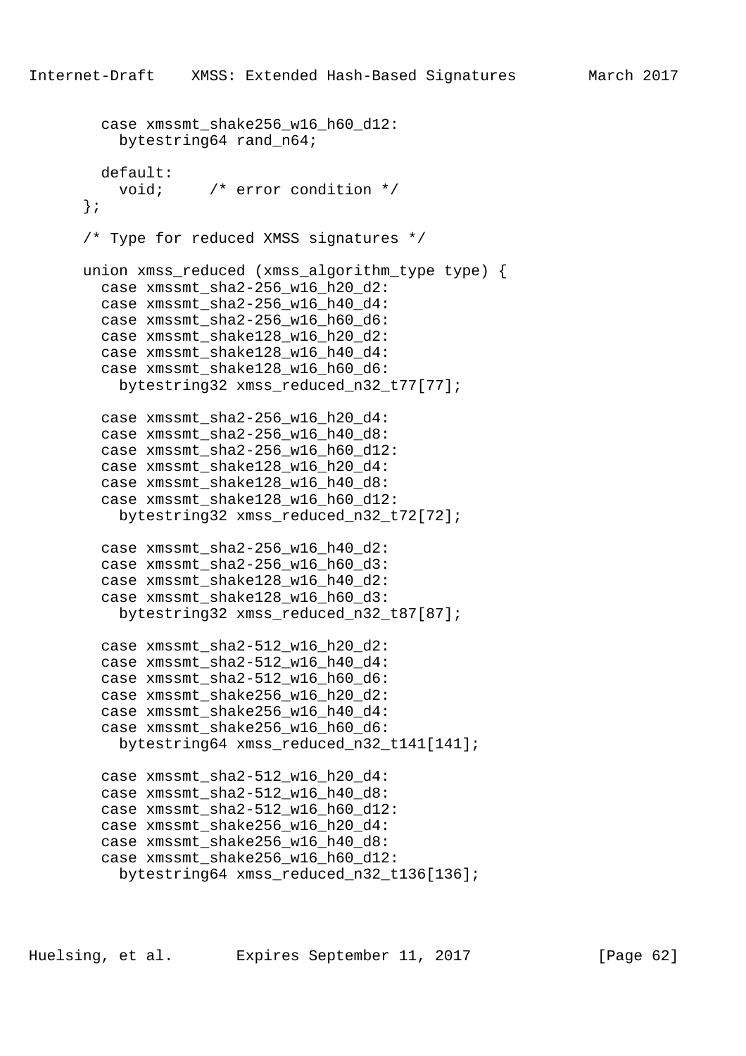```
        case xmssmt_shake256_w16_h60_d12:
          bytestring64 rand_n64;

        default:
          void;     /* error condition */
      };

      /* Type for reduced XMSS signatures */

      union xmss_reduced (xmss_algorithm_type type) {
        case xmssmt_sha2-256_w16_h20_d2:
        case xmssmt_sha2-256_w16_h40_d4:
        case xmssmt_sha2-256_w16_h60_d6:
        case xmssmt_shake128_w16_h20_d2:
        case xmssmt_shake128_w16_h40_d4:
        case xmssmt_shake128_w16_h60_d6:
          bytestring32 xmss_reduced_n32_t77[77];

        case xmssmt_sha2-256_w16_h20_d4:
        case xmssmt_sha2-256_w16_h40_d8:
        case xmssmt_sha2-256_w16_h60_d12:
        case xmssmt_shake128_w16_h20_d4:
        case xmssmt_shake128_w16_h40_d8:
        case xmssmt_shake128_w16_h60_d12:
          bytestring32 xmss_reduced_n32_t72[72];

        case xmssmt_sha2-256_w16_h40_d2:
        case xmssmt_sha2-256_w16_h60_d3:
        case xmssmt_shake128_w16_h40_d2:
        case xmssmt_shake128_w16_h60_d3:
          bytestring32 xmss_reduced_n32_t87[87];

        case xmssmt_sha2-512_w16_h20_d2:
        case xmssmt_sha2-512_w16_h40_d4:
        case xmssmt_sha2-512_w16_h60_d6:
        case xmssmt_shake256_w16_h20_d2:
        case xmssmt_shake256_w16_h40_d4:
        case xmssmt_shake256_w16_h60_d6:
          bytestring64 xmss_reduced_n32_t141[141];

        case xmssmt_sha2-512_w16_h20_d4:
        case xmssmt_sha2-512_w16_h40_d8:
        case xmssmt_sha2-512_w16_h60_d12:
        case xmssmt_shake256_w16_h20_d4:
        case xmssmt_shake256_w16_h40_d8:
        case xmssmt_shake256_w16_h60_d12:
          bytestring64 xmss_reduced_n32_t136[136];
```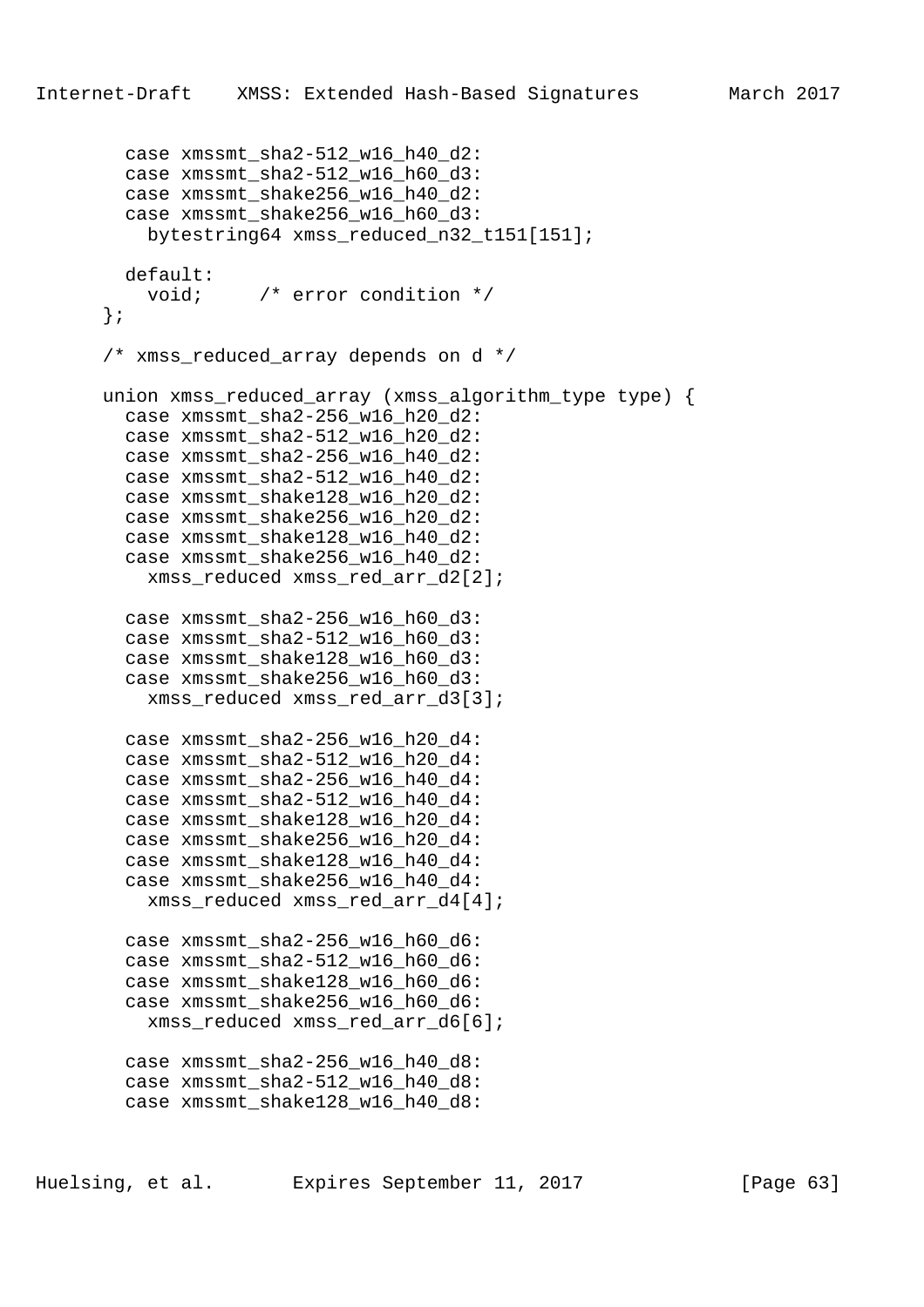```
        case xmssmt_sha2-512_w16_h40_d2:
        case xmssmt_sha2-512_w16_h60_d3:
        case xmssmt_shake256_w16_h40_d2:
        case xmssmt_shake256_w16_h60_d3:
          bytestring64 xmss_reduced_n32_t151[151];

        default:
          void;     /* error condition */
      };

      /* xmss_reduced_array depends on d */

      union xmss_reduced_array (xmss_algorithm_type type) {
        case xmssmt_sha2-256_w16_h20_d2:
        case xmssmt_sha2-512_w16_h20_d2:
        case xmssmt_sha2-256_w16_h40_d2:
        case xmssmt_sha2-512_w16_h40_d2:
        case xmssmt_shake128_w16_h20_d2:
        case xmssmt_shake256_w16_h20_d2:
        case xmssmt_shake128_w16_h40_d2:
        case xmssmt_shake256_w16_h40_d2:
          xmss_reduced xmss_red_arr_d2[2];

        case xmssmt_sha2-256_w16_h60_d3:
        case xmssmt_sha2-512_w16_h60_d3:
        case xmssmt_shake128_w16_h60_d3:
        case xmssmt_shake256_w16_h60_d3:
          xmss_reduced xmss_red_arr_d3[3];

        case xmssmt_sha2-256_w16_h20_d4:
        case xmssmt_sha2-512_w16_h20_d4:
        case xmssmt_sha2-256_w16_h40_d4:
        case xmssmt_sha2-512_w16_h40_d4:
        case xmssmt_shake128_w16_h20_d4:
        case xmssmt_shake256_w16_h20_d4:
        case xmssmt_shake128_w16_h40_d4:
        case xmssmt_shake256_w16_h40_d4:
          xmss_reduced xmss_red_arr_d4[4];

        case xmssmt_sha2-256_w16_h60_d6:
        case xmssmt_sha2-512_w16_h60_d6:
        case xmssmt_shake128_w16_h60_d6:
        case xmssmt_shake256_w16_h60_d6:
          xmss_reduced xmss_red_arr_d6[6];

        case xmssmt_sha2-256_w16_h40_d8:
        case xmssmt_sha2-512_w16_h40_d8:
        case xmssmt_shake128_w16_h40_d8:
```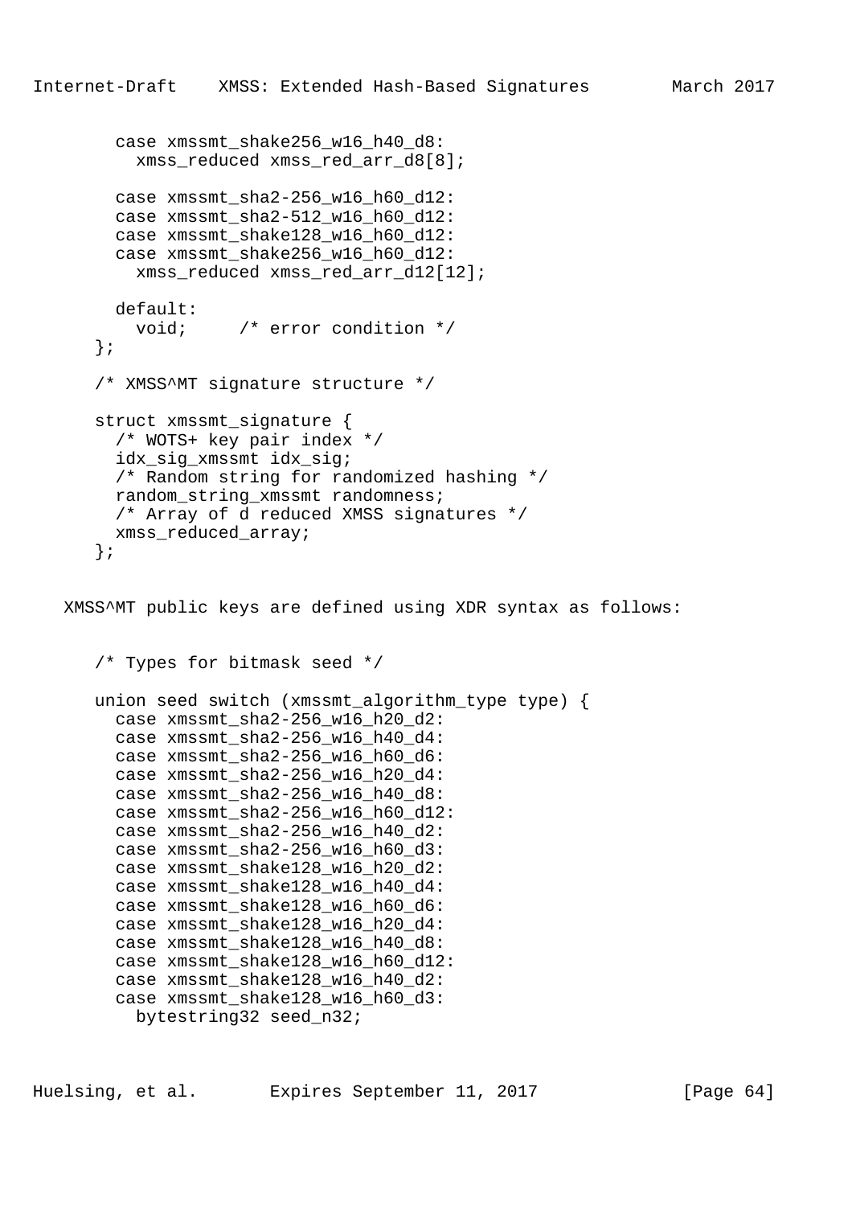```
        case xmssmt_shake256_w16_h40_d8:
          xmss_reduced xmss_red_arr_d8[8];

        case xmssmt_sha2-256_w16_h60_d12:
        case xmssmt_sha2-512_w16_h60_d12:
        case xmssmt_shake128_w16_h60_d12:
        case xmssmt_shake256_w16_h60_d12:
          xmss_reduced xmss_red_arr_d12[12];

        default:
          void;     /* error condition */
      };

      /* XMSS^MT signature structure */

      struct xmssmt_signature {
        /* WOTS+ key pair index */
        idx_sig_xmssmt idx_sig;
        /* Random string for randomized hashing */
        random_string_xmssmt randomness;
        /* Array of d reduced XMSS signatures */
        xmss_reduced_array;
      };
```

XMSS^MT public keys are defined using XDR syntax as follows:

```
      /* Types for bitmask seed */

      union seed switch (xmssmt_algorithm_type type) {
        case xmssmt_sha2-256_w16_h20_d2:
        case xmssmt_sha2-256_w16_h40_d4:
        case xmssmt_sha2-256_w16_h60_d6:
        case xmssmt_sha2-256_w16_h20_d4:
        case xmssmt_sha2-256_w16_h40_d8:
        case xmssmt_sha2-256_w16_h60_d12:
        case xmssmt_sha2-256_w16_h40_d2:
        case xmssmt_sha2-256_w16_h60_d3:
        case xmssmt_shake128_w16_h20_d2:
        case xmssmt_shake128_w16_h40_d4:
        case xmssmt_shake128_w16_h60_d6:
        case xmssmt_shake128_w16_h20_d4:
        case xmssmt_shake128_w16_h40_d8:
        case xmssmt_shake128_w16_h60_d12:
        case xmssmt_shake128_w16_h40_d2:
        case xmssmt_shake128_w16_h60_d3:
          bytestring32 seed_n32;
```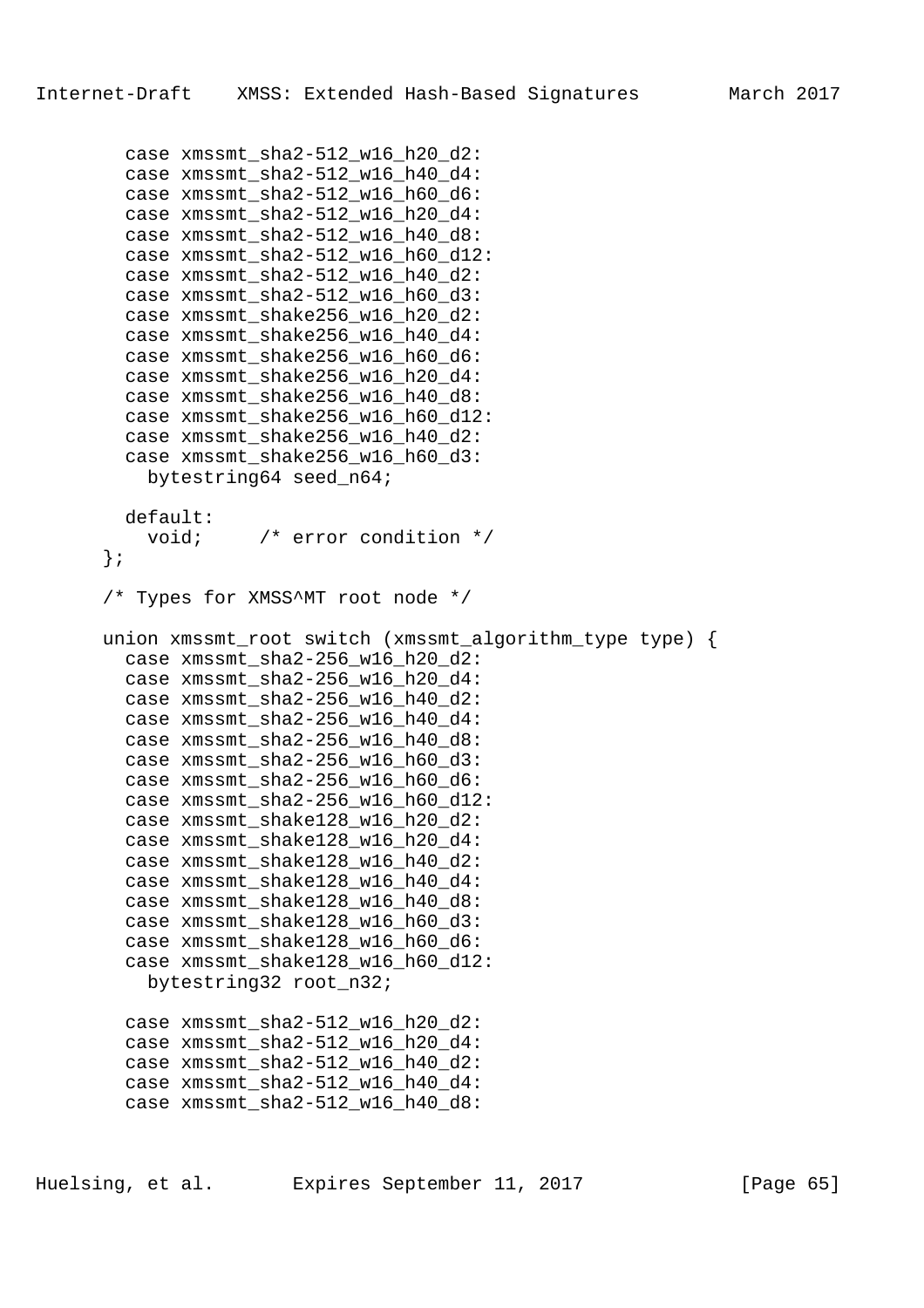```
      case xmssmt_sha2-512_w16_h20_d2:
      case xmssmt_sha2-512_w16_h40_d4:
      case xmssmt_sha2-512_w16_h60_d6:
      case xmssmt_sha2-512_w16_h20_d4:
      case xmssmt_sha2-512_w16_h40_d8:
      case xmssmt_sha2-512_w16_h60_d12:
      case xmssmt_sha2-512_w16_h40_d2:
      case xmssmt_sha2-512_w16_h60_d3:
      case xmssmt_shake256_w16_h20_d2:
      case xmssmt_shake256_w16_h40_d4:
      case xmssmt_shake256_w16_h60_d6:
      case xmssmt_shake256_w16_h20_d4:
      case xmssmt_shake256_w16_h40_d8:
      case xmssmt_shake256_w16_h60_d12:
      case xmssmt_shake256_w16_h40_d2:
      case xmssmt_shake256_w16_h60_d3:
        bytestring64 seed_n64;

      default:
        void;     /* error condition */
    };

    /* Types for XMSS^MT root node */

    union xmssmt_root switch (xmssmt_algorithm_type type) {
      case xmssmt_sha2-256_w16_h20_d2:
      case xmssmt_sha2-256_w16_h20_d4:
      case xmssmt_sha2-256_w16_h40_d2:
      case xmssmt_sha2-256_w16_h40_d4:
      case xmssmt_sha2-256_w16_h40_d8:
      case xmssmt_sha2-256_w16_h60_d3:
      case xmssmt_sha2-256_w16_h60_d6:
      case xmssmt_sha2-256_w16_h60_d12:
      case xmssmt_shake128_w16_h20_d2:
      case xmssmt_shake128_w16_h20_d4:
      case xmssmt_shake128_w16_h40_d2:
      case xmssmt_shake128_w16_h40_d4:
      case xmssmt_shake128_w16_h40_d8:
      case xmssmt_shake128_w16_h60_d3:
      case xmssmt_shake128_w16_h60_d6:
      case xmssmt_shake128_w16_h60_d12:
        bytestring32 root_n32;

      case xmssmt_sha2-512_w16_h20_d2:
      case xmssmt_sha2-512_w16_h20_d4:
      case xmssmt_sha2-512_w16_h40_d2:
      case xmssmt_sha2-512_w16_h40_d4:
      case xmssmt_sha2-512_w16_h40_d8:
```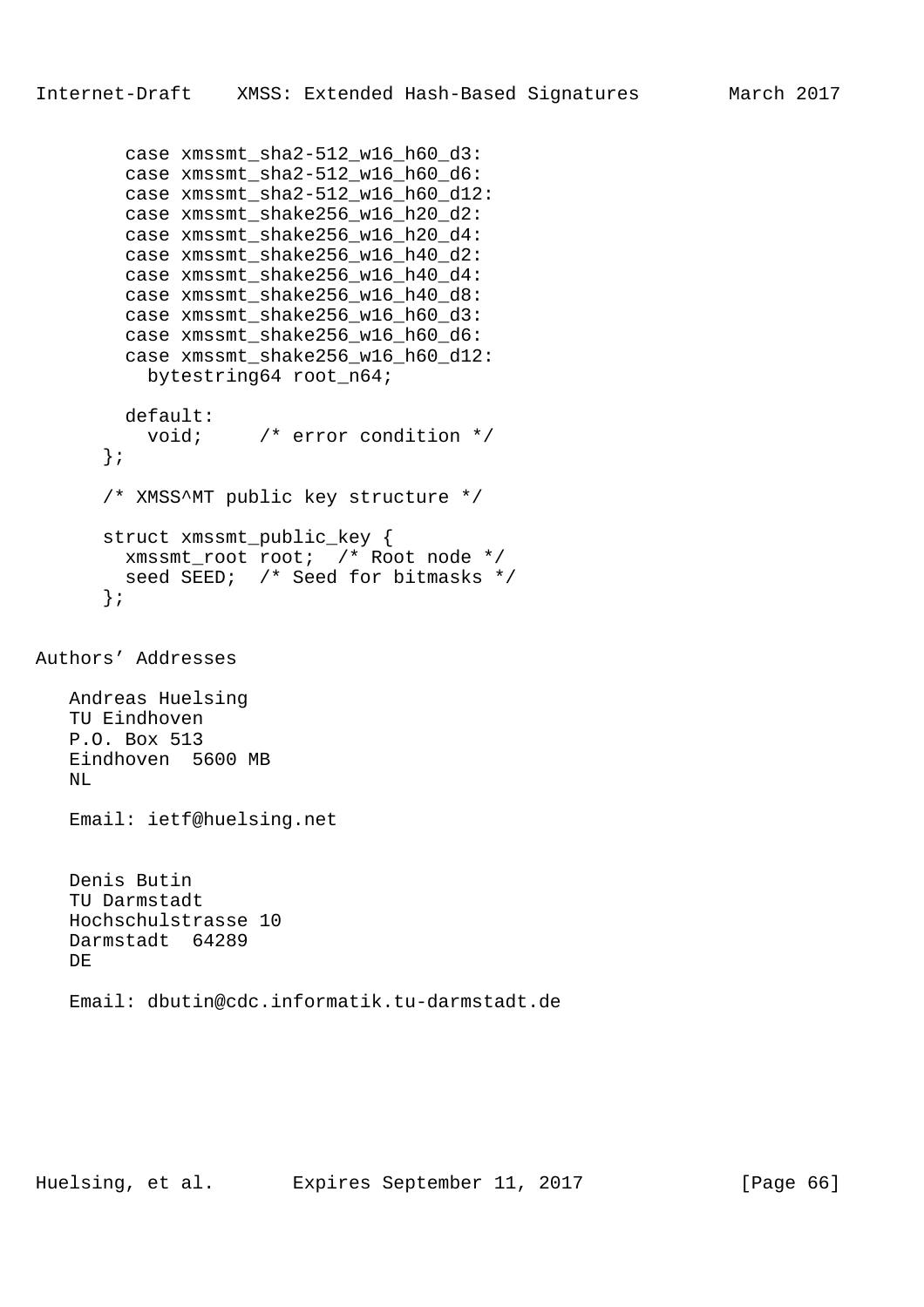```
        case xmssmt_sha2-512_w16_h60_d3:
        case xmssmt_sha2-512_w16_h60_d6:
        case xmssmt_sha2-512_w16_h60_d12:
        case xmssmt_shake256_w16_h20_d2:
        case xmssmt_shake256_w16_h20_d4:
        case xmssmt_shake256_w16_h40_d2:
        case xmssmt_shake256_w16_h40_d4:
        case xmssmt_shake256_w16_h40_d8:
        case xmssmt_shake256_w16_h60_d3:
        case xmssmt_shake256_w16_h60_d6:
        case xmssmt_shake256_w16_h60_d12:
          bytestring64 root_n64;

        default:
          void;     /* error condition */
      };

      /* XMSS^MT public key structure */

      struct xmssmt_public_key {
        xmssmt_root root;  /* Root node */
        seed SEED;  /* Seed for bitmasks */
      };
```

## Authors' Addresses

Andreas Huelsing
TU Eindhoven
P.O. Box 513
Eindhoven  5600 MB
NL

Email: ietf@huelsing.net

Denis Butin
TU Darmstadt
Hochschulstrasse 10
Darmstadt  64289
DE

Email: dbutin@cdc.informatik.tu-darmstadt.de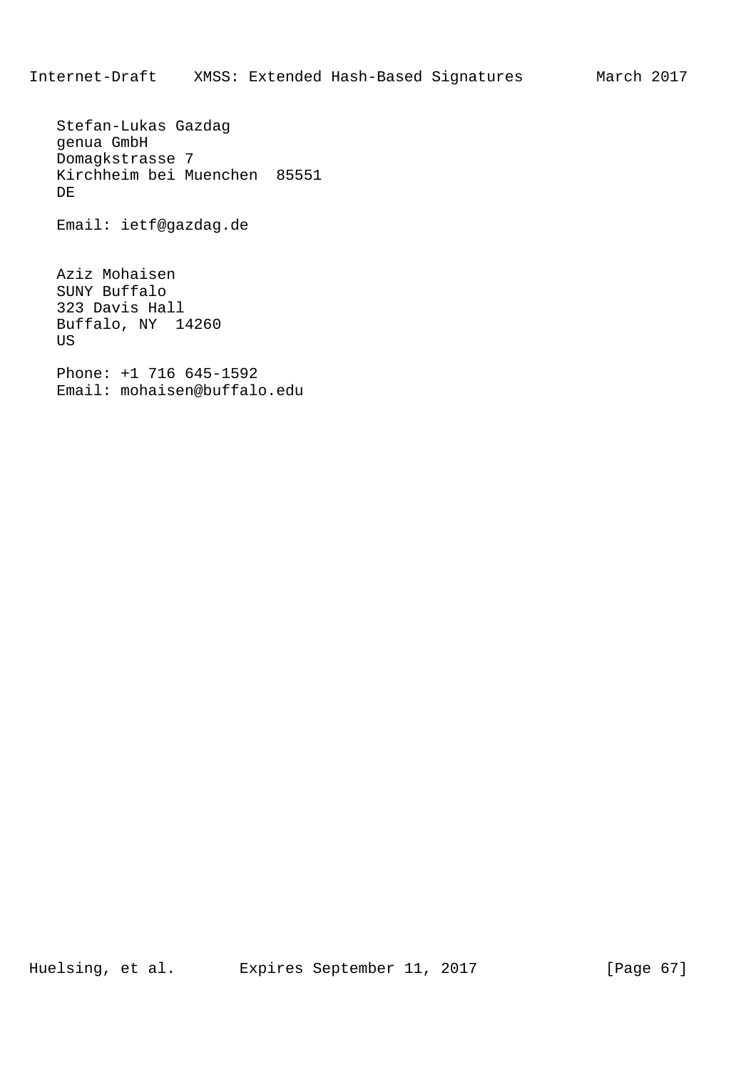Stefan-Lukas Gazdag
genua GmbH
Domagkstrasse 7
Kirchheim bei Muenchen  85551
DE

Email: ietf@gazdag.de

Aziz Mohaisen
SUNY Buffalo
323 Davis Hall
Buffalo, NY  14260
US

Phone: +1 716 645-1592
Email: mohaisen@buffalo.edu